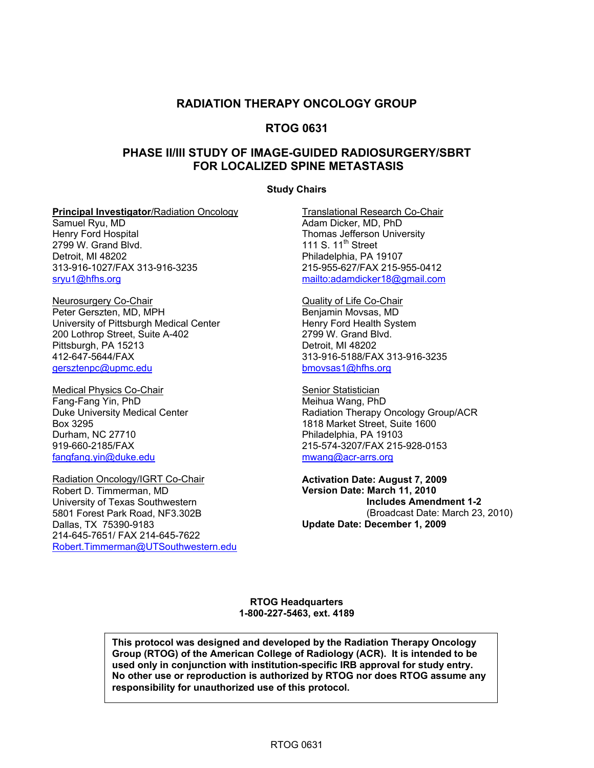# RADIATION THERAPY ONCOLOGY GROUP

# RTOG 0631

## PHASE II/III STUDY OF IMAGE-GUIDED RADIOSURGERY/SBRT FOR LOCALIZED SPINE METASTASIS

### Study Chairs

**Principal Investigator**/Radiation Oncology
Samuel Ryu, MD
Henry Ford Hospital
2799 W. Grand Blvd.
Detroit, MI 48202
313-916-1027/FAX 313-916-3235
sryu1@hfhs.org

Neurosurgery Co-Chair
Peter Gerszten, MD, MPH
University of Pittsburgh Medical Center
200 Lothrop Street, Suite A-402
Pittsburgh, PA 15213
412-647-5644/FAX
gersztenpc@upmc.edu

Medical Physics Co-Chair
Fang-Fang Yin, PhD
Duke University Medical Center
Box 3295
Durham, NC 27710
919-660-2185/FAX
fangfang.yin@duke.edu

Radiation Oncology/IGRT Co-Chair
Robert D. Timmerman, MD
University of Texas Southwestern
5801 Forest Park Road, NF3.302B
Dallas, TX 75390-9183
214-645-7651/ FAX 214-645-7622
Robert.Timmerman@UTSouthwestern.edu

Translational Research Co-Chair
Adam Dicker, MD, PhD
Thomas Jefferson University
111 S. 11th Street
Philadelphia, PA 19107
215-955-627/FAX 215-955-0412
mailto:adamdicker18@gmail.com

Quality of Life Co-Chair
Benjamin Movsas, MD
Henry Ford Health System
2799 W. Grand Blvd.
Detroit, MI 48202
313-916-5188/FAX 313-916-3235
bmovsas1@hfhs.org

Senior Statistician
Meihua Wang, PhD
Radiation Therapy Oncology Group/ACR
1818 Market Street, Suite 1600
Philadelphia, PA 19103
215-574-3207/FAX 215-928-0153
mwang@acr-arrs.org

**Activation Date: August 7, 2009**
**Version Date: March 11, 2010**
**Includes Amendment 1-2**
(Broadcast Date: March 23, 2010)
**Update Date: December 1, 2009**

**RTOG Headquarters**
**1-800-227-5463, ext. 4189**

**This protocol was designed and developed by the Radiation Therapy Oncology Group (RTOG) of the American College of Radiology (ACR). It is intended to be used only in conjunction with institution-specific IRB approval for study entry. No other use or reproduction is authorized by RTOG nor does RTOG assume any responsibility for unauthorized use of this protocol.**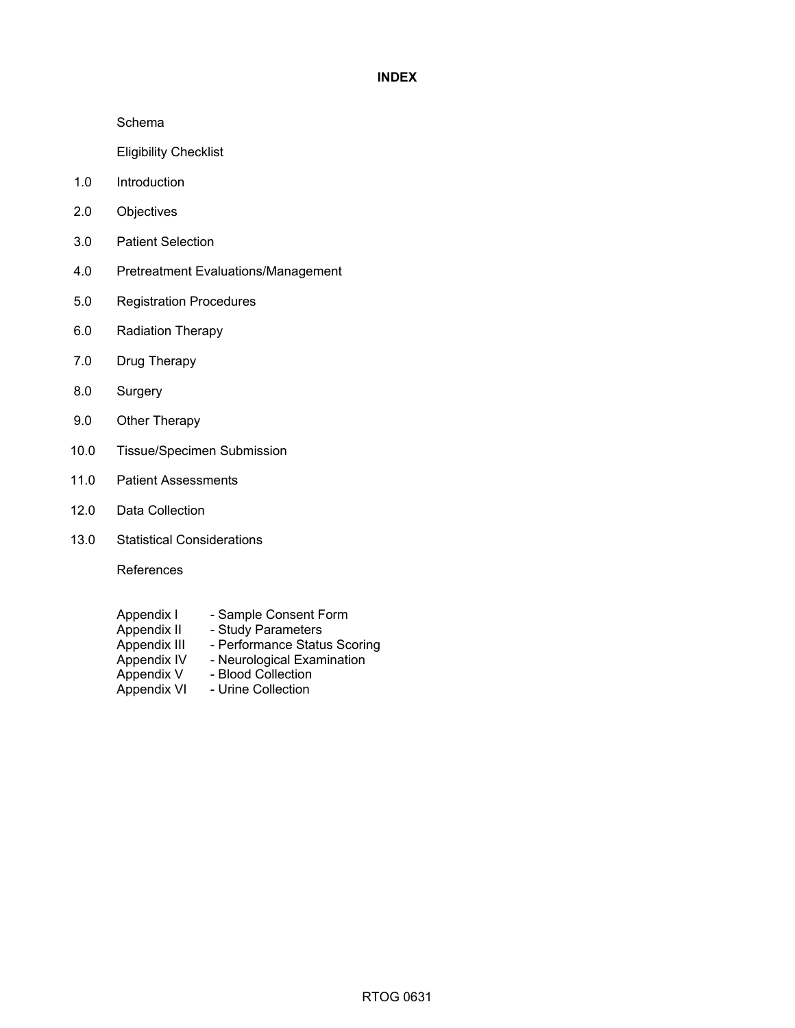# INDEX

Schema

Eligibility Checklist

1.0 Introduction

2.0 Objectives

3.0 Patient Selection

4.0 Pretreatment Evaluations/Management

5.0 Registration Procedures

6.0 Radiation Therapy

7.0 Drug Therapy

8.0 Surgery

9.0 Other Therapy

10.0 Tissue/Specimen Submission

11.0 Patient Assessments

12.0 Data Collection

13.0 Statistical Considerations

References

Appendix I - Sample Consent Form
Appendix II - Study Parameters
Appendix III - Performance Status Scoring
Appendix IV - Neurological Examination
Appendix V - Blood Collection
Appendix VI - Urine Collection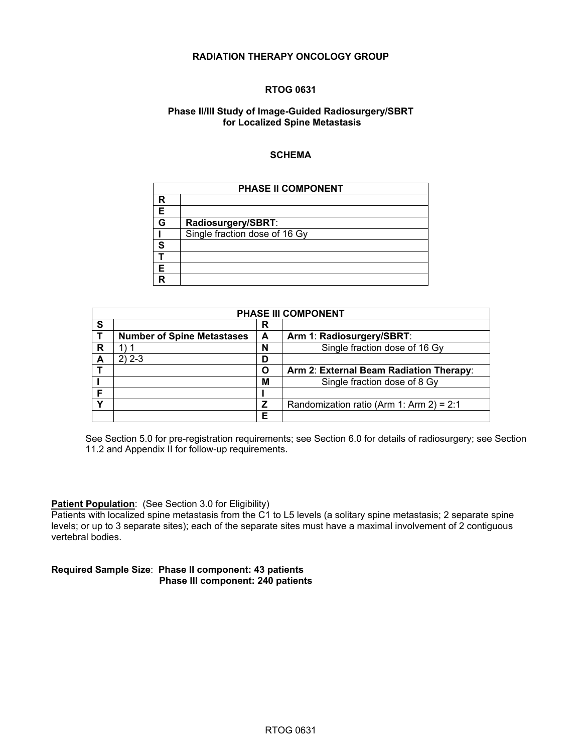**RADIATION THERAPY ONCOLOGY GROUP**

**RTOG 0631**

**Phase II/III Study of Image-Guided Radiosurgery/SBRT for Localized Spine Metastasis**

**SCHEMA**

| PHASE II COMPONENT | |
|---|---|
| R | |
| E | |
| G | **Radiosurgery/SBRT**: |
| I | Single fraction dose of 16 Gy |
| S | |
| T | |
| E | |
| R | |

| PHASE III COMPONENT | | | |
|---|---|---|---|
| S | | R | |
| T | **Number of Spine Metastases** | A | **Arm 1**: **Radiosurgery/SBRT**: |
| R | 1) 1 | N | Single fraction dose of 16 Gy |
| A | 2) 2-3 | D | |
| T | | O | **Arm 2**: **External Beam Radiation Therapy**: |
| I | | M | Single fraction dose of 8 Gy |
| F | | I | |
| Y | | Z | Randomization ratio (Arm 1: Arm 2) = 2:1 |
| | | E | |

See Section 5.0 for pre-registration requirements; see Section 6.0 for details of radiosurgery; see Section 11.2 and Appendix II for follow-up requirements.

**Patient Population**: (See Section 3.0 for Eligibility)
Patients with localized spine metastasis from the C1 to L5 levels (a solitary spine metastasis; 2 separate spine levels; or up to 3 separate sites); each of the separate sites must have a maximal involvement of 2 contiguous vertebral bodies.

**Required Sample Size**: **Phase II component: 43 patients**
**Phase III component: 240 patients**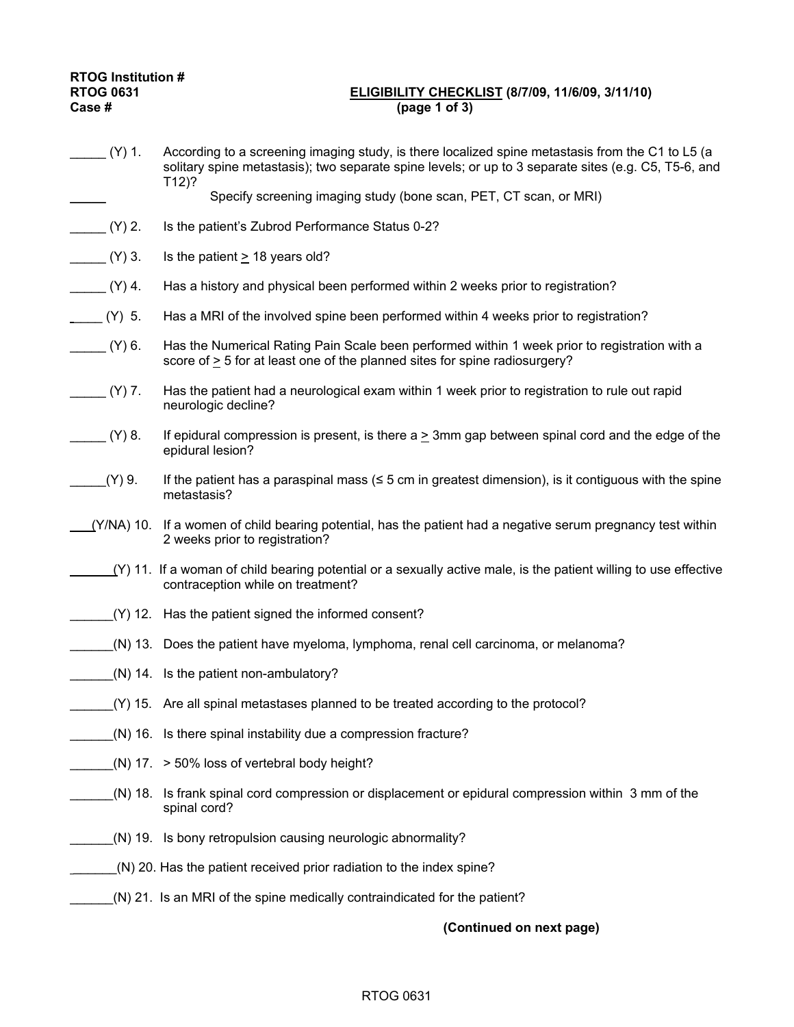**RTOG Institution #**
**RTOG 0631** **ELIGIBILITY CHECKLIST (8/7/09, 11/6/09, 3/11/10)**
**Case #** **(page 1 of 3)**

_____ (Y) 1. According to a screening imaging study, is there localized spine metastasis from the C1 to L5 (a solitary spine metastasis); two separate spine levels; or up to 3 separate sites (e.g. C5, T5-6, and T12)?

_____ Specify screening imaging study (bone scan, PET, CT scan, or MRI)

_____ (Y) 2. Is the patient's Zubrod Performance Status 0-2?

_____ (Y) 3. Is the patient $\geq$ 18 years old?

_____ (Y) 4. Has a history and physical been performed within 2 weeks prior to registration?

_____ (Y) 5. Has a MRI of the involved spine been performed within 4 weeks prior to registration?

_____ (Y) 6. Has the Numerical Rating Pain Scale been performed within 1 week prior to registration with a score of $\geq$ 5 for at least one of the planned sites for spine radiosurgery?

_____ (Y) 7. Has the patient had a neurological exam within 1 week prior to registration to rule out rapid neurologic decline?

_____ (Y) 8. If epidural compression is present, is there a $\geq$ 3mm gap between spinal cord and the edge of the epidural lesion?

_____ (Y) 9. If the patient has a paraspinal mass (≤ 5 cm in greatest dimension), is it contiguous with the spine metastasis?

___ (Y/NA) 10. If a women of child bearing potential, has the patient had a negative serum pregnancy test within 2 weeks prior to registration?

______ (Y) 11. If a woman of child bearing potential or a sexually active male, is the patient willing to use effective contraception while on treatment?

______ (Y) 12. Has the patient signed the informed consent?

______ (N) 13. Does the patient have myeloma, lymphoma, renal cell carcinoma, or melanoma?

______ (N) 14. Is the patient non-ambulatory?

______ (Y) 15. Are all spinal metastases planned to be treated according to the protocol?

______ (N) 16. Is there spinal instability due a compression fracture?

______ (N) 17. > 50% loss of vertebral body height?

______ (N) 18. Is frank spinal cord compression or displacement or epidural compression within 3 mm of the spinal cord?

______ (N) 19. Is bony retropulsion causing neurologic abnormality?

______ (N) 20. Has the patient received prior radiation to the index spine?

______ (N) 21. Is an MRI of the spine medically contraindicated for the patient?

**(Continued on next page)**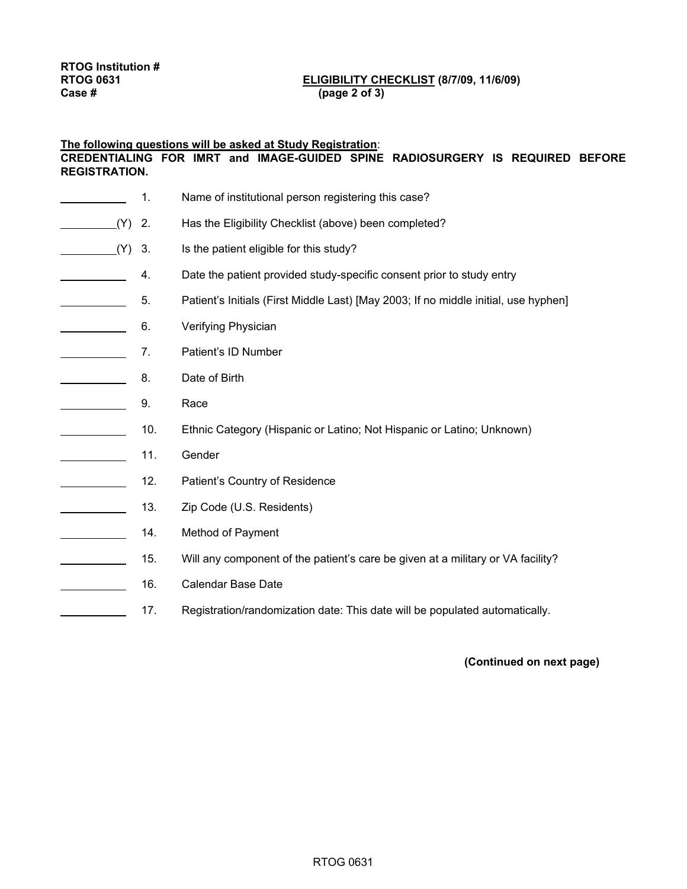RTOG Institution #
RTOG 0631
Case #

**ELIGIBILITY CHECKLIST (8/7/09, 11/6/09)**
**(page 2 of 3)**

**The following questions will be asked at Study Registration**:
**CREDENTIALING FOR IMRT and IMAGE-GUIDED SPINE RADIOSURGERY IS REQUIRED BEFORE REGISTRATION.**

| | | |
|---|---|---|
| ________ | 1. | Name of institutional person registering this case? |
| ________(Y) | 2. | Has the Eligibility Checklist (above) been completed? |
| ________(Y) | 3. | Is the patient eligible for this study? |
| ________ | 4. | Date the patient provided study-specific consent prior to study entry |
| ________ | 5. | Patient's Initials (First Middle Last) [May 2003; If no middle initial, use hyphen] |
| ________ | 6. | Verifying Physician |
| ________ | 7. | Patient's ID Number |
| ________ | 8. | Date of Birth |
| ________ | 9. | Race |
| ________ | 10. | Ethnic Category (Hispanic or Latino; Not Hispanic or Latino; Unknown) |
| ________ | 11. | Gender |
| ________ | 12. | Patient's Country of Residence |
| ________ | 13. | Zip Code (U.S. Residents) |
| ________ | 14. | Method of Payment |
| ________ | 15. | Will any component of the patient's care be given at a military or VA facility? |
| ________ | 16. | Calendar Base Date |
| ________ | 17. | Registration/randomization date: This date will be populated automatically. |

**(Continued on next page)**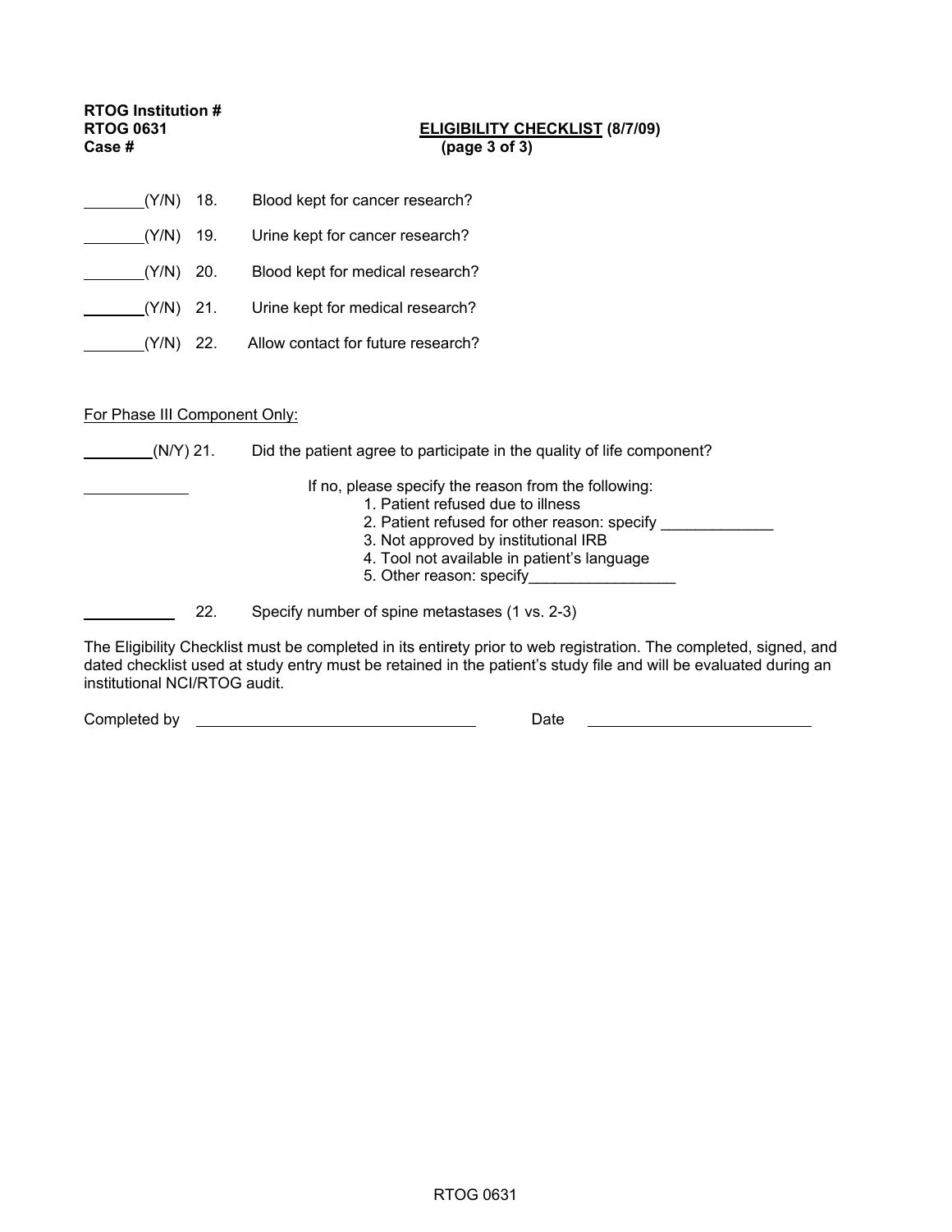**RTOG Institution #**
**RTOG 0631**
**Case #**

**<u>ELIGIBILITY CHECKLIST</u> (8/7/09)**
**(page 3 of 3)**

_______(Y/N) 18. Blood kept for cancer research?

_______(Y/N) 19. Urine kept for cancer research?

_______(Y/N) 20. Blood kept for medical research?

_______(Y/N) 21. Urine kept for medical research?

_______(Y/N) 22. Allow contact for future research?

<u>For Phase III Component Only:</u>

_______(N/Y) 21. Did the patient agree to participate in the quality of life component?

_______ If no, please specify the reason from the following:

1. Patient refused due to illness
2. Patient refused for other reason: specify _____________
3. Not approved by institutional IRB
4. Tool not available in patient's language
5. Other reason: specify_________________

_______ 22. Specify number of spine metastases (1 vs. 2-3)

The Eligibility Checklist must be completed in its entirety prior to web registration. The completed, signed, and dated checklist used at study entry must be retained in the patient's study file and will be evaluated during an institutional NCI/RTOG audit.

Completed by _______________________________ Date _________________________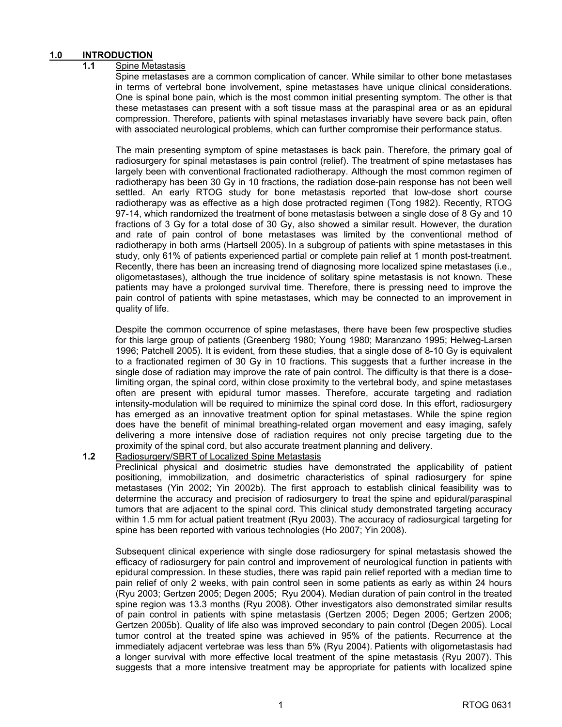# 1.0 INTRODUCTION

## 1.1 Spine Metastasis

Spine metastases are a common complication of cancer. While similar to other bone metastases in terms of vertebral bone involvement, spine metastases have unique clinical considerations. One is spinal bone pain, which is the most common initial presenting symptom. The other is that these metastases can present with a soft tissue mass at the paraspinal area or as an epidural compression. Therefore, patients with spinal metastases invariably have severe back pain, often with associated neurological problems, which can further compromise their performance status.

The main presenting symptom of spine metastases is back pain. Therefore, the primary goal of radiosurgery for spinal metastases is pain control (relief). The treatment of spine metastases has largely been with conventional fractionated radiotherapy. Although the most common regimen of radiotherapy has been 30 Gy in 10 fractions, the radiation dose-pain response has not been well settled. An early RTOG study for bone metastasis reported that low-dose short course radiotherapy was as effective as a high dose protracted regimen (Tong 1982). Recently, RTOG 97-14, which randomized the treatment of bone metastasis between a single dose of 8 Gy and 10 fractions of 3 Gy for a total dose of 30 Gy, also showed a similar result. However, the duration and rate of pain control of bone metastases was limited by the conventional method of radiotherapy in both arms (Hartsell 2005). In a subgroup of patients with spine metastases in this study, only 61% of patients experienced partial or complete pain relief at 1 month post-treatment. Recently, there has been an increasing trend of diagnosing more localized spine metastases (i.e., oligometastases), although the true incidence of solitary spine metastasis is not known. These patients may have a prolonged survival time. Therefore, there is pressing need to improve the pain control of patients with spine metastases, which may be connected to an improvement in quality of life.

Despite the common occurrence of spine metastases, there have been few prospective studies for this large group of patients (Greenberg 1980; Young 1980; Maranzano 1995; Helweg-Larsen 1996; Patchell 2005). It is evident, from these studies, that a single dose of 8-10 Gy is equivalent to a fractionated regimen of 30 Gy in 10 fractions. This suggests that a further increase in the single dose of radiation may improve the rate of pain control. The difficulty is that there is a dose-limiting organ, the spinal cord, within close proximity to the vertebral body, and spine metastases often are present with epidural tumor masses. Therefore, accurate targeting and radiation intensity-modulation will be required to minimize the spinal cord dose. In this effort, radiosurgery has emerged as an innovative treatment option for spinal metastases. While the spine region does have the benefit of minimal breathing-related organ movement and easy imaging, safely delivering a more intensive dose of radiation requires not only precise targeting due to the proximity of the spinal cord, but also accurate treatment planning and delivery.

## 1.2 Radiosurgery/SBRT of Localized Spine Metastasis

Preclinical physical and dosimetric studies have demonstrated the applicability of patient positioning, immobilization, and dosimetric characteristics of spinal radiosurgery for spine metastases (Yin 2002; Yin 2002b). The first approach to establish clinical feasibility was to determine the accuracy and precision of radiosurgery to treat the spine and epidural/paraspinal tumors that are adjacent to the spinal cord. This clinical study demonstrated targeting accuracy within 1.5 mm for actual patient treatment (Ryu 2003). The accuracy of radiosurgical targeting for spine has been reported with various technologies (Ho 2007; Yin 2008).

Subsequent clinical experience with single dose radiosurgery for spinal metastasis showed the efficacy of radiosurgery for pain control and improvement of neurological function in patients with epidural compression. In these studies, there was rapid pain relief reported with a median time to pain relief of only 2 weeks, with pain control seen in some patients as early as within 24 hours (Ryu 2003; Gertzen 2005; Degen 2005; Ryu 2004). Median duration of pain control in the treated spine region was 13.3 months (Ryu 2008). Other investigators also demonstrated similar results of pain control in patients with spine metastasis (Gertzen 2005; Degen 2005; Gertzen 2006; Gertzen 2005b). Quality of life also was improved secondary to pain control (Degen 2005). Local tumor control at the treated spine was achieved in 95% of the patients. Recurrence at the immediately adjacent vertebrae was less than 5% (Ryu 2004). Patients with oligometastasis had a longer survival with more effective local treatment of the spine metastasis (Ryu 2007). This suggests that a more intensive treatment may be appropriate for patients with localized spine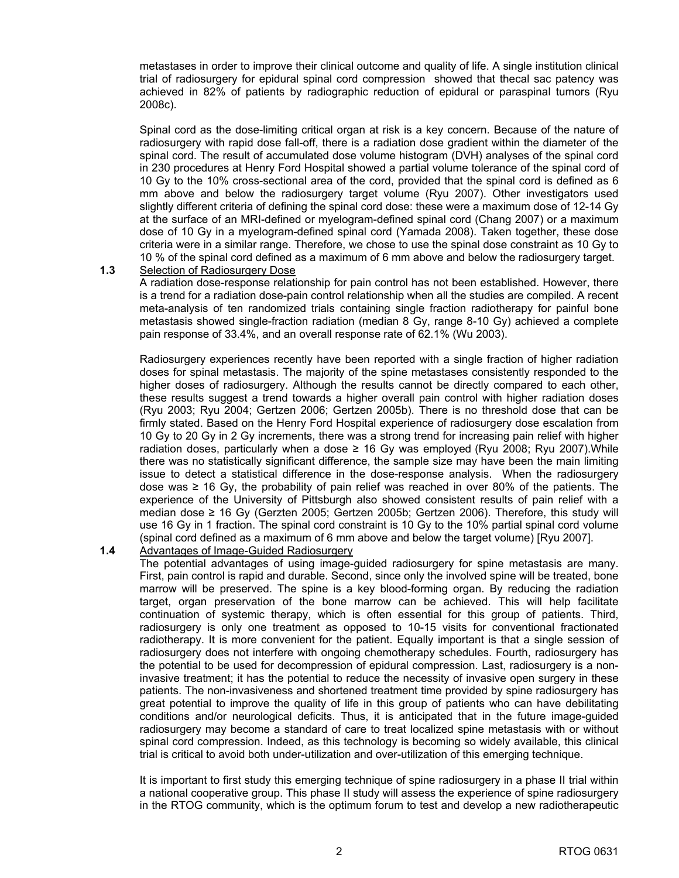metastases in order to improve their clinical outcome and quality of life. A single institution clinical trial of radiosurgery for epidural spinal cord compression showed that thecal sac patency was achieved in 82% of patients by radiographic reduction of epidural or paraspinal tumors (Ryu 2008c).

Spinal cord as the dose-limiting critical organ at risk is a key concern. Because of the nature of radiosurgery with rapid dose fall-off, there is a radiation dose gradient within the diameter of the spinal cord. The result of accumulated dose volume histogram (DVH) analyses of the spinal cord in 230 procedures at Henry Ford Hospital showed a partial volume tolerance of the spinal cord of 10 Gy to the 10% cross-sectional area of the cord, provided that the spinal cord is defined as 6 mm above and below the radiosurgery target volume (Ryu 2007). Other investigators used slightly different criteria of defining the spinal cord dose: these were a maximum dose of 12-14 Gy at the surface of an MRI-defined or myelogram-defined spinal cord (Chang 2007) or a maximum dose of 10 Gy in a myelogram-defined spinal cord (Yamada 2008). Taken together, these dose criteria were in a similar range. Therefore, we chose to use the spinal dose constraint as 10 Gy to 10 % of the spinal cord defined as a maximum of 6 mm above and below the radiosurgery target.

**1.3** Selection of Radiosurgery Dose

A radiation dose-response relationship for pain control has not been established. However, there is a trend for a radiation dose-pain control relationship when all the studies are compiled. A recent meta-analysis of ten randomized trials containing single fraction radiotherapy for painful bone metastasis showed single-fraction radiation (median 8 Gy, range 8-10 Gy) achieved a complete pain response of 33.4%, and an overall response rate of 62.1% (Wu 2003).

Radiosurgery experiences recently have been reported with a single fraction of higher radiation doses for spinal metastasis. The majority of the spine metastases consistently responded to the higher doses of radiosurgery. Although the results cannot be directly compared to each other, these results suggest a trend towards a higher overall pain control with higher radiation doses (Ryu 2003; Ryu 2004; Gertzen 2006; Gertzen 2005b). There is no threshold dose that can be firmly stated. Based on the Henry Ford Hospital experience of radiosurgery dose escalation from 10 Gy to 20 Gy in 2 Gy increments, there was a strong trend for increasing pain relief with higher radiation doses, particularly when a dose ≥ 16 Gy was employed (Ryu 2008; Ryu 2007).While there was no statistically significant difference, the sample size may have been the main limiting issue to detect a statistical difference in the dose-response analysis. When the radiosurgery dose was ≥ 16 Gy, the probability of pain relief was reached in over 80% of the patients. The experience of the University of Pittsburgh also showed consistent results of pain relief with a median dose ≥ 16 Gy (Gerzten 2005; Gertzen 2005b; Gertzen 2006). Therefore, this study will use 16 Gy in 1 fraction. The spinal cord constraint is 10 Gy to the 10% partial spinal cord volume (spinal cord defined as a maximum of 6 mm above and below the target volume) [Ryu 2007].

**1.4** Advantages of Image-Guided Radiosurgery

The potential advantages of using image-guided radiosurgery for spine metastasis are many. First, pain control is rapid and durable. Second, since only the involved spine will be treated, bone marrow will be preserved. The spine is a key blood-forming organ. By reducing the radiation target, organ preservation of the bone marrow can be achieved. This will help facilitate continuation of systemic therapy, which is often essential for this group of patients. Third, radiosurgery is only one treatment as opposed to 10-15 visits for conventional fractionated radiotherapy. It is more convenient for the patient. Equally important is that a single session of radiosurgery does not interfere with ongoing chemotherapy schedules. Fourth, radiosurgery has the potential to be used for decompression of epidural compression. Last, radiosurgery is a non-invasive treatment; it has the potential to reduce the necessity of invasive open surgery in these patients. The non-invasiveness and shortened treatment time provided by spine radiosurgery has great potential to improve the quality of life in this group of patients who can have debilitating conditions and/or neurological deficits. Thus, it is anticipated that in the future image-guided radiosurgery may become a standard of care to treat localized spine metastasis with or without spinal cord compression. Indeed, as this technology is becoming so widely available, this clinical trial is critical to avoid both under-utilization and over-utilization of this emerging technique.

It is important to first study this emerging technique of spine radiosurgery in a phase II trial within a national cooperative group. This phase II study will assess the experience of spine radiosurgery in the RTOG community, which is the optimum forum to test and develop a new radiotherapeutic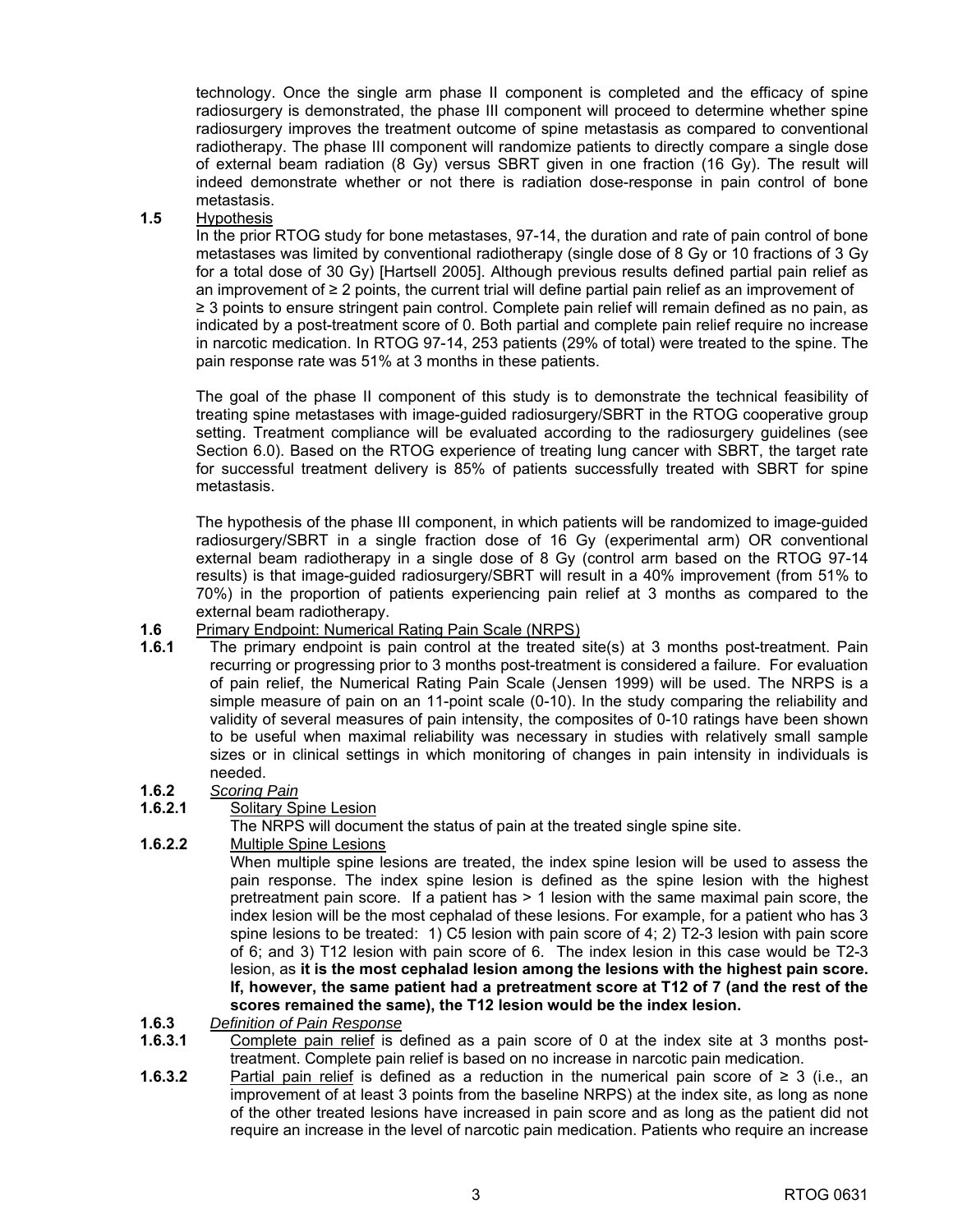technology. Once the single arm phase II component is completed and the efficacy of spine radiosurgery is demonstrated, the phase III component will proceed to determine whether spine radiosurgery improves the treatment outcome of spine metastasis as compared to conventional radiotherapy. The phase III component will randomize patients to directly compare a single dose of external beam radiation (8 Gy) versus SBRT given in one fraction (16 Gy). The result will indeed demonstrate whether or not there is radiation dose-response in pain control of bone metastasis.

**1.5** Hypothesis

In the prior RTOG study for bone metastases, 97-14, the duration and rate of pain control of bone metastases was limited by conventional radiotherapy (single dose of 8 Gy or 10 fractions of 3 Gy for a total dose of 30 Gy) [Hartsell 2005]. Although previous results defined partial pain relief as an improvement of ≥ 2 points, the current trial will define partial pain relief as an improvement of ≥ 3 points to ensure stringent pain control. Complete pain relief will remain defined as no pain, as indicated by a post-treatment score of 0. Both partial and complete pain relief require no increase in narcotic medication. In RTOG 97-14, 253 patients (29% of total) were treated to the spine. The pain response rate was 51% at 3 months in these patients.

The goal of the phase II component of this study is to demonstrate the technical feasibility of treating spine metastases with image-guided radiosurgery/SBRT in the RTOG cooperative group setting. Treatment compliance will be evaluated according to the radiosurgery guidelines (see Section 6.0). Based on the RTOG experience of treating lung cancer with SBRT, the target rate for successful treatment delivery is 85% of patients successfully treated with SBRT for spine metastasis.

The hypothesis of the phase III component, in which patients will be randomized to image-guided radiosurgery/SBRT in a single fraction dose of 16 Gy (experimental arm) OR conventional external beam radiotherapy in a single dose of 8 Gy (control arm based on the RTOG 97-14 results) is that image-guided radiosurgery/SBRT will result in a 40% improvement (from 51% to 70%) in the proportion of patients experiencing pain relief at 3 months as compared to the external beam radiotherapy.

**1.6** Primary Endpoint: Numerical Rating Pain Scale (NRPS)

**1.6.1** The primary endpoint is pain control at the treated site(s) at 3 months post-treatment. Pain recurring or progressing prior to 3 months post-treatment is considered a failure. For evaluation of pain relief, the Numerical Rating Pain Scale (Jensen 1999) will be used. The NRPS is a simple measure of pain on an 11-point scale (0-10). In the study comparing the reliability and validity of several measures of pain intensity, the composites of 0-10 ratings have been shown to be useful when maximal reliability was necessary in studies with relatively small sample sizes or in clinical settings in which monitoring of changes in pain intensity in individuals is needed.

**1.6.2** *Scoring Pain*

**1.6.2.1** Solitary Spine Lesion

The NRPS will document the status of pain at the treated single spine site.

**1.6.2.2** Multiple Spine Lesions

When multiple spine lesions are treated, the index spine lesion will be used to assess the pain response. The index spine lesion is defined as the spine lesion with the highest pretreatment pain score. If a patient has > 1 lesion with the same maximal pain score, the index lesion will be the most cephalad of these lesions. For example, for a patient who has 3 spine lesions to be treated: 1) C5 lesion with pain score of 4; 2) T2-3 lesion with pain score of 6; and 3) T12 lesion with pain score of 6. The index lesion in this case would be T2-3 lesion, as **it is the most cephalad lesion among the lesions with the highest pain score. If, however, the same patient had a pretreatment score at T12 of 7 (and the rest of the scores remained the same), the T12 lesion would be the index lesion.**

**1.6.3** *Definition of Pain Response*

**1.6.3.1** Complete pain relief is defined as a pain score of 0 at the index site at 3 months post-treatment. Complete pain relief is based on no increase in narcotic pain medication.

**1.6.3.2** Partial pain relief is defined as a reduction in the numerical pain score of ≥ 3 (i.e., an improvement of at least 3 points from the baseline NRPS) at the index site, as long as none of the other treated lesions have increased in pain score and as long as the patient did not require an increase in the level of narcotic pain medication. Patients who require an increase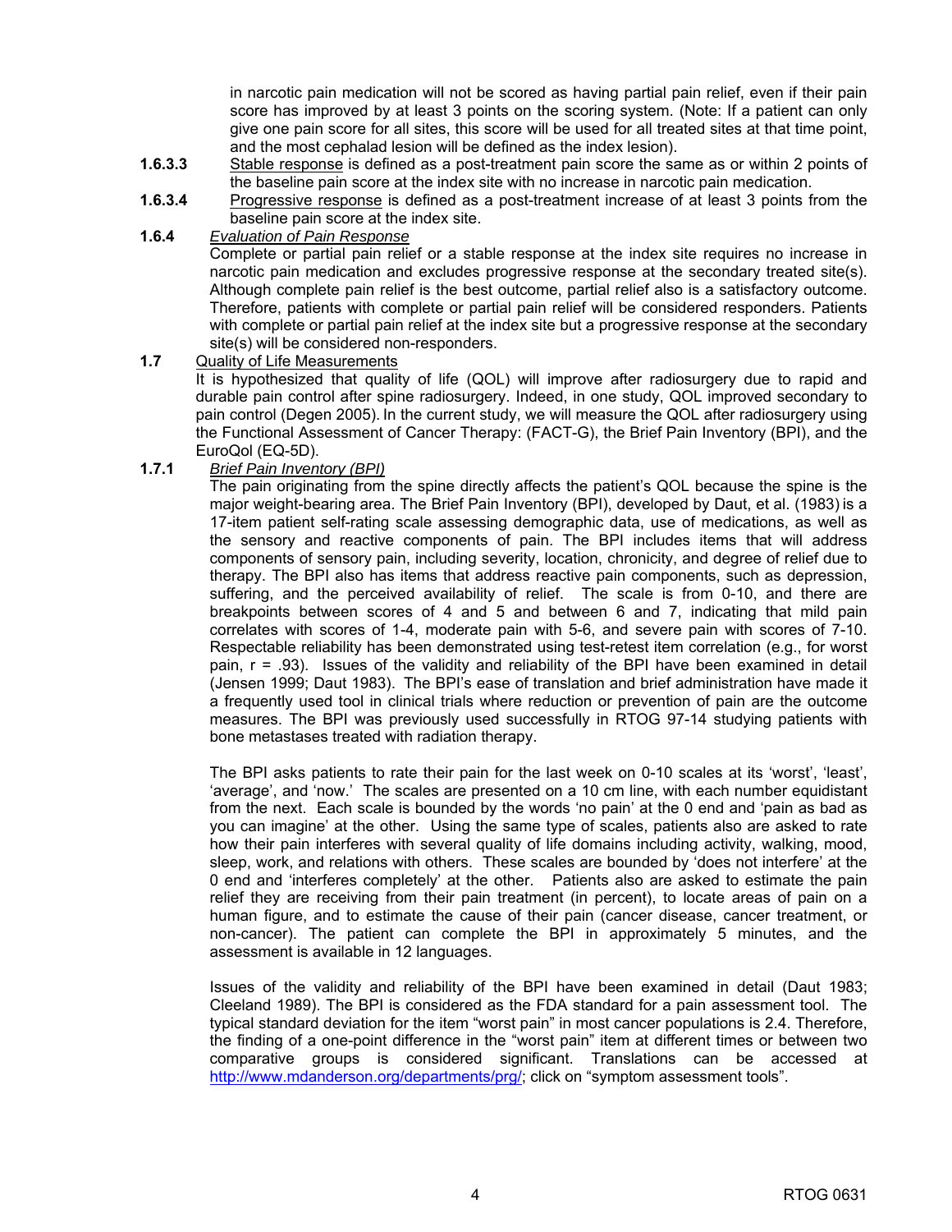in narcotic pain medication will not be scored as having partial pain relief, even if their pain score has improved by at least 3 points on the scoring system. (Note: If a patient can only give one pain score for all sites, this score will be used for all treated sites at that time point, and the most cephalad lesion will be defined as the index lesion).

**1.6.3.3** Stable response is defined as a post-treatment pain score the same as or within 2 points of the baseline pain score at the index site with no increase in narcotic pain medication.

**1.6.3.4** Progressive response is defined as a post-treatment increase of at least 3 points from the baseline pain score at the index site.

**1.6.4** *Evaluation of Pain Response*

Complete or partial pain relief or a stable response at the index site requires no increase in narcotic pain medication and excludes progressive response at the secondary treated site(s). Although complete pain relief is the best outcome, partial relief also is a satisfactory outcome. Therefore, patients with complete or partial pain relief will be considered responders. Patients with complete or partial pain relief at the index site but a progressive response at the secondary site(s) will be considered non-responders.

**1.7** Quality of Life Measurements

It is hypothesized that quality of life (QOL) will improve after radiosurgery due to rapid and durable pain control after spine radiosurgery. Indeed, in one study, QOL improved secondary to pain control (Degen 2005). In the current study, we will measure the QOL after radiosurgery using the Functional Assessment of Cancer Therapy: (FACT-G), the Brief Pain Inventory (BPI), and the EuroQol (EQ-5D).

**1.7.1** *Brief Pain Inventory (BPI)*

The pain originating from the spine directly affects the patient's QOL because the spine is the major weight-bearing area. The Brief Pain Inventory (BPI), developed by Daut, et al. (1983) is a 17-item patient self-rating scale assessing demographic data, use of medications, as well as the sensory and reactive components of pain. The BPI includes items that will address components of sensory pain, including severity, location, chronicity, and degree of relief due to therapy. The BPI also has items that address reactive pain components, such as depression, suffering, and the perceived availability of relief. The scale is from 0-10, and there are breakpoints between scores of 4 and 5 and between 6 and 7, indicating that mild pain correlates with scores of 1-4, moderate pain with 5-6, and severe pain with scores of 7-10. Respectable reliability has been demonstrated using test-retest item correlation (e.g., for worst pain, r = .93). Issues of the validity and reliability of the BPI have been examined in detail (Jensen 1999; Daut 1983). The BPI's ease of translation and brief administration have made it a frequently used tool in clinical trials where reduction or prevention of pain are the outcome measures. The BPI was previously used successfully in RTOG 97-14 studying patients with bone metastases treated with radiation therapy.

The BPI asks patients to rate their pain for the last week on 0-10 scales at its 'worst', 'least', 'average', and 'now.' The scales are presented on a 10 cm line, with each number equidistant from the next. Each scale is bounded by the words 'no pain' at the 0 end and 'pain as bad as you can imagine' at the other. Using the same type of scales, patients also are asked to rate how their pain interferes with several quality of life domains including activity, walking, mood, sleep, work, and relations with others. These scales are bounded by 'does not interfere' at the 0 end and 'interferes completely' at the other. Patients also are asked to estimate the pain relief they are receiving from their pain treatment (in percent), to locate areas of pain on a human figure, and to estimate the cause of their pain (cancer disease, cancer treatment, or non-cancer). The patient can complete the BPI in approximately 5 minutes, and the assessment is available in 12 languages.

Issues of the validity and reliability of the BPI have been examined in detail (Daut 1983; Cleeland 1989). The BPI is considered as the FDA standard for a pain assessment tool. The typical standard deviation for the item "worst pain" in most cancer populations is 2.4. Therefore, the finding of a one-point difference in the "worst pain" item at different times or between two comparative groups is considered significant. Translations can be accessed at http://www.mdanderson.org/departments/prg/; click on "symptom assessment tools".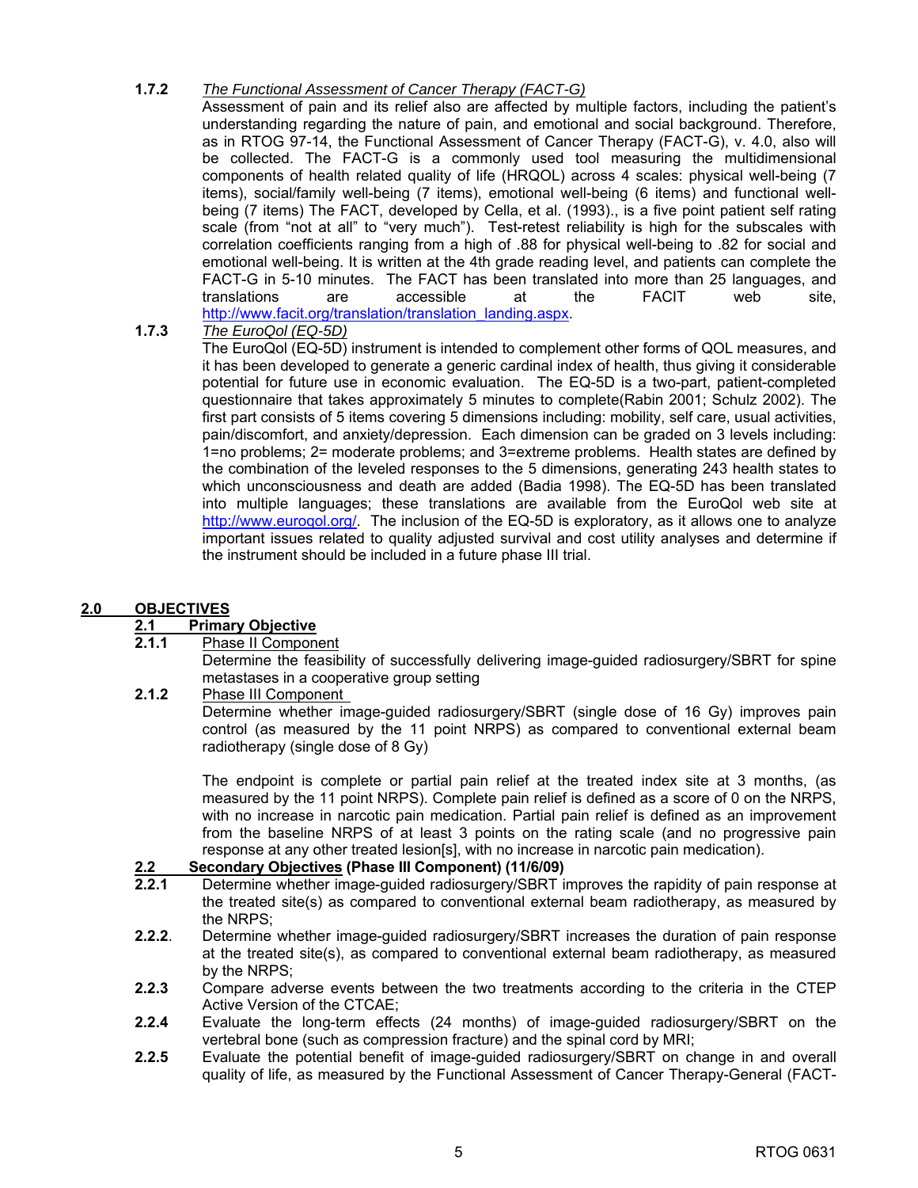**1.7.2** *The Functional Assessment of Cancer Therapy (FACT-G)*

Assessment of pain and its relief also are affected by multiple factors, including the patient's understanding regarding the nature of pain, and emotional and social background. Therefore, as in RTOG 97-14, the Functional Assessment of Cancer Therapy (FACT-G), v. 4.0, also will be collected. The FACT-G is a commonly used tool measuring the multidimensional components of health related quality of life (HRQOL) across 4 scales: physical well-being (7 items), social/family well-being (7 items), emotional well-being (6 items) and functional well-being (7 items) The FACT, developed by Cella, et al. (1993)., is a five point patient self rating scale (from "not at all" to "very much"). Test-retest reliability is high for the subscales with correlation coefficients ranging from a high of .88 for physical well-being to .82 for social and emotional well-being. It is written at the 4th grade reading level, and patients can complete the FACT-G in 5-10 minutes. The FACT has been translated into more than 25 languages, and translations are accessible at the FACIT web site, http://www.facit.org/translation/translation_landing.aspx.

**1.7.3** *The EuroQol (EQ-5D)*

The EuroQol (EQ-5D) instrument is intended to complement other forms of QOL measures, and it has been developed to generate a generic cardinal index of health, thus giving it considerable potential for future use in economic evaluation. The EQ-5D is a two-part, patient-completed questionnaire that takes approximately 5 minutes to complete(Rabin 2001; Schulz 2002). The first part consists of 5 items covering 5 dimensions including: mobility, self care, usual activities, pain/discomfort, and anxiety/depression. Each dimension can be graded on 3 levels including: 1=no problems; 2= moderate problems; and 3=extreme problems. Health states are defined by the combination of the leveled responses to the 5 dimensions, generating 243 health states to which unconsciousness and death are added (Badia 1998). The EQ-5D has been translated into multiple languages; these translations are available from the EuroQol web site at http://www.euroqol.org/. The inclusion of the EQ-5D is exploratory, as it allows one to analyze important issues related to quality adjusted survival and cost utility analyses and determine if the instrument should be included in a future phase III trial.

## 2.0 OBJECTIVES

### 2.1 Primary Objective

**2.1.1** Phase II Component

Determine the feasibility of successfully delivering image-guided radiosurgery/SBRT for spine metastases in a cooperative group setting

**2.1.2** Phase III Component

Determine whether image-guided radiosurgery/SBRT (single dose of 16 Gy) improves pain control (as measured by the 11 point NRPS) as compared to conventional external beam radiotherapy (single dose of 8 Gy)

The endpoint is complete or partial pain relief at the treated index site at 3 months, (as measured by the 11 point NRPS). Complete pain relief is defined as a score of 0 on the NRPS, with no increase in narcotic pain medication. Partial pain relief is defined as an improvement from the baseline NRPS of at least 3 points on the rating scale (and no progressive pain response at any other treated lesion[s], with no increase in narcotic pain medication).

### 2.2 Secondary Objectives (Phase III Component) (11/6/09)

**2.2.1** Determine whether image-guided radiosurgery/SBRT improves the rapidity of pain response at the treated site(s) as compared to conventional external beam radiotherapy, as measured by the NRPS;

**2.2.2**. Determine whether image-guided radiosurgery/SBRT increases the duration of pain response at the treated site(s), as compared to conventional external beam radiotherapy, as measured by the NRPS;

**2.2.3** Compare adverse events between the two treatments according to the criteria in the CTEP Active Version of the CTCAE;

**2.2.4** Evaluate the long-term effects (24 months) of image-guided radiosurgery/SBRT on the vertebral bone (such as compression fracture) and the spinal cord by MRI;

**2.2.5** Evaluate the potential benefit of image-guided radiosurgery/SBRT on change in and overall quality of life, as measured by the Functional Assessment of Cancer Therapy-General (FACT-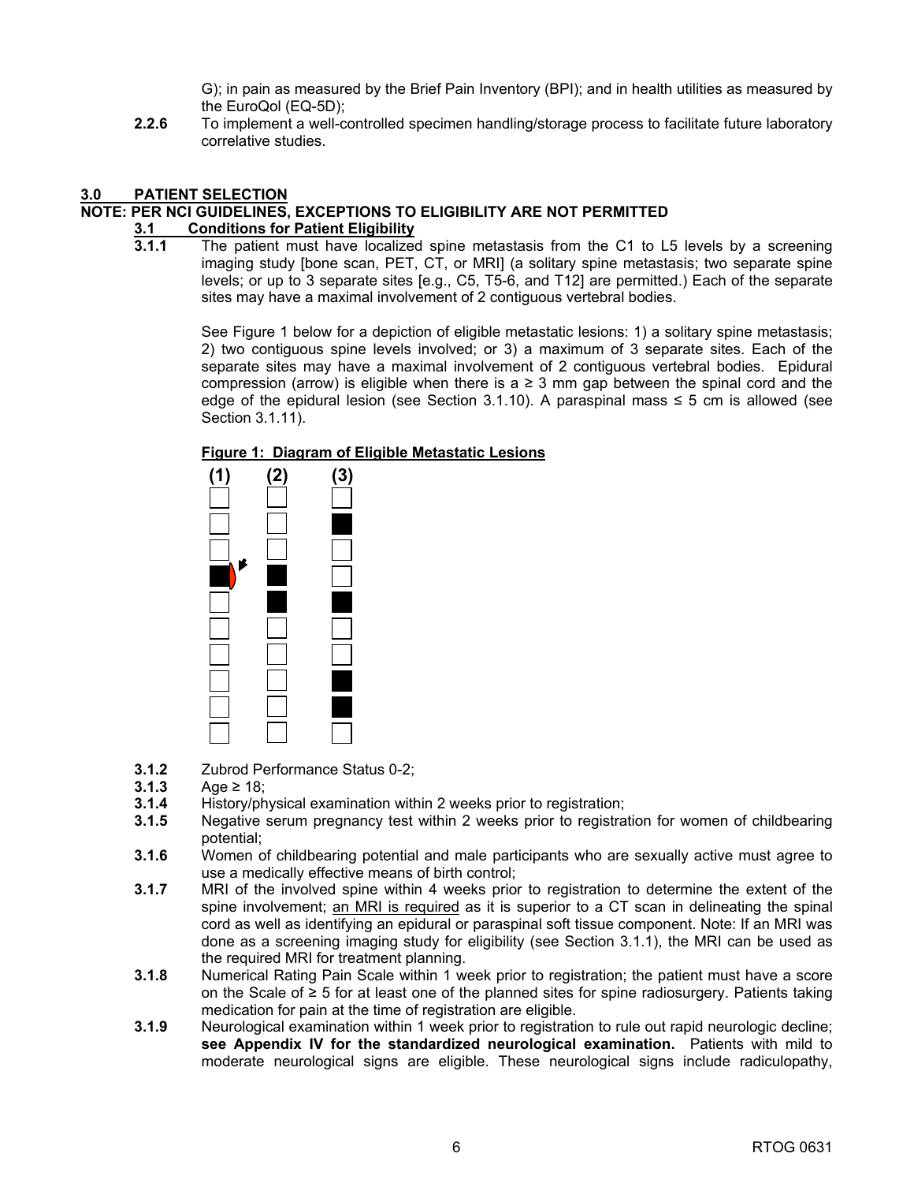G); in pain as measured by the Brief Pain Inventory (BPI); and in health utilities as measured by the EuroQol (EQ-5D);

**2.2.6** To implement a well-controlled specimen handling/storage process to facilitate future laboratory correlative studies.

## 3.0 PATIENT SELECTION

**NOTE: PER NCI GUIDELINES, EXCEPTIONS TO ELIGIBILITY ARE NOT PERMITTED**

### 3.1 Conditions for Patient Eligibility

**3.1.1** The patient must have localized spine metastasis from the C1 to L5 levels by a screening imaging study [bone scan, PET, CT, or MRI] (a solitary spine metastasis; two separate spine levels; or up to 3 separate sites [e.g., C5, T5-6, and T12] are permitted.) Each of the separate sites may have a maximal involvement of 2 contiguous vertebral bodies.

See Figure 1 below for a depiction of eligible metastatic lesions: 1) a solitary spine metastasis; 2) two contiguous spine levels involved; or 3) a maximum of 3 separate sites. Each of the separate sites may have a maximal involvement of 2 contiguous vertebral bodies. Epidural compression (arrow) is eligible when there is a ≥ 3 mm gap between the spinal cord and the edge of the epidural lesion (see Section 3.1.10). A paraspinal mass ≤ 5 cm is allowed (see Section 3.1.11).

**Figure 1: Diagram of Eligible Metastatic Lesions**

(1) (2) (3)

**3.1.2** Zubrod Performance Status 0-2;

**3.1.3** Age ≥ 18;

**3.1.4** History/physical examination within 2 weeks prior to registration;

**3.1.5** Negative serum pregnancy test within 2 weeks prior to registration for women of childbearing potential;

**3.1.6** Women of childbearing potential and male participants who are sexually active must agree to use a medically effective means of birth control;

**3.1.7** MRI of the involved spine within 4 weeks prior to registration to determine the extent of the spine involvement; an MRI is required as it is superior to a CT scan in delineating the spinal cord as well as identifying an epidural or paraspinal soft tissue component. Note: If an MRI was done as a screening imaging study for eligibility (see Section 3.1.1), the MRI can be used as the required MRI for treatment planning.

**3.1.8** Numerical Rating Pain Scale within 1 week prior to registration; the patient must have a score on the Scale of ≥ 5 for at least one of the planned sites for spine radiosurgery. Patients taking medication for pain at the time of registration are eligible.

**3.1.9** Neurological examination within 1 week prior to registration to rule out rapid neurologic decline; **see Appendix IV for the standardized neurological examination.** Patients with mild to moderate neurological signs are eligible. These neurological signs include radiculopathy,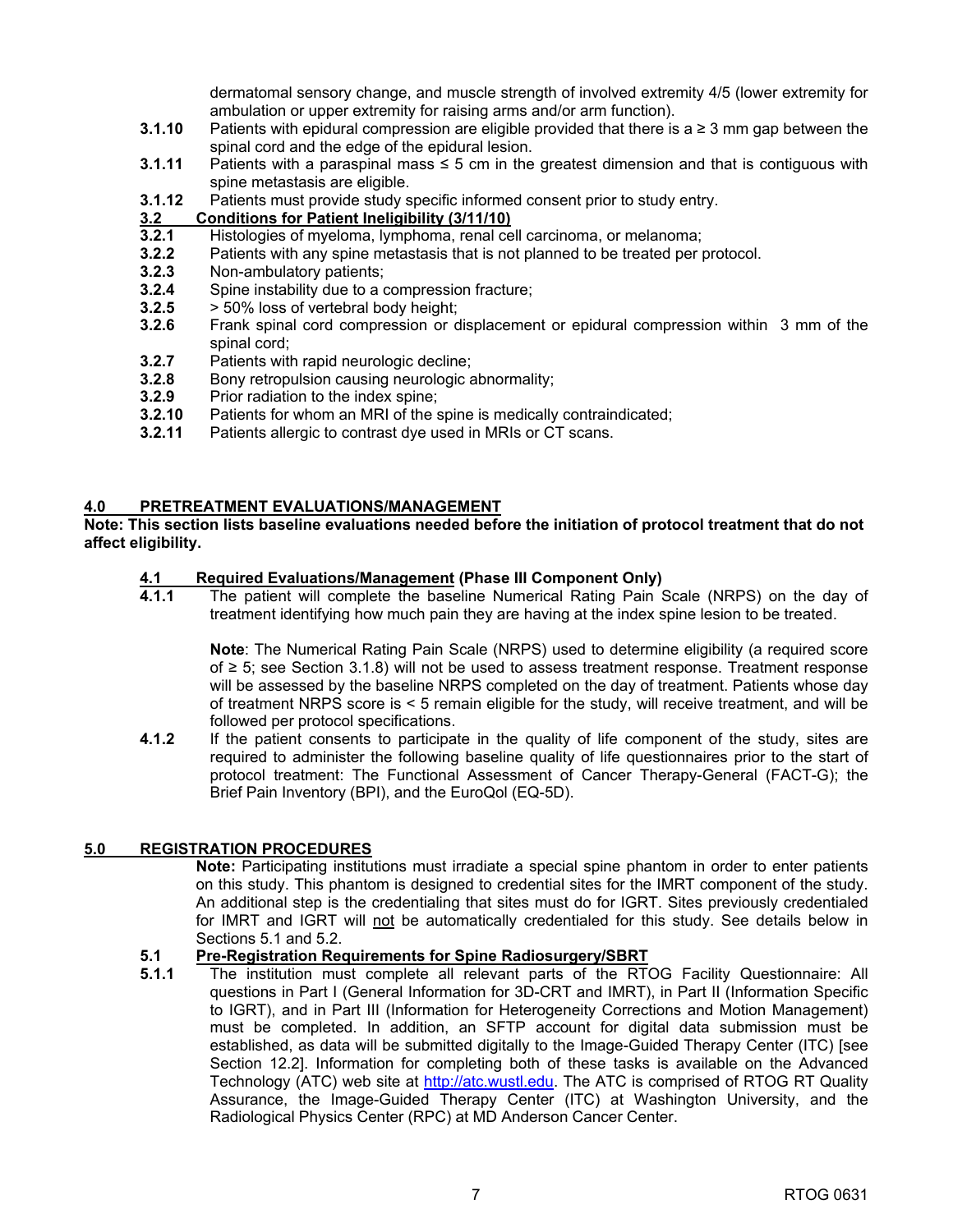dermatomal sensory change, and muscle strength of involved extremity 4/5 (lower extremity for ambulation or upper extremity for raising arms and/or arm function).

**3.1.10** Patients with epidural compression are eligible provided that there is a ≥ 3 mm gap between the spinal cord and the edge of the epidural lesion.

**3.1.11** Patients with a paraspinal mass ≤ 5 cm in the greatest dimension and that is contiguous with spine metastasis are eligible.

**3.1.12** Patients must provide study specific informed consent prior to study entry.

**3.2 Conditions for Patient Ineligibility (3/11/10)**

**3.2.1** Histologies of myeloma, lymphoma, renal cell carcinoma, or melanoma;

**3.2.2** Patients with any spine metastasis that is not planned to be treated per protocol.

**3.2.3** Non-ambulatory patients;

**3.2.4** Spine instability due to a compression fracture;

**3.2.5** > 50% loss of vertebral body height;

**3.2.6** Frank spinal cord compression or displacement or epidural compression within 3 mm of the spinal cord;

**3.2.7** Patients with rapid neurologic decline;

**3.2.8** Bony retropulsion causing neurologic abnormality;

**3.2.9** Prior radiation to the index spine;

**3.2.10** Patients for whom an MRI of the spine is medically contraindicated;

**3.2.11** Patients allergic to contrast dye used in MRIs or CT scans.

## 4.0 PRETREATMENT EVALUATIONS/MANAGEMENT

**Note: This section lists baseline evaluations needed before the initiation of protocol treatment that do not affect eligibility.**

### 4.1 Required Evaluations/Management (Phase III Component Only)

**4.1.1** The patient will complete the baseline Numerical Rating Pain Scale (NRPS) on the day of treatment identifying how much pain they are having at the index spine lesion to be treated.

**Note**: The Numerical Rating Pain Scale (NRPS) used to determine eligibility (a required score of ≥ 5; see Section 3.1.8) will not be used to assess treatment response. Treatment response will be assessed by the baseline NRPS completed on the day of treatment. Patients whose day of treatment NRPS score is < 5 remain eligible for the study, will receive treatment, and will be followed per protocol specifications.

**4.1.2** If the patient consents to participate in the quality of life component of the study, sites are required to administer the following baseline quality of life questionnaires prior to the start of protocol treatment: The Functional Assessment of Cancer Therapy-General (FACT-G); the Brief Pain Inventory (BPI), and the EuroQol (EQ-5D).

## 5.0 REGISTRATION PROCEDURES

**Note:** Participating institutions must irradiate a special spine phantom in order to enter patients on this study. This phantom is designed to credential sites for the IMRT component of the study. An additional step is the credentialing that sites must do for IGRT. Sites previously credentialed for IMRT and IGRT will not be automatically credentialed for this study. See details below in Sections 5.1 and 5.2.

### 5.1 Pre-Registration Requirements for Spine Radiosurgery/SBRT

**5.1.1** The institution must complete all relevant parts of the RTOG Facility Questionnaire: All questions in Part I (General Information for 3D-CRT and IMRT), in Part II (Information Specific to IGRT), and in Part III (Information for Heterogeneity Corrections and Motion Management) must be completed. In addition, an SFTP account for digital data submission must be established, as data will be submitted digitally to the Image-Guided Therapy Center (ITC) [see Section 12.2]. Information for completing both of these tasks is available on the Advanced Technology (ATC) web site at http://atc.wustl.edu. The ATC is comprised of RTOG RT Quality Assurance, the Image-Guided Therapy Center (ITC) at Washington University, and the Radiological Physics Center (RPC) at MD Anderson Cancer Center.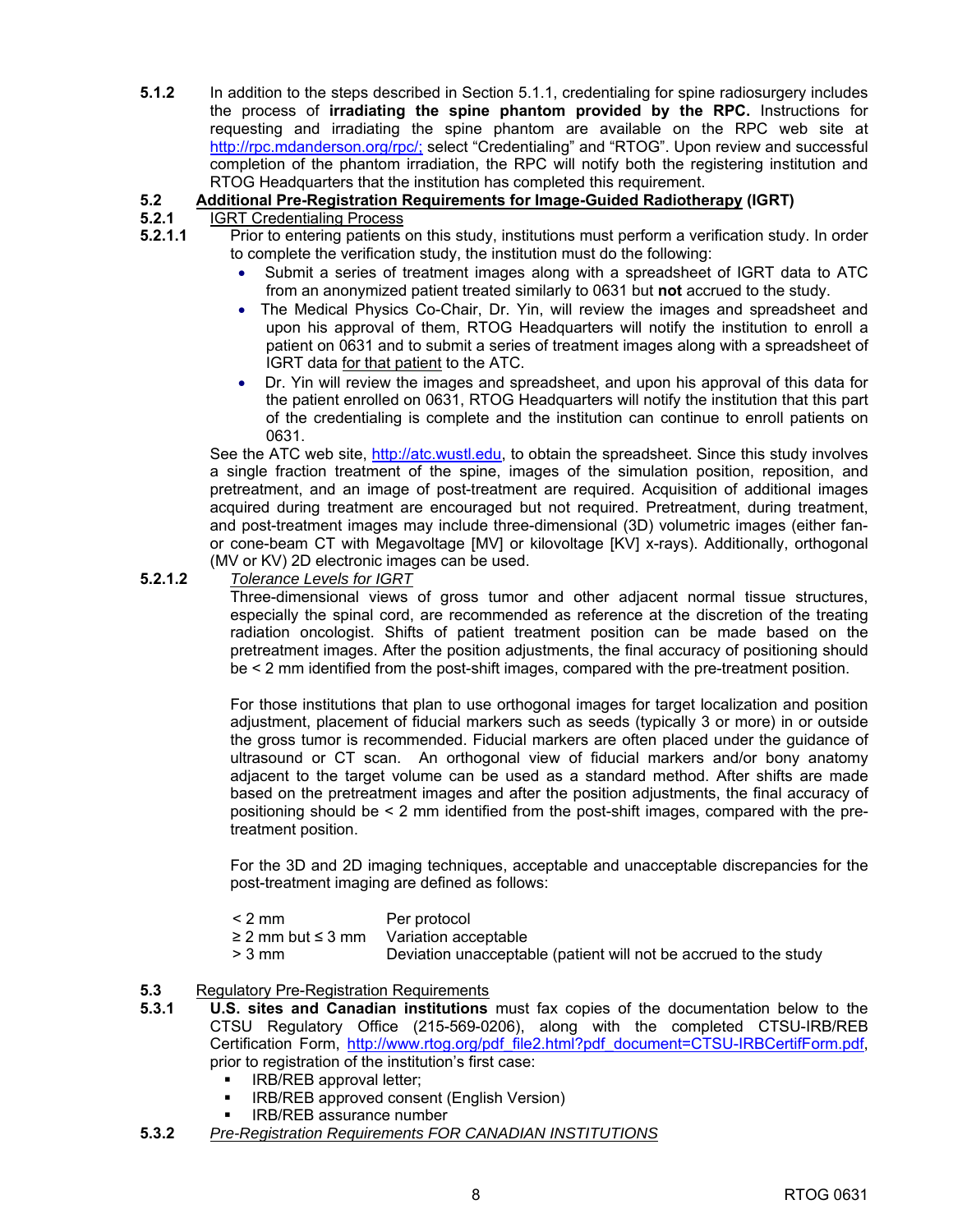**5.1.2** In addition to the steps described in Section 5.1.1, credentialing for spine radiosurgery includes the process of **irradiating the spine phantom provided by the RPC.** Instructions for requesting and irradiating the spine phantom are available on the RPC web site at http://rpc.mdanderson.org/rpc/; select "Credentialing" and "RTOG". Upon review and successful completion of the phantom irradiation, the RPC will notify both the registering institution and RTOG Headquarters that the institution has completed this requirement.

## 5.2 Additional Pre-Registration Requirements for Image-Guided Radiotherapy (IGRT)

### 5.2.1 IGRT Credentialing Process

**5.2.1.1** Prior to entering patients on this study, institutions must perform a verification study. In order to complete the verification study, the institution must do the following:

- Submit a series of treatment images along with a spreadsheet of IGRT data to ATC from an anonymized patient treated similarly to 0631 but **not** accrued to the study.
- The Medical Physics Co-Chair, Dr. Yin, will review the images and spreadsheet and upon his approval of them, RTOG Headquarters will notify the institution to enroll a patient on 0631 and to submit a series of treatment images along with a spreadsheet of IGRT data for that patient to the ATC.
- Dr. Yin will review the images and spreadsheet, and upon his approval of this data for the patient enrolled on 0631, RTOG Headquarters will notify the institution that this part of the credentialing is complete and the institution can continue to enroll patients on 0631.

See the ATC web site, http://atc.wustl.edu, to obtain the spreadsheet. Since this study involves a single fraction treatment of the spine, images of the simulation position, reposition, and pretreatment, and an image of post-treatment are required. Acquisition of additional images acquired during treatment are encouraged but not required. Pretreatment, during treatment, and post-treatment images may include three-dimensional (3D) volumetric images (either fan- or cone-beam CT with Megavoltage [MV] or kilovoltage [KV] x-rays). Additionally, orthogonal (MV or KV) 2D electronic images can be used.

**5.2.1.2** *Tolerance Levels for IGRT*

Three-dimensional views of gross tumor and other adjacent normal tissue structures, especially the spinal cord, are recommended as reference at the discretion of the treating radiation oncologist. Shifts of patient treatment position can be made based on the pretreatment images. After the position adjustments, the final accuracy of positioning should be < 2 mm identified from the post-shift images, compared with the pre-treatment position.

For those institutions that plan to use orthogonal images for target localization and position adjustment, placement of fiducial markers such as seeds (typically 3 or more) in or outside the gross tumor is recommended. Fiducial markers are often placed under the guidance of ultrasound or CT scan. An orthogonal view of fiducial markers and/or bony anatomy adjacent to the target volume can be used as a standard method. After shifts are made based on the pretreatment images and after the position adjustments, the final accuracy of positioning should be < 2 mm identified from the post-shift images, compared with the pre-treatment position.

For the 3D and 2D imaging techniques, acceptable and unacceptable discrepancies for the post-treatment imaging are defined as follows:

| | |
|---|---|
| < 2 mm | Per protocol |
| ≥ 2 mm but ≤ 3 mm | Variation acceptable |
| > 3 mm | Deviation unacceptable (patient will not be accrued to the study |

## 5.3 Regulatory Pre-Registration Requirements

**5.3.1** **U.S. sites and Canadian institutions** must fax copies of the documentation below to the CTSU Regulatory Office (215-569-0206), along with the completed CTSU-IRB/REB Certification Form, http://www.rtog.org/pdf_file2.html?pdf_document=CTSU-IRBCertifForm.pdf, prior to registration of the institution's first case:

- IRB/REB approval letter;
- IRB/REB approved consent (English Version)
- IRB/REB assurance number

**5.3.2** *Pre-Registration Requirements FOR CANADIAN INSTITUTIONS*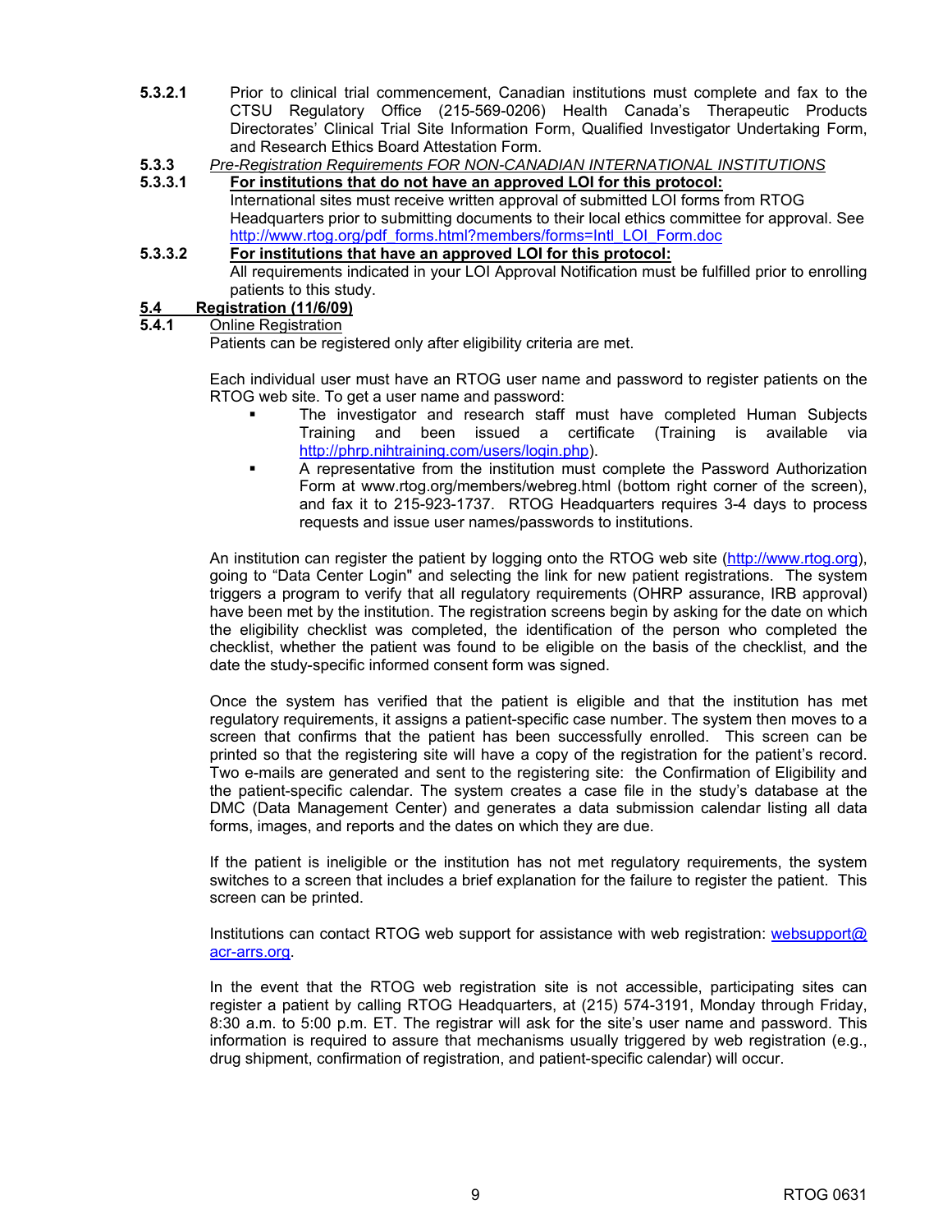**5.3.2.1** Prior to clinical trial commencement, Canadian institutions must complete and fax to the CTSU Regulatory Office (215-569-0206) Health Canada's Therapeutic Products Directorates' Clinical Trial Site Information Form, Qualified Investigator Undertaking Form, and Research Ethics Board Attestation Form.

**5.3.3** *Pre-Registration Requirements FOR NON-CANADIAN INTERNATIONAL INSTITUTIONS*

**5.3.3.1** **For institutions that do not have an approved LOI for this protocol:**
International sites must receive written approval of submitted LOI forms from RTOG Headquarters prior to submitting documents to their local ethics committee for approval. See http://www.rtog.org/pdf_forms.html?members/forms=Intl_LOI_Form.doc

**5.3.3.2** **For institutions that have an approved LOI for this protocol:**
All requirements indicated in your LOI Approval Notification must be fulfilled prior to enrolling patients to this study.

## 5.4 Registration (11/6/09)

**5.4.1** Online Registration

Patients can be registered only after eligibility criteria are met.

Each individual user must have an RTOG user name and password to register patients on the RTOG web site. To get a user name and password:

- The investigator and research staff must have completed Human Subjects Training and been issued a certificate (Training is available via http://phrp.nihtraining.com/users/login.php).
- A representative from the institution must complete the Password Authorization Form at www.rtog.org/members/webreg.html (bottom right corner of the screen), and fax it to 215-923-1737. RTOG Headquarters requires 3-4 days to process requests and issue user names/passwords to institutions.

An institution can register the patient by logging onto the RTOG web site (http://www.rtog.org), going to "Data Center Login" and selecting the link for new patient registrations. The system triggers a program to verify that all regulatory requirements (OHRP assurance, IRB approval) have been met by the institution. The registration screens begin by asking for the date on which the eligibility checklist was completed, the identification of the person who completed the checklist, whether the patient was found to be eligible on the basis of the checklist, and the date the study-specific informed consent form was signed.

Once the system has verified that the patient is eligible and that the institution has met regulatory requirements, it assigns a patient-specific case number. The system then moves to a screen that confirms that the patient has been successfully enrolled. This screen can be printed so that the registering site will have a copy of the registration for the patient's record. Two e-mails are generated and sent to the registering site: the Confirmation of Eligibility and the patient-specific calendar. The system creates a case file in the study's database at the DMC (Data Management Center) and generates a data submission calendar listing all data forms, images, and reports and the dates on which they are due.

If the patient is ineligible or the institution has not met regulatory requirements, the system switches to a screen that includes a brief explanation for the failure to register the patient. This screen can be printed.

Institutions can contact RTOG web support for assistance with web registration: websupport@acr-arrs.org.

In the event that the RTOG web registration site is not accessible, participating sites can register a patient by calling RTOG Headquarters, at (215) 574-3191, Monday through Friday, 8:30 a.m. to 5:00 p.m. ET. The registrar will ask for the site's user name and password. This information is required to assure that mechanisms usually triggered by web registration (e.g., drug shipment, confirmation of registration, and patient-specific calendar) will occur.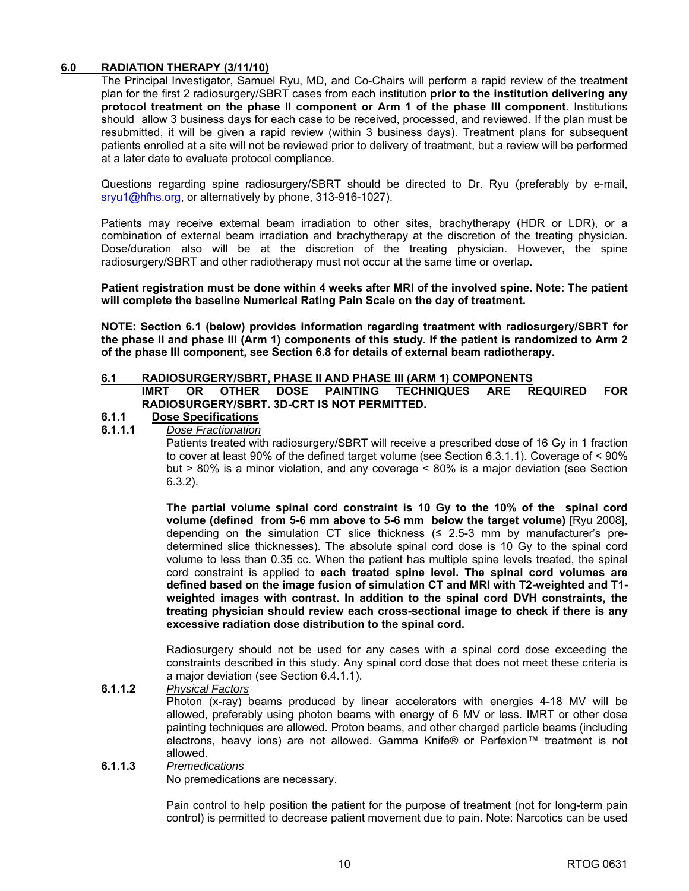## 6.0 RADIATION THERAPY (3/11/10)

The Principal Investigator, Samuel Ryu, MD, and Co-Chairs will perform a rapid review of the treatment plan for the first 2 radiosurgery/SBRT cases from each institution **prior to the institution delivering any protocol treatment on the phase II component or Arm 1 of the phase III component**. Institutions should allow 3 business days for each case to be received, processed, and reviewed. If the plan must be resubmitted, it will be given a rapid review (within 3 business days). Treatment plans for subsequent patients enrolled at a site will not be reviewed prior to delivery of treatment, but a review will be performed at a later date to evaluate protocol compliance.

Questions regarding spine radiosurgery/SBRT should be directed to Dr. Ryu (preferably by e-mail, sryu1@hfhs.org, or alternatively by phone, 313-916-1027).

Patients may receive external beam irradiation to other sites, brachytherapy (HDR or LDR), or a combination of external beam irradiation and brachytherapy at the discretion of the treating physician. Dose/duration also will be at the discretion of the treating physician. However, the spine radiosurgery/SBRT and other radiotherapy must not occur at the same time or overlap.

**Patient registration must be done within 4 weeks after MRI of the involved spine. Note: The patient will complete the baseline Numerical Rating Pain Scale on the day of treatment.**

**NOTE: Section 6.1 (below) provides information regarding treatment with radiosurgery/SBRT for the phase II and phase III (Arm 1) components of this study. If the patient is randomized to Arm 2 of the phase III component, see Section 6.8 for details of external beam radiotherapy.**

### 6.1 RADIOSURGERY/SBRT, PHASE II AND PHASE III (ARM 1) COMPONENTS

**IMRT OR OTHER DOSE PAINTING TECHNIQUES ARE REQUIRED FOR RADIOSURGERY/SBRT. 3D-CRT IS NOT PERMITTED.**

#### 6.1.1 Dose Specifications

**6.1.1.1** *Dose Fractionation*

Patients treated with radiosurgery/SBRT will receive a prescribed dose of 16 Gy in 1 fraction to cover at least 90% of the defined target volume (see Section 6.3.1.1). Coverage of < 90% but > 80% is a minor violation, and any coverage < 80% is a major deviation (see Section 6.3.2).

**The partial volume spinal cord constraint is 10 Gy to the 10% of the spinal cord volume (defined from 5-6 mm above to 5-6 mm below the target volume)** [Ryu 2008], depending on the simulation CT slice thickness (≤ 2.5-3 mm by manufacturer's pre-determined slice thicknesses). The absolute spinal cord dose is 10 Gy to the spinal cord volume to less than 0.35 cc. When the patient has multiple spine levels treated, the spinal cord constraint is applied to **each treated spine level. The spinal cord volumes are defined based on the image fusion of simulation CT and MRI with T2-weighted and T1-weighted images with contrast. In addition to the spinal cord DVH constraints, the treating physician should review each cross-sectional image to check if there is any excessive radiation dose distribution to the spinal cord.**

Radiosurgery should not be used for any cases with a spinal cord dose exceeding the constraints described in this study. Any spinal cord dose that does not meet these criteria is a major deviation (see Section 6.4.1.1).

**6.1.1.2** *Physical Factors*

Photon (x-ray) beams produced by linear accelerators with energies 4-18 MV will be allowed, preferably using photon beams with energy of 6 MV or less. IMRT or other dose painting techniques are allowed. Proton beams, and other charged particle beams (including electrons, heavy ions) are not allowed. Gamma Knife® or Perfexion™ treatment is not allowed.

**6.1.1.3** *Premedications*

No premedications are necessary.

Pain control to help position the patient for the purpose of treatment (not for long-term pain control) is permitted to decrease patient movement due to pain. Note: Narcotics can be used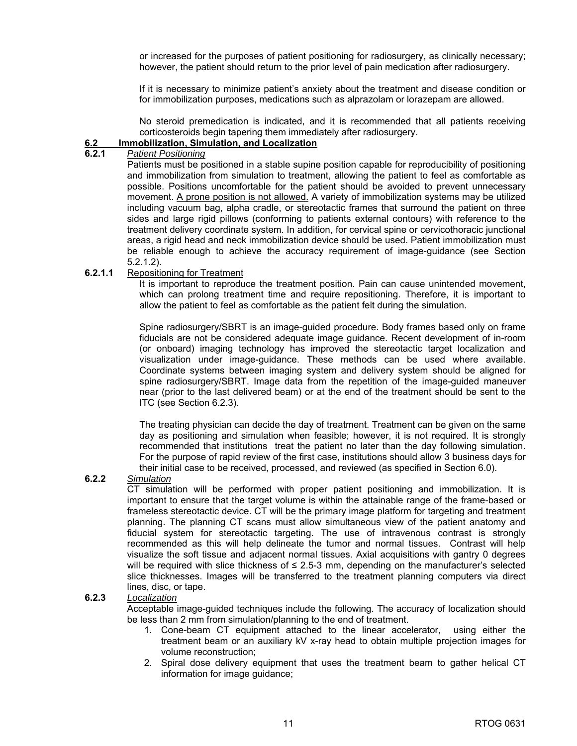or increased for the purposes of patient positioning for radiosurgery, as clinically necessary; however, the patient should return to the prior level of pain medication after radiosurgery.

If it is necessary to minimize patient's anxiety about the treatment and disease condition or for immobilization purposes, medications such as alprazolam or lorazepam are allowed.

No steroid premedication is indicated, and it is recommended that all patients receiving corticosteroids begin tapering them immediately after radiosurgery.

## 6.2 Immobilization, Simulation, and Localization

### 6.2.1 *Patient Positioning*

Patients must be positioned in a stable supine position capable for reproducibility of positioning and immobilization from simulation to treatment, allowing the patient to feel as comfortable as possible. Positions uncomfortable for the patient should be avoided to prevent unnecessary movement. A prone position is not allowed. A variety of immobilization systems may be utilized including vacuum bag, alpha cradle, or stereotactic frames that surround the patient on three sides and large rigid pillows (conforming to patients external contours) with reference to the treatment delivery coordinate system. In addition, for cervical spine or cervicothoracic junctional areas, a rigid head and neck immobilization device should be used. Patient immobilization must be reliable enough to achieve the accuracy requirement of image-guidance (see Section 5.2.1.2).

#### 6.2.1.1 Repositioning for Treatment

It is important to reproduce the treatment position. Pain can cause unintended movement, which can prolong treatment time and require repositioning. Therefore, it is important to allow the patient to feel as comfortable as the patient felt during the simulation.

Spine radiosurgery/SBRT is an image-guided procedure. Body frames based only on frame fiducials are not be considered adequate image guidance. Recent development of in-room (or onboard) imaging technology has improved the stereotactic target localization and visualization under image-guidance. These methods can be used where available. Coordinate systems between imaging system and delivery system should be aligned for spine radiosurgery/SBRT. Image data from the repetition of the image-guided maneuver near (prior to the last delivered beam) or at the end of the treatment should be sent to the ITC (see Section 6.2.3).

The treating physician can decide the day of treatment. Treatment can be given on the same day as positioning and simulation when feasible; however, it is not required. It is strongly recommended that institutions treat the patient no later than the day following simulation. For the purpose of rapid review of the first case, institutions should allow 3 business days for their initial case to be received, processed, and reviewed (as specified in Section 6.0).

### 6.2.2 *Simulation*

CT simulation will be performed with proper patient positioning and immobilization. It is important to ensure that the target volume is within the attainable range of the frame-based or frameless stereotactic device. CT will be the primary image platform for targeting and treatment planning. The planning CT scans must allow simultaneous view of the patient anatomy and fiducial system for stereotactic targeting. The use of intravenous contrast is strongly recommended as this will help delineate the tumor and normal tissues. Contrast will help visualize the soft tissue and adjacent normal tissues. Axial acquisitions with gantry 0 degrees will be required with slice thickness of ≤ 2.5-3 mm, depending on the manufacturer's selected slice thicknesses. Images will be transferred to the treatment planning computers via direct lines, disc, or tape.

### 6.2.3 *Localization*

Acceptable image-guided techniques include the following. The accuracy of localization should be less than 2 mm from simulation/planning to the end of treatment.

1. Cone-beam CT equipment attached to the linear accelerator, using either the treatment beam or an auxiliary kV x-ray head to obtain multiple projection images for volume reconstruction;
2. Spiral dose delivery equipment that uses the treatment beam to gather helical CT information for image guidance;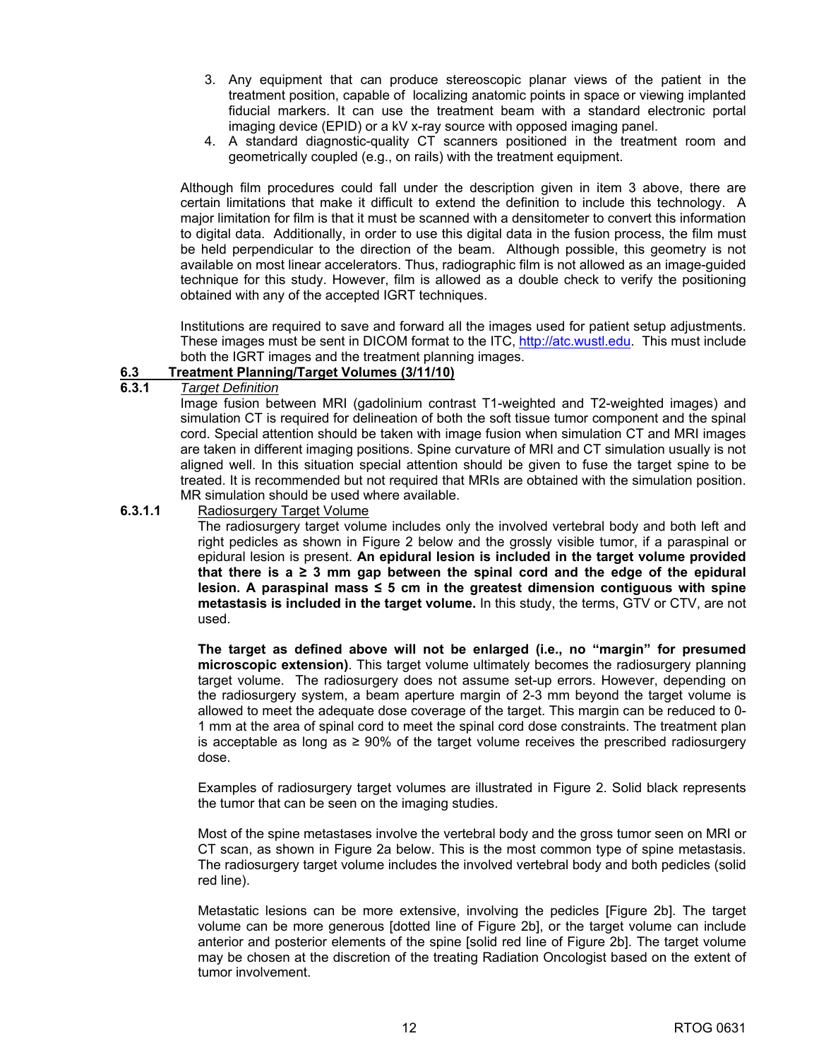3. Any equipment that can produce stereoscopic planar views of the patient in the treatment position, capable of localizing anatomic points in space or viewing implanted fiducial markers. It can use the treatment beam with a standard electronic portal imaging device (EPID) or a kV x-ray source with opposed imaging panel.
4. A standard diagnostic-quality CT scanners positioned in the treatment room and geometrically coupled (e.g., on rails) with the treatment equipment.

Although film procedures could fall under the description given in item 3 above, there are certain limitations that make it difficult to extend the definition to include this technology. A major limitation for film is that it must be scanned with a densitometer to convert this information to digital data. Additionally, in order to use this digital data in the fusion process, the film must be held perpendicular to the direction of the beam. Although possible, this geometry is not available on most linear accelerators. Thus, radiographic film is not allowed as an image-guided technique for this study. However, film is allowed as a double check to verify the positioning obtained with any of the accepted IGRT techniques.

Institutions are required to save and forward all the images used for patient setup adjustments. These images must be sent in DICOM format to the ITC, http://atc.wustl.edu. This must include both the IGRT images and the treatment planning images.

## 6.3 Treatment Planning/Target Volumes (3/11/10)

### 6.3.1 *Target Definition*

Image fusion between MRI (gadolinium contrast T1-weighted and T2-weighted images) and simulation CT is required for delineation of both the soft tissue tumor component and the spinal cord. Special attention should be taken with image fusion when simulation CT and MRI images are taken in different imaging positions. Spine curvature of MRI and CT simulation usually is not aligned well. In this situation special attention should be given to fuse the target spine to be treated. It is recommended but not required that MRIs are obtained with the simulation position. MR simulation should be used where available.

#### 6.3.1.1 Radiosurgery Target Volume

The radiosurgery target volume includes only the involved vertebral body and both left and right pedicles as shown in Figure 2 below and the grossly visible tumor, if a paraspinal or epidural lesion is present. **An epidural lesion is included in the target volume provided that there is a ≥ 3 mm gap between the spinal cord and the edge of the epidural lesion. A paraspinal mass ≤ 5 cm in the greatest dimension contiguous with spine metastasis is included in the target volume.** In this study, the terms, GTV or CTV, are not used.

**The target as defined above will not be enlarged (i.e., no "margin" for presumed microscopic extension)**. This target volume ultimately becomes the radiosurgery planning target volume. The radiosurgery does not assume set-up errors. However, depending on the radiosurgery system, a beam aperture margin of 2-3 mm beyond the target volume is allowed to meet the adequate dose coverage of the target. This margin can be reduced to 0-1 mm at the area of spinal cord to meet the spinal cord dose constraints. The treatment plan is acceptable as long as ≥ 90% of the target volume receives the prescribed radiosurgery dose.

Examples of radiosurgery target volumes are illustrated in Figure 2. Solid black represents the tumor that can be seen on the imaging studies.

Most of the spine metastases involve the vertebral body and the gross tumor seen on MRI or CT scan, as shown in Figure 2a below. This is the most common type of spine metastasis. The radiosurgery target volume includes the involved vertebral body and both pedicles (solid red line).

Metastatic lesions can be more extensive, involving the pedicles [Figure 2b]. The target volume can be more generous [dotted line of Figure 2b], or the target volume can include anterior and posterior elements of the spine [solid red line of Figure 2b]. The target volume may be chosen at the discretion of the treating Radiation Oncologist based on the extent of tumor involvement.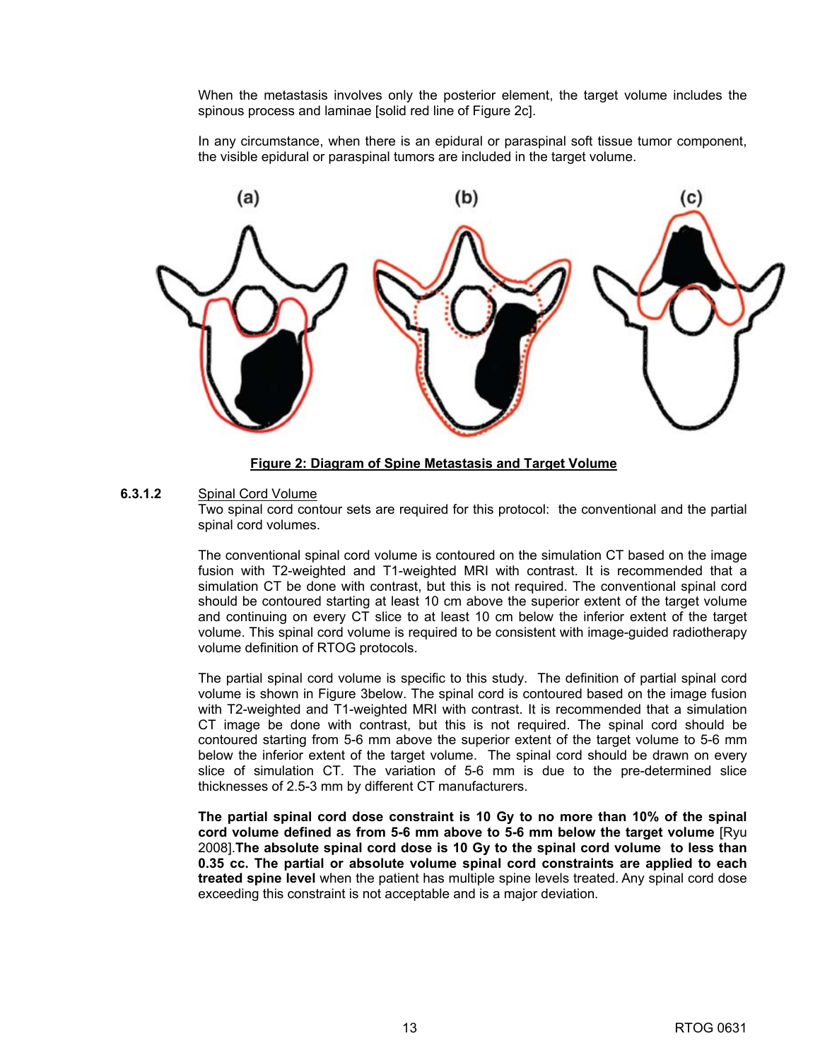When the metastasis involves only the posterior element, the target volume includes the spinous process and laminae [solid red line of Figure 2c].

In any circumstance, when there is an epidural or paraspinal soft tissue tumor component, the visible epidural or paraspinal tumors are included in the target volume.

**Figure 2: Diagram of Spine Metastasis and Target Volume**

**6.3.1.2** Spinal Cord Volume

Two spinal cord contour sets are required for this protocol: the conventional and the partial spinal cord volumes.

The conventional spinal cord volume is contoured on the simulation CT based on the image fusion with T2-weighted and T1-weighted MRI with contrast. It is recommended that a simulation CT be done with contrast, but this is not required. The conventional spinal cord should be contoured starting at least 10 cm above the superior extent of the target volume and continuing on every CT slice to at least 10 cm below the inferior extent of the target volume. This spinal cord volume is required to be consistent with image-guided radiotherapy volume definition of RTOG protocols.

The partial spinal cord volume is specific to this study. The definition of partial spinal cord volume is shown in Figure 3below. The spinal cord is contoured based on the image fusion with T2-weighted and T1-weighted MRI with contrast. It is recommended that a simulation CT image be done with contrast, but this is not required. The spinal cord should be contoured starting from 5-6 mm above the superior extent of the target volume to 5-6 mm below the inferior extent of the target volume. The spinal cord should be drawn on every slice of simulation CT. The variation of 5-6 mm is due to the pre-determined slice thicknesses of 2.5-3 mm by different CT manufacturers.

**The partial spinal cord dose constraint is 10 Gy to no more than 10% of the spinal cord volume defined as from 5-6 mm above to 5-6 mm below the target volume** [Ryu 2008].**The absolute spinal cord dose is 10 Gy to the spinal cord volume to less than 0.35 cc. The partial or absolute volume spinal cord constraints are applied to each treated spine level** when the patient has multiple spine levels treated. Any spinal cord dose exceeding this constraint is not acceptable and is a major deviation.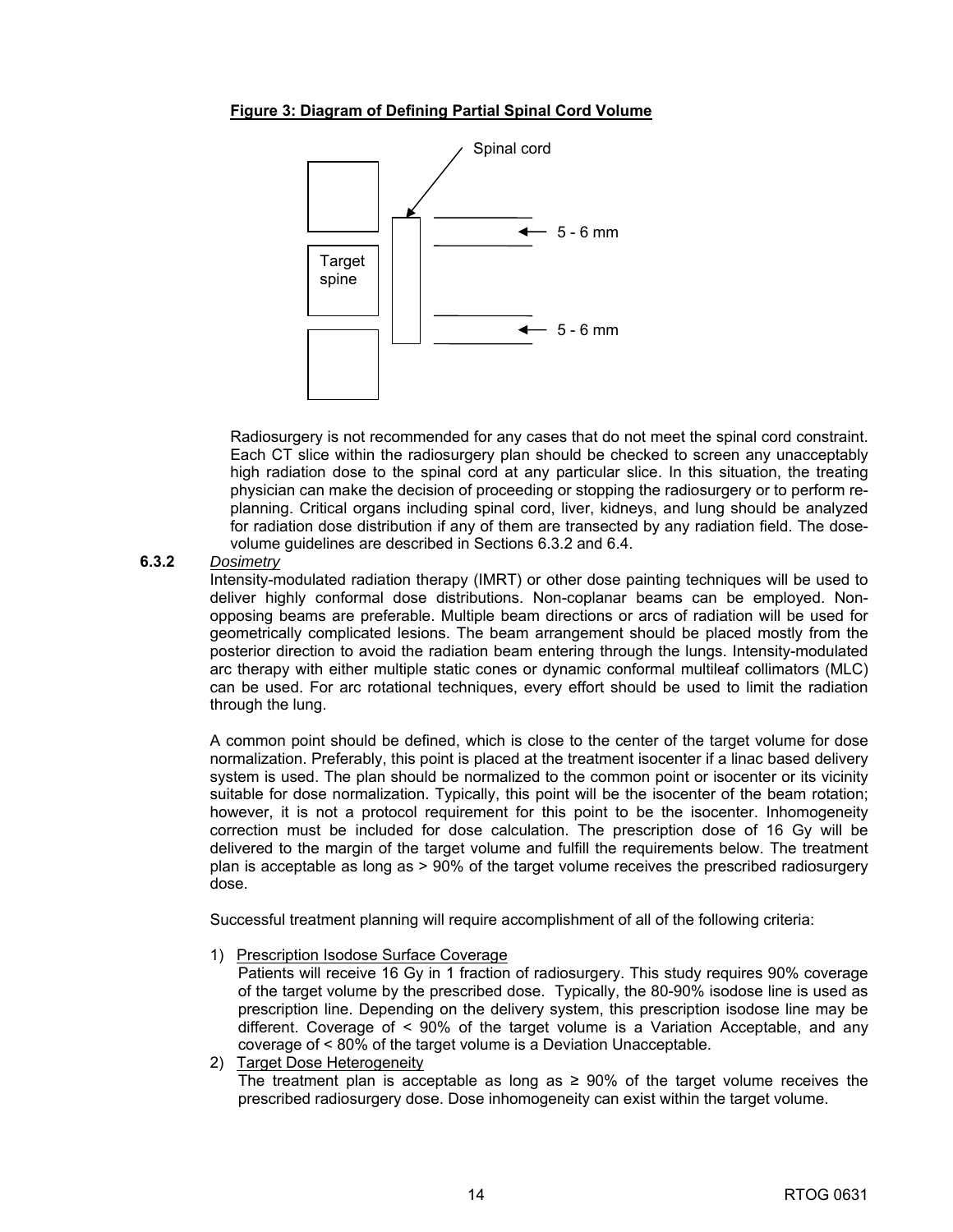**Figure 3: Diagram of Defining Partial Spinal Cord Volume**

Spinal cord

Target spine

5 - 6 mm

5 - 6 mm

Radiosurgery is not recommended for any cases that do not meet the spinal cord constraint. Each CT slice within the radiosurgery plan should be checked to screen any unacceptably high radiation dose to the spinal cord at any particular slice. In this situation, the treating physician can make the decision of proceeding or stopping the radiosurgery or to perform re-planning. Critical organs including spinal cord, liver, kidneys, and lung should be analyzed for radiation dose distribution if any of them are transected by any radiation field. The dose-volume guidelines are described in Sections 6.3.2 and 6.4.

**6.3.2** *Dosimetry*

Intensity-modulated radiation therapy (IMRT) or other dose painting techniques will be used to deliver highly conformal dose distributions. Non-coplanar beams can be employed. Non-opposing beams are preferable. Multiple beam directions or arcs of radiation will be used for geometrically complicated lesions. The beam arrangement should be placed mostly from the posterior direction to avoid the radiation beam entering through the lungs. Intensity-modulated arc therapy with either multiple static cones or dynamic conformal multileaf collimators (MLC) can be used. For arc rotational techniques, every effort should be used to limit the radiation through the lung.

A common point should be defined, which is close to the center of the target volume for dose normalization. Preferably, this point is placed at the treatment isocenter if a linac based delivery system is used. The plan should be normalized to the common point or isocenter or its vicinity suitable for dose normalization. Typically, this point will be the isocenter of the beam rotation; however, it is not a protocol requirement for this point to be the isocenter. Inhomogeneity correction must be included for dose calculation. The prescription dose of 16 Gy will be delivered to the margin of the target volume and fulfill the requirements below. The treatment plan is acceptable as long as > 90% of the target volume receives the prescribed radiosurgery dose.

Successful treatment planning will require accomplishment of all of the following criteria:

1) Prescription Isodose Surface Coverage
   Patients will receive 16 Gy in 1 fraction of radiosurgery. This study requires 90% coverage of the target volume by the prescribed dose. Typically, the 80-90% isodose line is used as prescription line. Depending on the delivery system, this prescription isodose line may be different. Coverage of < 90% of the target volume is a Variation Acceptable, and any coverage of < 80% of the target volume is a Deviation Unacceptable.
2) Target Dose Heterogeneity
   The treatment plan is acceptable as long as ≥ 90% of the target volume receives the prescribed radiosurgery dose. Dose inhomogeneity can exist within the target volume.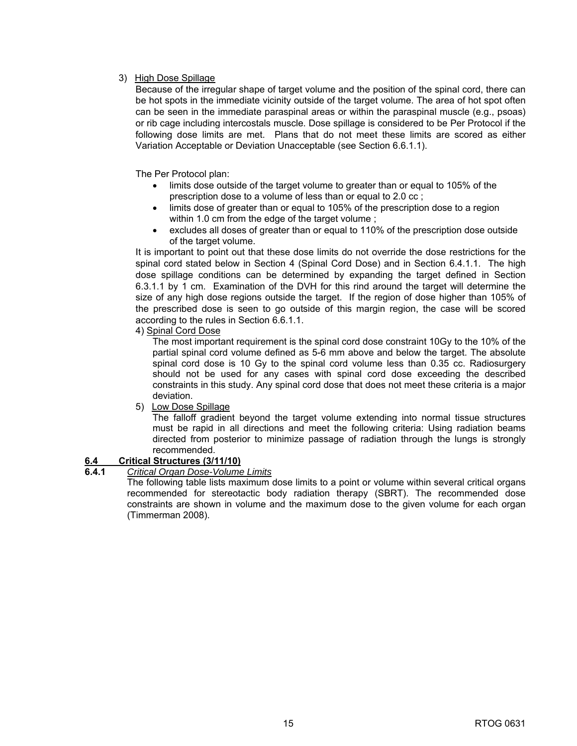3) High Dose Spillage

Because of the irregular shape of target volume and the position of the spinal cord, there can be hot spots in the immediate vicinity outside of the target volume. The area of hot spot often can be seen in the immediate paraspinal areas or within the paraspinal muscle (e.g., psoas) or rib cage including intercostals muscle. Dose spillage is considered to be Per Protocol if the following dose limits are met. Plans that do not meet these limits are scored as either Variation Acceptable or Deviation Unacceptable (see Section 6.6.1.1).

The Per Protocol plan:

- limits dose outside of the target volume to greater than or equal to 105% of the prescription dose to a volume of less than or equal to 2.0 cc ;
- limits dose of greater than or equal to 105% of the prescription dose to a region within 1.0 cm from the edge of the target volume ;
- excludes all doses of greater than or equal to 110% of the prescription dose outside of the target volume.

It is important to point out that these dose limits do not override the dose restrictions for the spinal cord stated below in Section 4 (Spinal Cord Dose) and in Section 6.4.1.1. The high dose spillage conditions can be determined by expanding the target defined in Section 6.3.1.1 by 1 cm. Examination of the DVH for this rind around the target will determine the size of any high dose regions outside the target. If the region of dose higher than 105% of the prescribed dose is seen to go outside of this margin region, the case will be scored according to the rules in Section 6.6.1.1.

4) Spinal Cord Dose

The most important requirement is the spinal cord dose constraint 10Gy to the 10% of the partial spinal cord volume defined as 5-6 mm above and below the target. The absolute spinal cord dose is 10 Gy to the spinal cord volume less than 0.35 cc. Radiosurgery should not be used for any cases with spinal cord dose exceeding the described constraints in this study. Any spinal cord dose that does not meet these criteria is a major deviation.

5) Low Dose Spillage

The falloff gradient beyond the target volume extending into normal tissue structures must be rapid in all directions and meet the following criteria: Using radiation beams directed from posterior to minimize passage of radiation through the lungs is strongly recommended.

## 6.4 Critical Structures (3/11/10)

### 6.4.1 *Critical Organ Dose-Volume Limits*

The following table lists maximum dose limits to a point or volume within several critical organs recommended for stereotactic body radiation therapy (SBRT). The recommended dose constraints are shown in volume and the maximum dose to the given volume for each organ (Timmerman 2008).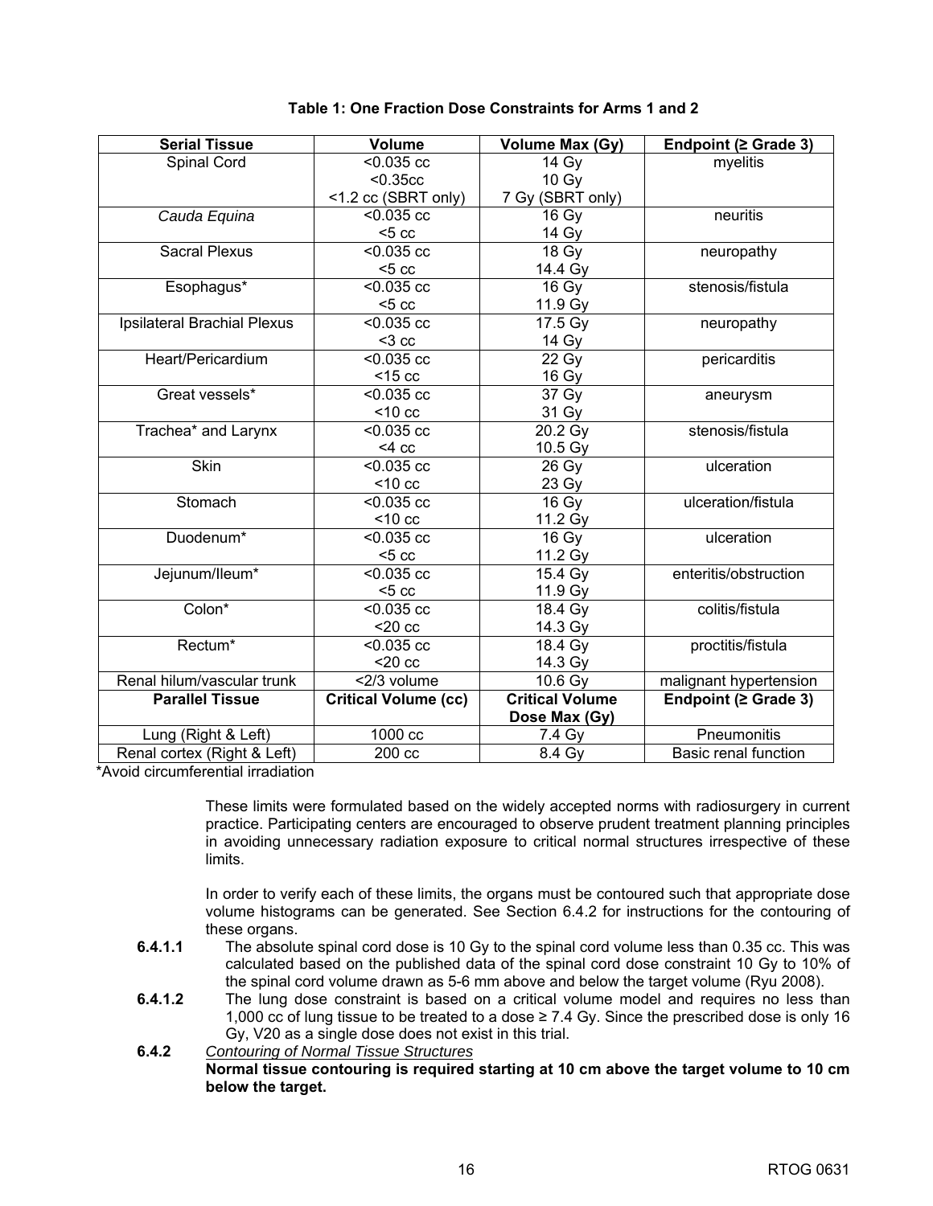**Table 1: One Fraction Dose Constraints for Arms 1 and 2**

| Serial Tissue | Volume | Volume Max (Gy) | Endpoint (≥ Grade 3) |
|---|---|---|---|
| Spinal Cord | <0.035 cc<br><0.35cc<br><1.2 cc (SBRT only) | 14 Gy<br>10 Gy<br>7 Gy (SBRT only) | myelitis |
| *Cauda Equina* | <0.035 cc<br><5 cc | 16 Gy<br>14 Gy | neuritis |
| Sacral Plexus | <0.035 cc<br><5 cc | 18 Gy<br>14.4 Gy | neuropathy |
| Esophagus* | <0.035 cc<br><5 cc | 16 Gy<br>11.9 Gy | stenosis/fistula |
| Ipsilateral Brachial Plexus | <0.035 cc<br><3 cc | 17.5 Gy<br>14 Gy | neuropathy |
| Heart/Pericardium | <0.035 cc<br><15 cc | 22 Gy<br>16 Gy | pericarditis |
| Great vessels* | <0.035 cc<br><10 cc | 37 Gy<br>31 Gy | aneurysm |
| Trachea* and Larynx | <0.035 cc<br><4 cc | 20.2 Gy<br>10.5 Gy | stenosis/fistula |
| Skin | <0.035 cc<br><10 cc | 26 Gy<br>23 Gy | ulceration |
| Stomach | <0.035 cc<br><10 cc | 16 Gy<br>11.2 Gy | ulceration/fistula |
| Duodenum* | <0.035 cc<br><5 cc | 16 Gy<br>11.2 Gy | ulceration |
| Jejunum/Ileum* | <0.035 cc<br><5 cc | 15.4 Gy<br>11.9 Gy | enteritis/obstruction |
| Colon* | <0.035 cc<br><20 cc | 18.4 Gy<br>14.3 Gy | colitis/fistula |
| Rectum* | <0.035 cc<br><20 cc | 18.4 Gy<br>14.3 Gy | proctitis/fistula |
| Renal hilum/vascular trunk | <2/3 volume | 10.6 Gy | malignant hypertension |
| **Parallel Tissue** | **Critical Volume (cc)** | **Critical Volume Dose Max (Gy)** | **Endpoint (≥ Grade 3)** |
| Lung (Right & Left) | 1000 cc | 7.4 Gy | Pneumonitis |
| Renal cortex (Right & Left) | 200 cc | 8.4 Gy | Basic renal function |

*Avoid circumferential irradiation

These limits were formulated based on the widely accepted norms with radiosurgery in current practice. Participating centers are encouraged to observe prudent treatment planning principles in avoiding unnecessary radiation exposure to critical normal structures irrespective of these limits.

In order to verify each of these limits, the organs must be contoured such that appropriate dose volume histograms can be generated. See Section 6.4.2 for instructions for the contouring of these organs.

**6.4.1.1** The absolute spinal cord dose is 10 Gy to the spinal cord volume less than 0.35 cc. This was calculated based on the published data of the spinal cord dose constraint 10 Gy to 10% of the spinal cord volume drawn as 5-6 mm above and below the target volume (Ryu 2008).

**6.4.1.2** The lung dose constraint is based on a critical volume model and requires no less than 1,000 cc of lung tissue to be treated to a dose ≥ 7.4 Gy. Since the prescribed dose is only 16 Gy, V20 as a single dose does not exist in this trial.

**6.4.2** *Contouring of Normal Tissue Structures*

**Normal tissue contouring is required starting at 10 cm above the target volume to 10 cm below the target.**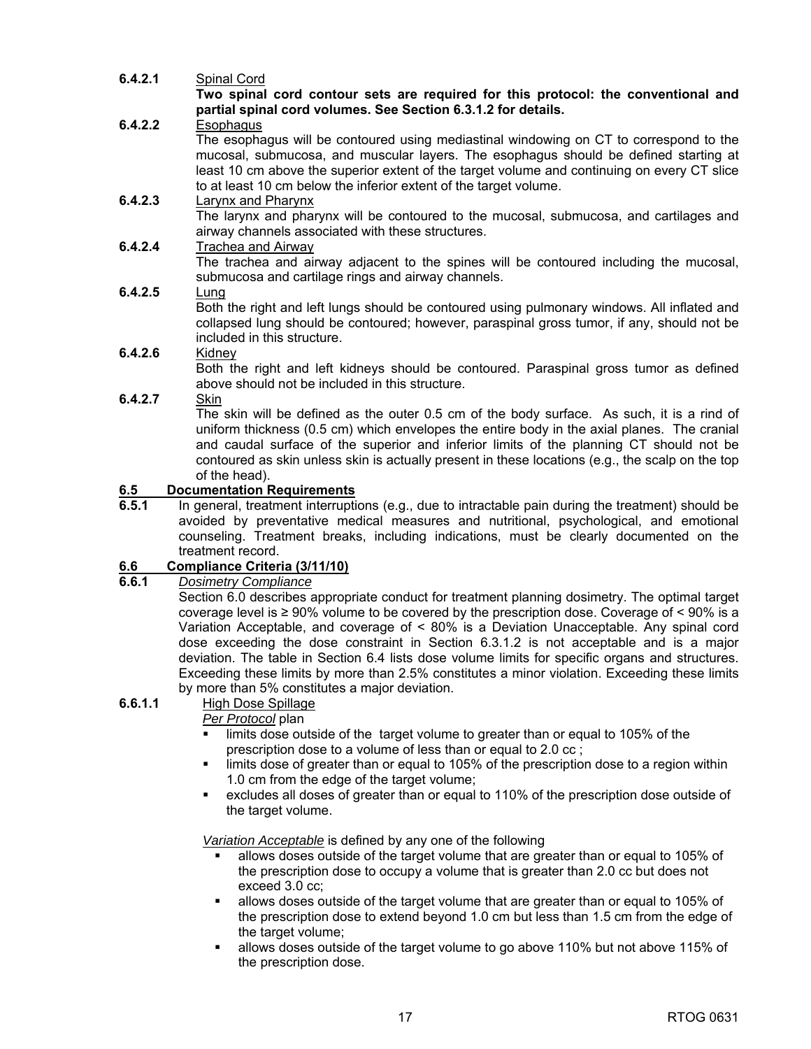**6.4.2.1** Spinal Cord

**Two spinal cord contour sets are required for this protocol: the conventional and partial spinal cord volumes. See Section 6.3.1.2 for details.**

**6.4.2.2** Esophagus

The esophagus will be contoured using mediastinal windowing on CT to correspond to the mucosal, submucosa, and muscular layers. The esophagus should be defined starting at least 10 cm above the superior extent of the target volume and continuing on every CT slice to at least 10 cm below the inferior extent of the target volume.

**6.4.2.3** Larynx and Pharynx

The larynx and pharynx will be contoured to the mucosal, submucosa, and cartilages and airway channels associated with these structures.

**6.4.2.4** Trachea and Airway

The trachea and airway adjacent to the spines will be contoured including the mucosal, submucosa and cartilage rings and airway channels.

**6.4.2.5** Lung

Both the right and left lungs should be contoured using pulmonary windows. All inflated and collapsed lung should be contoured; however, paraspinal gross tumor, if any, should not be included in this structure.

**6.4.2.6** Kidney

Both the right and left kidneys should be contoured. Paraspinal gross tumor as defined above should not be included in this structure.

**6.4.2.7** Skin

The skin will be defined as the outer 0.5 cm of the body surface. As such, it is a rind of uniform thickness (0.5 cm) which envelopes the entire body in the axial planes. The cranial and caudal surface of the superior and inferior limits of the planning CT should not be contoured as skin unless skin is actually present in these locations (e.g., the scalp on the top of the head).

## 6.5 Documentation Requirements

**6.5.1** In general, treatment interruptions (e.g., due to intractable pain during the treatment) should be avoided by preventative medical measures and nutritional, psychological, and emotional counseling. Treatment breaks, including indications, must be clearly documented on the treatment record.

## 6.6 Compliance Criteria (3/11/10)

**6.6.1** *Dosimetry Compliance*

Section 6.0 describes appropriate conduct for treatment planning dosimetry. The optimal target coverage level is ≥ 90% volume to be covered by the prescription dose. Coverage of < 90% is a Variation Acceptable, and coverage of < 80% is a Deviation Unacceptable. Any spinal cord dose exceeding the dose constraint in Section 6.3.1.2 is not acceptable and is a major deviation. The table in Section 6.4 lists dose volume limits for specific organs and structures. Exceeding these limits by more than 2.5% constitutes a minor violation. Exceeding these limits by more than 5% constitutes a major deviation.

**6.6.1.1** High Dose Spillage

*Per Protocol* plan

- limits dose outside of the target volume to greater than or equal to 105% of the prescription dose to a volume of less than or equal to 2.0 cc ;
- limits dose of greater than or equal to 105% of the prescription dose to a region within 1.0 cm from the edge of the target volume;
- excludes all doses of greater than or equal to 110% of the prescription dose outside of the target volume.

*Variation Acceptable* is defined by any one of the following

- allows doses outside of the target volume that are greater than or equal to 105% of the prescription dose to occupy a volume that is greater than 2.0 cc but does not exceed 3.0 cc;
- allows doses outside of the target volume that are greater than or equal to 105% of the prescription dose to extend beyond 1.0 cm but less than 1.5 cm from the edge of the target volume;
- allows doses outside of the target volume to go above 110% but not above 115% of the prescription dose.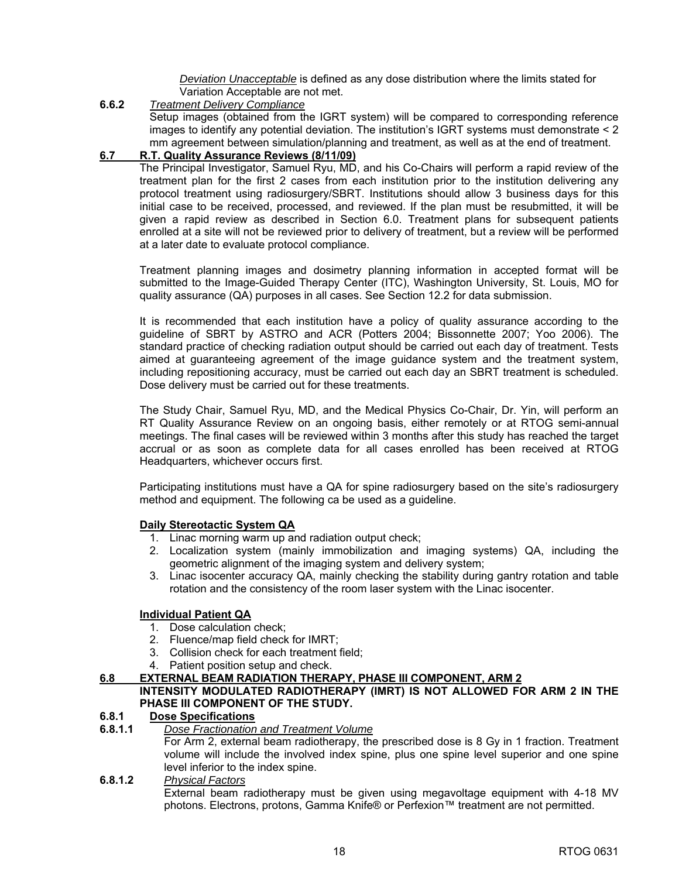*Deviation Unacceptable* is defined as any dose distribution where the limits stated for Variation Acceptable are not met.

**6.6.2** *Treatment Delivery Compliance*

Setup images (obtained from the IGRT system) will be compared to corresponding reference images to identify any potential deviation. The institution's IGRT systems must demonstrate < 2 mm agreement between simulation/planning and treatment, as well as at the end of treatment.

## 6.7 R.T. Quality Assurance Reviews (8/11/09)

The Principal Investigator, Samuel Ryu, MD, and his Co-Chairs will perform a rapid review of the treatment plan for the first 2 cases from each institution prior to the institution delivering any protocol treatment using radiosurgery/SBRT. Institutions should allow 3 business days for this initial case to be received, processed, and reviewed. If the plan must be resubmitted, it will be given a rapid review as described in Section 6.0. Treatment plans for subsequent patients enrolled at a site will not be reviewed prior to delivery of treatment, but a review will be performed at a later date to evaluate protocol compliance.

Treatment planning images and dosimetry planning information in accepted format will be submitted to the Image-Guided Therapy Center (ITC), Washington University, St. Louis, MO for quality assurance (QA) purposes in all cases. See Section 12.2 for data submission.

It is recommended that each institution have a policy of quality assurance according to the guideline of SBRT by ASTRO and ACR (Potters 2004; Bissonnette 2007; Yoo 2006). The standard practice of checking radiation output should be carried out each day of treatment. Tests aimed at guaranteeing agreement of the image guidance system and the treatment system, including repositioning accuracy, must be carried out each day an SBRT treatment is scheduled. Dose delivery must be carried out for these treatments.

The Study Chair, Samuel Ryu, MD, and the Medical Physics Co-Chair, Dr. Yin, will perform an RT Quality Assurance Review on an ongoing basis, either remotely or at RTOG semi-annual meetings. The final cases will be reviewed within 3 months after this study has reached the target accrual or as soon as complete data for all cases enrolled has been received at RTOG Headquarters, whichever occurs first.

Participating institutions must have a QA for spine radiosurgery based on the site's radiosurgery method and equipment. The following ca be used as a guideline.

**Daily Stereotactic System QA**

1. Linac morning warm up and radiation output check;
2. Localization system (mainly immobilization and imaging systems) QA, including the geometric alignment of the imaging system and delivery system;
3. Linac isocenter accuracy QA, mainly checking the stability during gantry rotation and table rotation and the consistency of the room laser system with the Linac isocenter.

**Individual Patient QA**

1. Dose calculation check;
2. Fluence/map field check for IMRT;
3. Collision check for each treatment field;
4. Patient position setup and check.

## 6.8 EXTERNAL BEAM RADIATION THERAPY, PHASE III COMPONENT, ARM 2

**INTENSITY MODULATED RADIOTHERAPY (IMRT) IS NOT ALLOWED FOR ARM 2 IN THE PHASE III COMPONENT OF THE STUDY.**

### 6.8.1 Dose Specifications

**6.8.1.1** *Dose Fractionation and Treatment Volume*

For Arm 2, external beam radiotherapy, the prescribed dose is 8 Gy in 1 fraction. Treatment volume will include the involved index spine, plus one spine level superior and one spine level inferior to the index spine.

**6.8.1.2** *Physical Factors*

External beam radiotherapy must be given using megavoltage equipment with 4-18 MV photons. Electrons, protons, Gamma Knife® or Perfexion™ treatment are not permitted.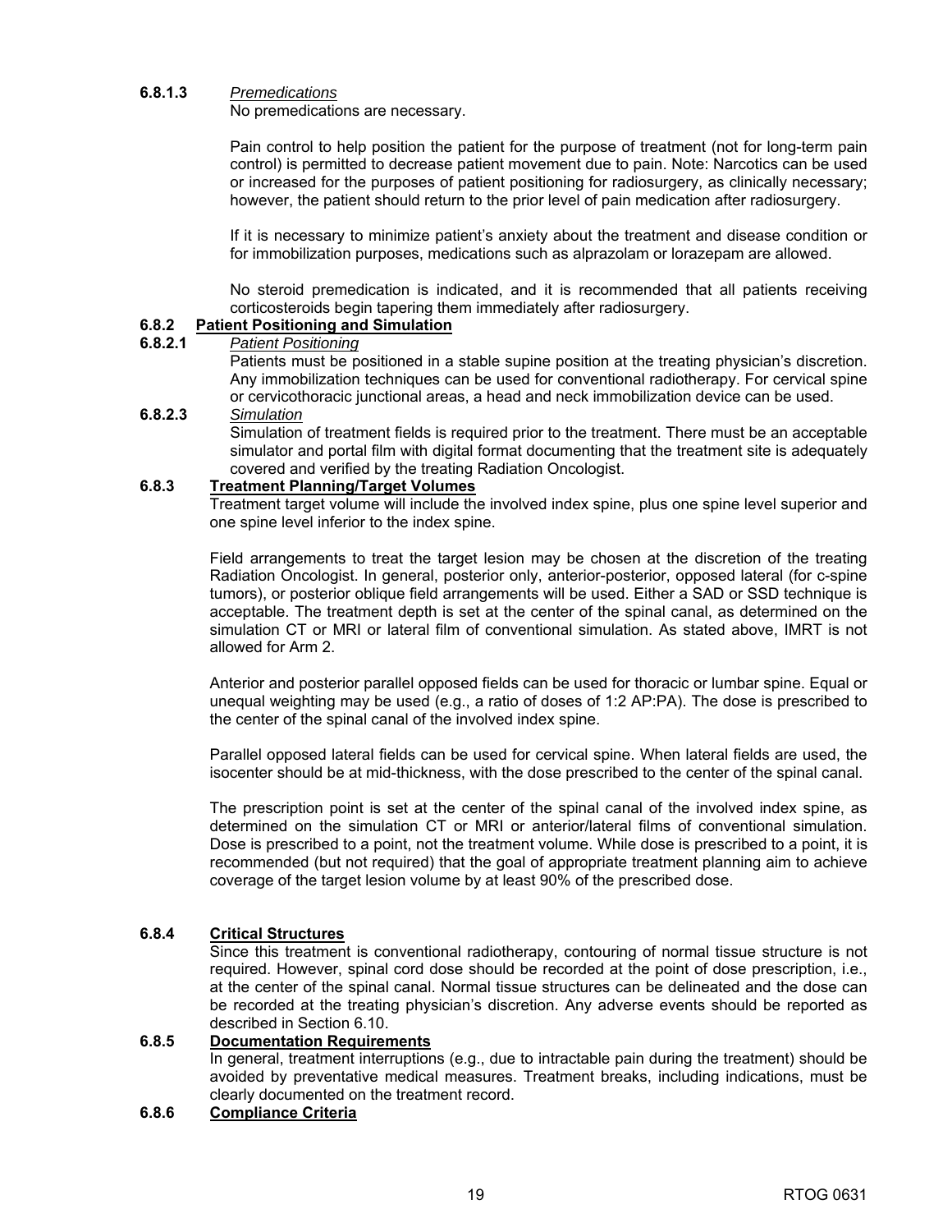**6.8.1.3** *Premedications*

No premedications are necessary.

Pain control to help position the patient for the purpose of treatment (not for long-term pain control) is permitted to decrease patient movement due to pain. Note: Narcotics can be used or increased for the purposes of patient positioning for radiosurgery, as clinically necessary; however, the patient should return to the prior level of pain medication after radiosurgery.

If it is necessary to minimize patient's anxiety about the treatment and disease condition or for immobilization purposes, medications such as alprazolam or lorazepam are allowed.

No steroid premedication is indicated, and it is recommended that all patients receiving corticosteroids begin tapering them immediately after radiosurgery.

**6.8.2 Patient Positioning and Simulation**

**6.8.2.1** *Patient Positioning*

Patients must be positioned in a stable supine position at the treating physician's discretion. Any immobilization techniques can be used for conventional radiotherapy. For cervical spine or cervicothoracic junctional areas, a head and neck immobilization device can be used.

**6.8.2.3** *Simulation*

Simulation of treatment fields is required prior to the treatment. There must be an acceptable simulator and portal film with digital format documenting that the treatment site is adequately covered and verified by the treating Radiation Oncologist.

**6.8.3 Treatment Planning/Target Volumes**

Treatment target volume will include the involved index spine, plus one spine level superior and one spine level inferior to the index spine.

Field arrangements to treat the target lesion may be chosen at the discretion of the treating Radiation Oncologist. In general, posterior only, anterior-posterior, opposed lateral (for c-spine tumors), or posterior oblique field arrangements will be used. Either a SAD or SSD technique is acceptable. The treatment depth is set at the center of the spinal canal, as determined on the simulation CT or MRI or lateral film of conventional simulation. As stated above, IMRT is not allowed for Arm 2.

Anterior and posterior parallel opposed fields can be used for thoracic or lumbar spine. Equal or unequal weighting may be used (e.g., a ratio of doses of 1:2 AP:PA). The dose is prescribed to the center of the spinal canal of the involved index spine.

Parallel opposed lateral fields can be used for cervical spine. When lateral fields are used, the isocenter should be at mid-thickness, with the dose prescribed to the center of the spinal canal.

The prescription point is set at the center of the spinal canal of the involved index spine, as determined on the simulation CT or MRI or anterior/lateral films of conventional simulation. Dose is prescribed to a point, not the treatment volume. While dose is prescribed to a point, it is recommended (but not required) that the goal of appropriate treatment planning aim to achieve coverage of the target lesion volume by at least 90% of the prescribed dose.

**6.8.4 Critical Structures**

Since this treatment is conventional radiotherapy, contouring of normal tissue structure is not required. However, spinal cord dose should be recorded at the point of dose prescription, i.e., at the center of the spinal canal. Normal tissue structures can be delineated and the dose can be recorded at the treating physician's discretion. Any adverse events should be reported as described in Section 6.10.

**6.8.5 Documentation Requirements**

In general, treatment interruptions (e.g., due to intractable pain during the treatment) should be avoided by preventative medical measures. Treatment breaks, including indications, must be clearly documented on the treatment record.

**6.8.6 Compliance Criteria**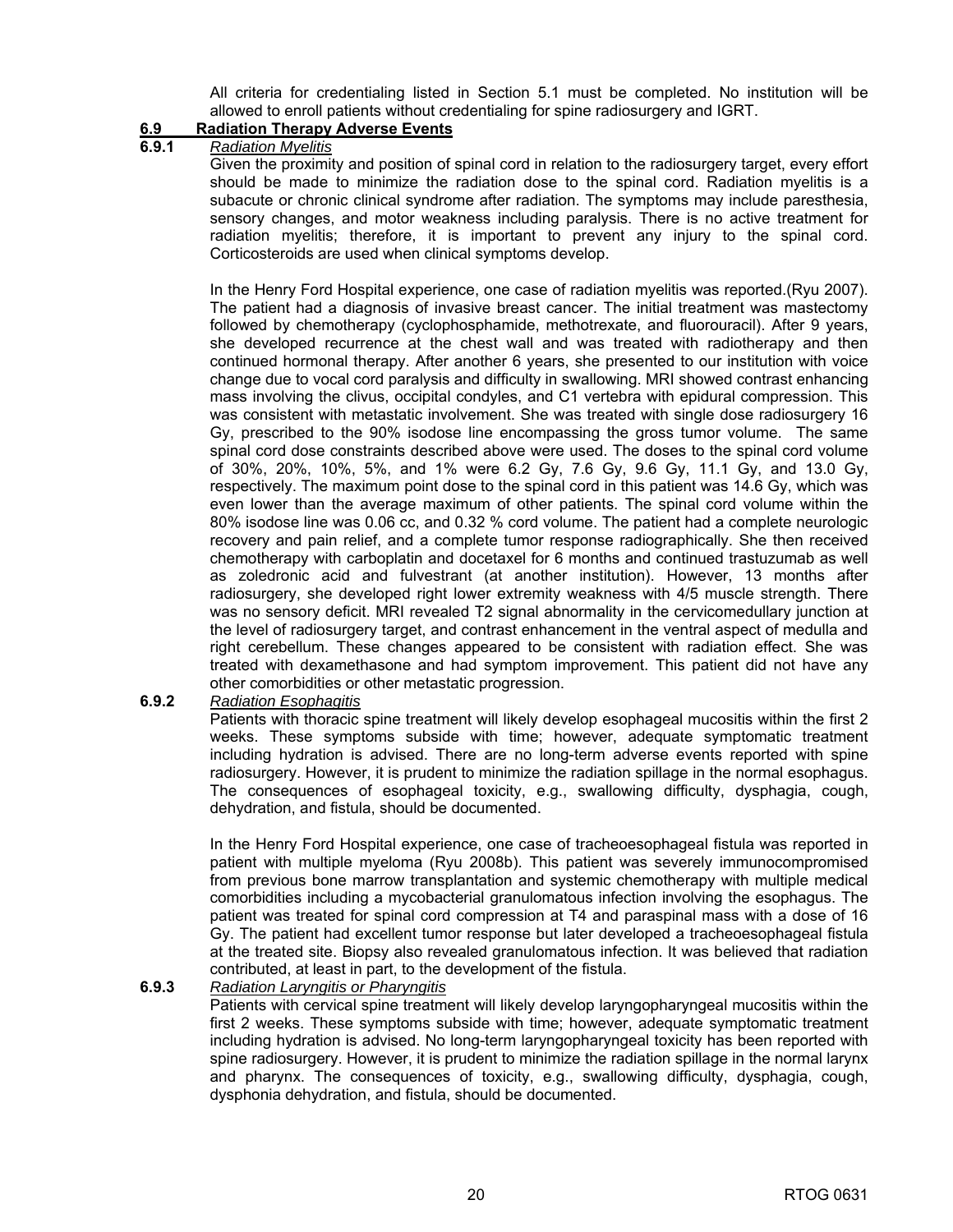All criteria for credentialing listed in Section 5.1 must be completed. No institution will be allowed to enroll patients without credentialing for spine radiosurgery and IGRT.

## 6.9 Radiation Therapy Adverse Events

### 6.9.1 *Radiation Myelitis*

Given the proximity and position of spinal cord in relation to the radiosurgery target, every effort should be made to minimize the radiation dose to the spinal cord. Radiation myelitis is a subacute or chronic clinical syndrome after radiation. The symptoms may include paresthesia, sensory changes, and motor weakness including paralysis. There is no active treatment for radiation myelitis; therefore, it is important to prevent any injury to the spinal cord. Corticosteroids are used when clinical symptoms develop.

In the Henry Ford Hospital experience, one case of radiation myelitis was reported.(Ryu 2007). The patient had a diagnosis of invasive breast cancer. The initial treatment was mastectomy followed by chemotherapy (cyclophosphamide, methotrexate, and fluorouracil). After 9 years, she developed recurrence at the chest wall and was treated with radiotherapy and then continued hormonal therapy. After another 6 years, she presented to our institution with voice change due to vocal cord paralysis and difficulty in swallowing. MRI showed contrast enhancing mass involving the clivus, occipital condyles, and C1 vertebra with epidural compression. This was consistent with metastatic involvement. She was treated with single dose radiosurgery 16 Gy, prescribed to the 90% isodose line encompassing the gross tumor volume. The same spinal cord dose constraints described above were used. The doses to the spinal cord volume of 30%, 20%, 10%, 5%, and 1% were 6.2 Gy, 7.6 Gy, 9.6 Gy, 11.1 Gy, and 13.0 Gy, respectively. The maximum point dose to the spinal cord in this patient was 14.6 Gy, which was even lower than the average maximum of other patients. The spinal cord volume within the 80% isodose line was 0.06 cc, and 0.32 % cord volume. The patient had a complete neurologic recovery and pain relief, and a complete tumor response radiographically. She then received chemotherapy with carboplatin and docetaxel for 6 months and continued trastuzumab as well as zoledronic acid and fulvestrant (at another institution). However, 13 months after radiosurgery, she developed right lower extremity weakness with 4/5 muscle strength. There was no sensory deficit. MRI revealed T2 signal abnormality in the cervicomedullary junction at the level of radiosurgery target, and contrast enhancement in the ventral aspect of medulla and right cerebellum. These changes appeared to be consistent with radiation effect. She was treated with dexamethasone and had symptom improvement. This patient did not have any other comorbidities or other metastatic progression.

### 6.9.2 *Radiation Esophagitis*

Patients with thoracic spine treatment will likely develop esophageal mucositis within the first 2 weeks. These symptoms subside with time; however, adequate symptomatic treatment including hydration is advised. There are no long-term adverse events reported with spine radiosurgery. However, it is prudent to minimize the radiation spillage in the normal esophagus. The consequences of esophageal toxicity, e.g., swallowing difficulty, dysphagia, cough, dehydration, and fistula, should be documented.

In the Henry Ford Hospital experience, one case of tracheoesophageal fistula was reported in patient with multiple myeloma (Ryu 2008b). This patient was severely immunocompromised from previous bone marrow transplantation and systemic chemotherapy with multiple medical comorbidities including a mycobacterial granulomatous infection involving the esophagus. The patient was treated for spinal cord compression at T4 and paraspinal mass with a dose of 16 Gy. The patient had excellent tumor response but later developed a tracheoesophageal fistula at the treated site. Biopsy also revealed granulomatous infection. It was believed that radiation contributed, at least in part, to the development of the fistula.

### 6.9.3 *Radiation Laryngitis or Pharyngitis*

Patients with cervical spine treatment will likely develop laryngopharyngeal mucositis within the first 2 weeks. These symptoms subside with time; however, adequate symptomatic treatment including hydration is advised. No long-term laryngopharyngeal toxicity has been reported with spine radiosurgery. However, it is prudent to minimize the radiation spillage in the normal larynx and pharynx. The consequences of toxicity, e.g., swallowing difficulty, dysphagia, cough, dysphonia dehydration, and fistula, should be documented.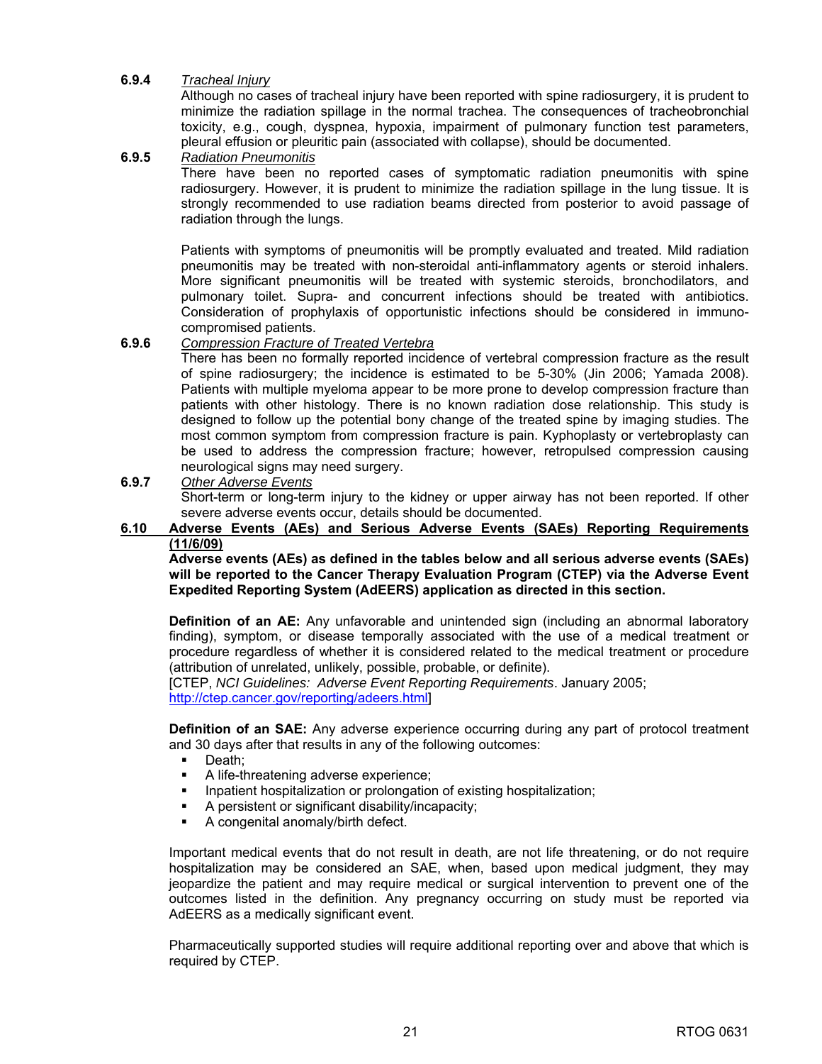**6.9.4** *Tracheal Injury*

Although no cases of tracheal injury have been reported with spine radiosurgery, it is prudent to minimize the radiation spillage in the normal trachea. The consequences of tracheobronchial toxicity, e.g., cough, dyspnea, hypoxia, impairment of pulmonary function test parameters, pleural effusion or pleuritic pain (associated with collapse), should be documented.

**6.9.5** *Radiation Pneumonitis*

There have been no reported cases of symptomatic radiation pneumonitis with spine radiosurgery. However, it is prudent to minimize the radiation spillage in the lung tissue. It is strongly recommended to use radiation beams directed from posterior to avoid passage of radiation through the lungs.

Patients with symptoms of pneumonitis will be promptly evaluated and treated. Mild radiation pneumonitis may be treated with non-steroidal anti-inflammatory agents or steroid inhalers. More significant pneumonitis will be treated with systemic steroids, bronchodilators, and pulmonary toilet. Supra- and concurrent infections should be treated with antibiotics. Consideration of prophylaxis of opportunistic infections should be considered in immuno-compromised patients.

**6.9.6** *Compression Fracture of Treated Vertebra*

There has been no formally reported incidence of vertebral compression fracture as the result of spine radiosurgery; the incidence is estimated to be 5-30% (Jin 2006; Yamada 2008). Patients with multiple myeloma appear to be more prone to develop compression fracture than patients with other histology. There is no known radiation dose relationship. This study is designed to follow up the potential bony change of the treated spine by imaging studies. The most common symptom from compression fracture is pain. Kyphoplasty or vertebroplasty can be used to address the compression fracture; however, retropulsed compression causing neurological signs may need surgery.

**6.9.7** *Other Adverse Events*

Short-term or long-term injury to the kidney or upper airway has not been reported. If other severe adverse events occur, details should be documented.

## 6.10 Adverse Events (AEs) and Serious Adverse Events (SAEs) Reporting Requirements (11/6/09)

**Adverse events (AEs) as defined in the tables below and all serious adverse events (SAEs) will be reported to the Cancer Therapy Evaluation Program (CTEP) via the Adverse Event Expedited Reporting System (AdEERS) application as directed in this section.**

**Definition of an AE:** Any unfavorable and unintended sign (including an abnormal laboratory finding), symptom, or disease temporally associated with the use of a medical treatment or procedure regardless of whether it is considered related to the medical treatment or procedure (attribution of unrelated, unlikely, possible, probable, or definite).
[CTEP, *NCI Guidelines: Adverse Event Reporting Requirements*. January 2005; http://ctep.cancer.gov/reporting/adeers.html]

**Definition of an SAE:** Any adverse experience occurring during any part of protocol treatment and 30 days after that results in any of the following outcomes:

- Death;
- A life-threatening adverse experience;
- Inpatient hospitalization or prolongation of existing hospitalization;
- A persistent or significant disability/incapacity;
- A congenital anomaly/birth defect.

Important medical events that do not result in death, are not life threatening, or do not require hospitalization may be considered an SAE, when, based upon medical judgment, they may jeopardize the patient and may require medical or surgical intervention to prevent one of the outcomes listed in the definition. Any pregnancy occurring on study must be reported via AdEERS as a medically significant event.

Pharmaceutically supported studies will require additional reporting over and above that which is required by CTEP.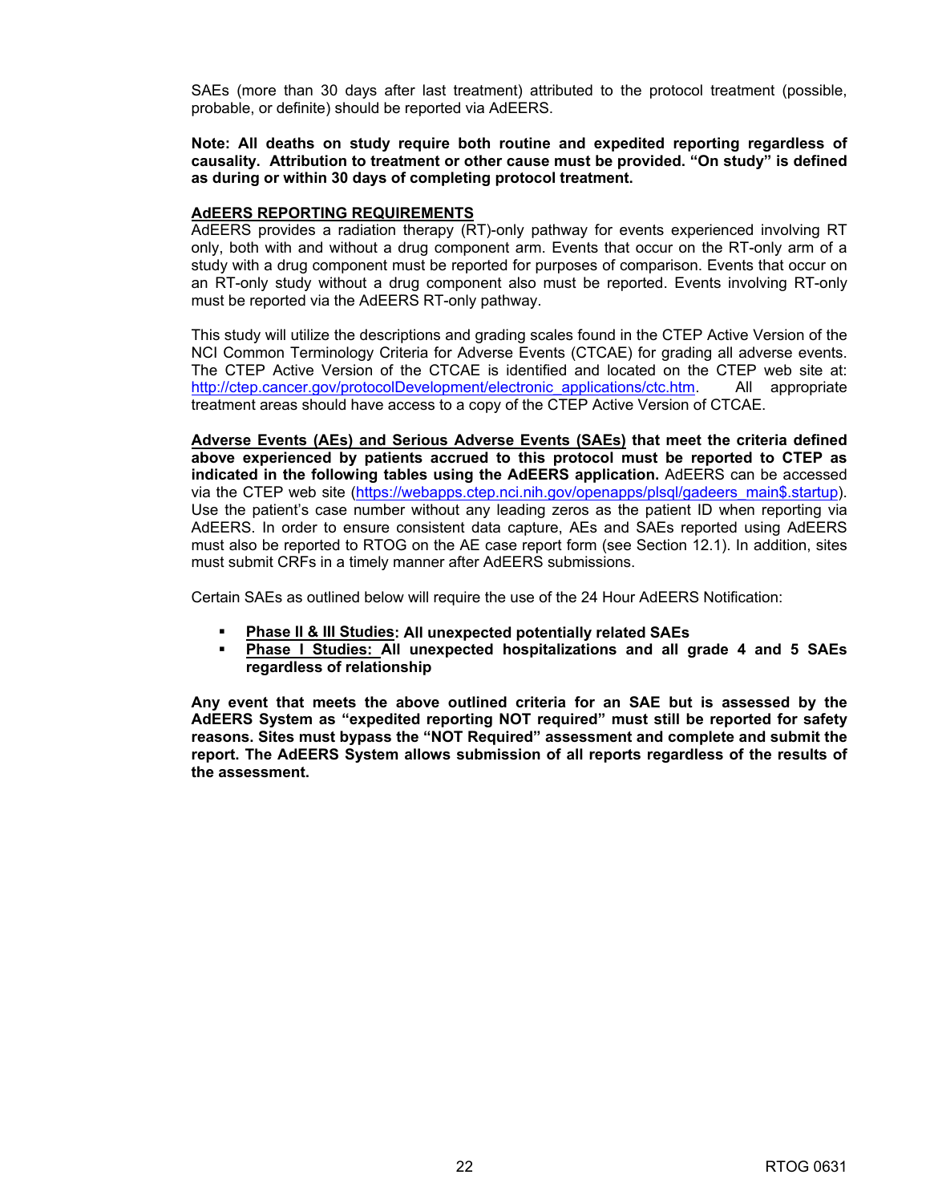SAEs (more than 30 days after last treatment) attributed to the protocol treatment (possible, probable, or definite) should be reported via AdEERS.

**Note: All deaths on study require both routine and expedited reporting regardless of causality. Attribution to treatment or other cause must be provided. "On study" is defined as during or within 30 days of completing protocol treatment.**

**AdEERS REPORTING REQUIREMENTS**

AdEERS provides a radiation therapy (RT)-only pathway for events experienced involving RT only, both with and without a drug component arm. Events that occur on the RT-only arm of a study with a drug component must be reported for purposes of comparison. Events that occur on an RT-only study without a drug component also must be reported. Events involving RT-only must be reported via the AdEERS RT-only pathway.

This study will utilize the descriptions and grading scales found in the CTEP Active Version of the NCI Common Terminology Criteria for Adverse Events (CTCAE) for grading all adverse events. The CTEP Active Version of the CTCAE is identified and located on the CTEP web site at: http://ctep.cancer.gov/protocolDevelopment/electronic_applications/ctc.htm. All appropriate treatment areas should have access to a copy of the CTEP Active Version of CTCAE.

**Adverse Events (AEs) and Serious Adverse Events (SAEs) that meet the criteria defined above experienced by patients accrued to this protocol must be reported to CTEP as indicated in the following tables using the AdEERS application.** AdEERS can be accessed via the CTEP web site (https://webapps.ctep.nci.nih.gov/openapps/plsql/gadeers_main$.startup). Use the patient's case number without any leading zeros as the patient ID when reporting via AdEERS. In order to ensure consistent data capture, AEs and SAEs reported using AdEERS must also be reported to RTOG on the AE case report form (see Section 12.1). In addition, sites must submit CRFs in a timely manner after AdEERS submissions.

Certain SAEs as outlined below will require the use of the 24 Hour AdEERS Notification:

- **Phase II & III Studies: All unexpected potentially related SAEs**
- **Phase I Studies: All unexpected hospitalizations and all grade 4 and 5 SAEs regardless of relationship**

**Any event that meets the above outlined criteria for an SAE but is assessed by the AdEERS System as "expedited reporting NOT required" must still be reported for safety reasons. Sites must bypass the "NOT Required" assessment and complete and submit the report. The AdEERS System allows submission of all reports regardless of the results of the assessment.**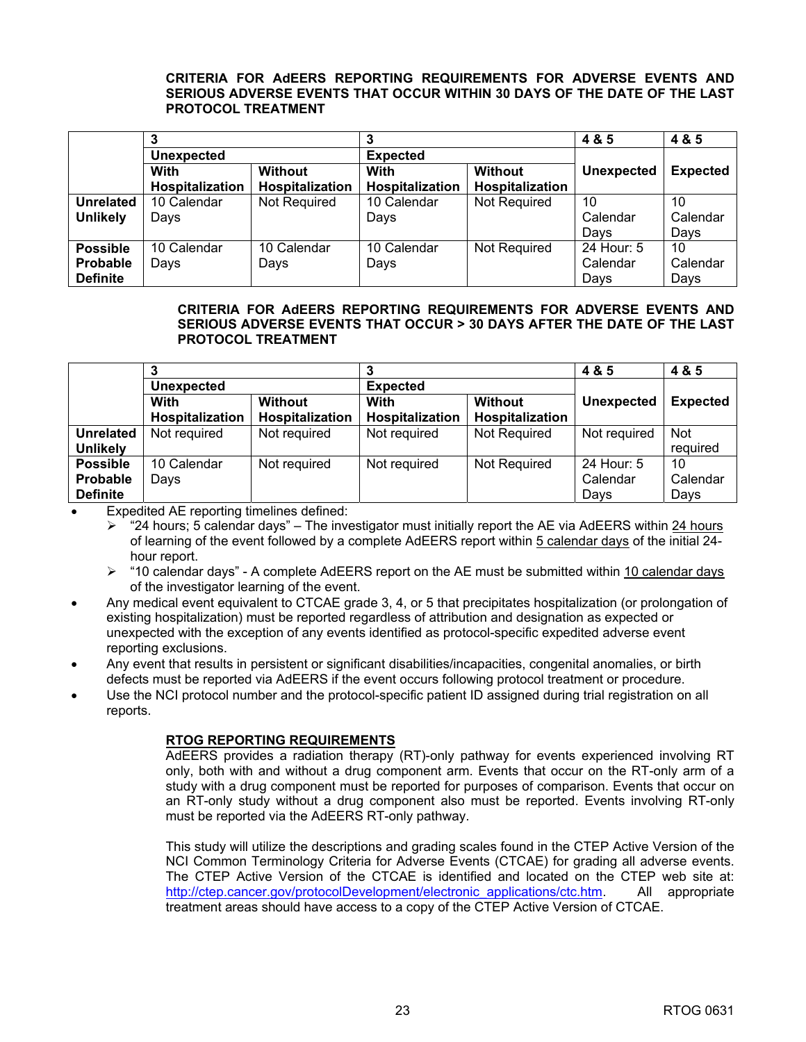**CRITERIA FOR AdEERS REPORTING REQUIREMENTS FOR ADVERSE EVENTS AND SERIOUS ADVERSE EVENTS THAT OCCUR WITHIN 30 DAYS OF THE DATE OF THE LAST PROTOCOL TREATMENT**

| | 3 | | 3 | | 4 & 5 | 4 & 5 |
|---|---|---|---|---|---|---|
| | **Unexpected** | | **Expected** | | | |
| | **With Hospitalization** | **Without Hospitalization** | **With Hospitalization** | **Without Hospitalization** | **Unexpected** | **Expected** |
| **Unrelated Unlikely** | 10 Calendar Days | Not Required | 10 Calendar Days | Not Required | 10 Calendar Days | 10 Calendar Days |
| **Possible Probable Definite** | 10 Calendar Days | 10 Calendar Days | 10 Calendar Days | Not Required | 24 Hour: 5 Calendar Days | 10 Calendar Days |

**CRITERIA FOR AdEERS REPORTING REQUIREMENTS FOR ADVERSE EVENTS AND SERIOUS ADVERSE EVENTS THAT OCCUR > 30 DAYS AFTER THE DATE OF THE LAST PROTOCOL TREATMENT**

| | 3 | | 3 | | 4 & 5 | 4 & 5 |
|---|---|---|---|---|---|---|
| | **Unexpected** | | **Expected** | | | |
| | **With Hospitalization** | **Without Hospitalization** | **With Hospitalization** | **Without Hospitalization** | **Unexpected** | **Expected** |
| **Unrelated Unlikely** | Not required | Not required | Not required | Not Required | Not required | Not required |
| **Possible Probable Definite** | 10 Calendar Days | Not required | Not required | Not Required | 24 Hour: 5 Calendar Days | 10 Calendar Days |

- Expedited AE reporting timelines defined:
  - "24 hours; 5 calendar days" – The investigator must initially report the AE via AdEERS within 24 hours of learning of the event followed by a complete AdEERS report within 5 calendar days of the initial 24-hour report.
  - "10 calendar days" - A complete AdEERS report on the AE must be submitted within 10 calendar days of the investigator learning of the event.
- Any medical event equivalent to CTCAE grade 3, 4, or 5 that precipitates hospitalization (or prolongation of existing hospitalization) must be reported regardless of attribution and designation as expected or unexpected with the exception of any events identified as protocol-specific expedited adverse event reporting exclusions.
- Any event that results in persistent or significant disabilities/incapacities, congenital anomalies, or birth defects must be reported via AdEERS if the event occurs following protocol treatment or procedure.
- Use the NCI protocol number and the protocol-specific patient ID assigned during trial registration on all reports.

**RTOG REPORTING REQUIREMENTS**

AdEERS provides a radiation therapy (RT)-only pathway for events experienced involving RT only, both with and without a drug component arm. Events that occur on the RT-only arm of a study with a drug component must be reported for purposes of comparison. Events that occur on an RT-only study without a drug component also must be reported. Events involving RT-only must be reported via the AdEERS RT-only pathway.

This study will utilize the descriptions and grading scales found in the CTEP Active Version of the NCI Common Terminology Criteria for Adverse Events (CTCAE) for grading all adverse events. The CTEP Active Version of the CTCAE is identified and located on the CTEP web site at: http://ctep.cancer.gov/protocolDevelopment/electronic_applications/ctc.htm. All appropriate treatment areas should have access to a copy of the CTEP Active Version of CTCAE.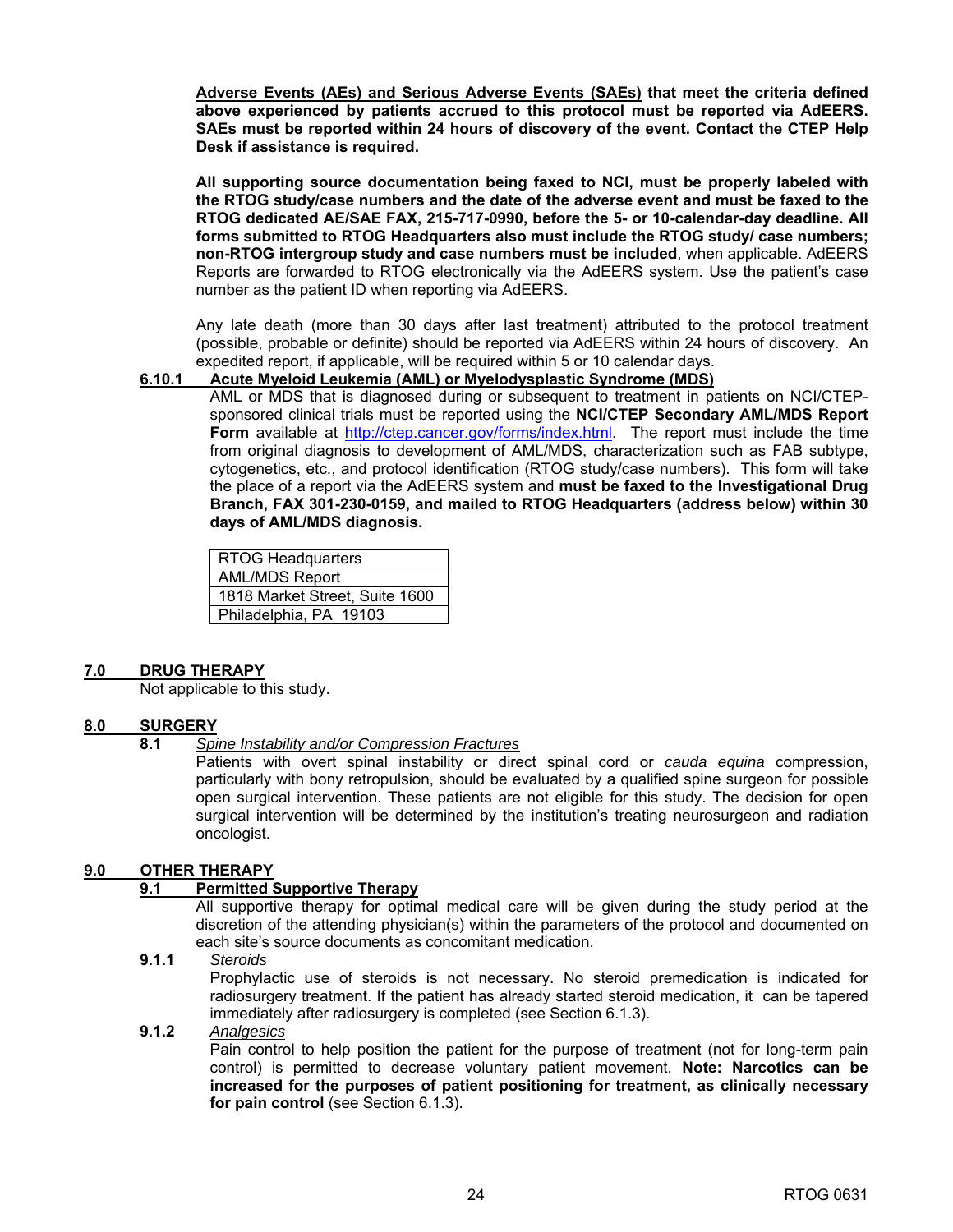**Adverse Events (AEs) and Serious Adverse Events (SAEs) that meet the criteria defined above experienced by patients accrued to this protocol must be reported via AdEERS. SAEs must be reported within 24 hours of discovery of the event. Contact the CTEP Help Desk if assistance is required.**

**All supporting source documentation being faxed to NCI, must be properly labeled with the RTOG study/case numbers and the date of the adverse event and must be faxed to the RTOG dedicated AE/SAE FAX, 215-717-0990, before the 5- or 10-calendar-day deadline. All forms submitted to RTOG Headquarters also must include the RTOG study/ case numbers; non-RTOG intergroup study and case numbers must be included**, when applicable. AdEERS Reports are forwarded to RTOG electronically via the AdEERS system. Use the patient's case number as the patient ID when reporting via AdEERS.

Any late death (more than 30 days after last treatment) attributed to the protocol treatment (possible, probable or definite) should be reported via AdEERS within 24 hours of discovery. An expedited report, if applicable, will be required within 5 or 10 calendar days.

#### 6.10.1 Acute Myeloid Leukemia (AML) or Myelodysplastic Syndrome (MDS)

AML or MDS that is diagnosed during or subsequent to treatment in patients on NCI/CTEP-sponsored clinical trials must be reported using the **NCI/CTEP Secondary AML/MDS Report Form** available at http://ctep.cancer.gov/forms/index.html. The report must include the time from original diagnosis to development of AML/MDS, characterization such as FAB subtype, cytogenetics, etc., and protocol identification (RTOG study/case numbers). This form will take the place of a report via the AdEERS system and **must be faxed to the Investigational Drug Branch, FAX 301-230-0159, and mailed to RTOG Headquarters (address below) within 30 days of AML/MDS diagnosis.**

| RTOG Headquarters |
|---|
| AML/MDS Report |
| 1818 Market Street, Suite 1600 |
| Philadelphia, PA 19103 |

## 7.0 DRUG THERAPY

Not applicable to this study.

## 8.0 SURGERY

### 8.1 *Spine Instability and/or Compression Fractures*

Patients with overt spinal instability or direct spinal cord or *cauda equina* compression, particularly with bony retropulsion, should be evaluated by a qualified spine surgeon for possible open surgical intervention. These patients are not eligible for this study. The decision for open surgical intervention will be determined by the institution's treating neurosurgeon and radiation oncologist.

## 9.0 OTHER THERAPY

### 9.1 Permitted Supportive Therapy

All supportive therapy for optimal medical care will be given during the study period at the discretion of the attending physician(s) within the parameters of the protocol and documented on each site's source documents as concomitant medication.

#### 9.1.1 *Steroids*

Prophylactic use of steroids is not necessary. No steroid premedication is indicated for radiosurgery treatment. If the patient has already started steroid medication, it can be tapered immediately after radiosurgery is completed (see Section 6.1.3).

#### 9.1.2 *Analgesics*

Pain control to help position the patient for the purpose of treatment (not for long-term pain control) is permitted to decrease voluntary patient movement. **Note: Narcotics can be increased for the purposes of patient positioning for treatment, as clinically necessary for pain control** (see Section 6.1.3).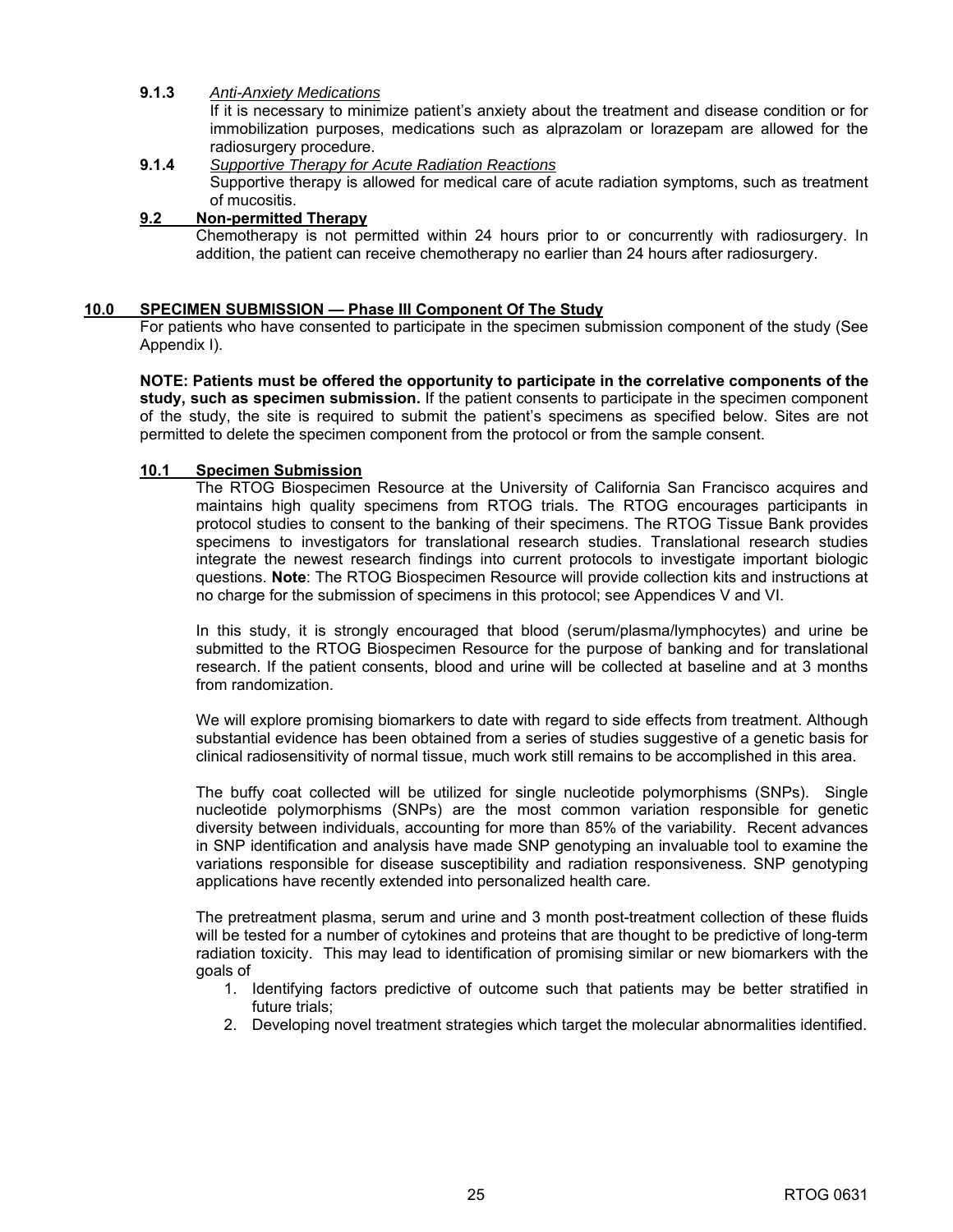**9.1.3** *Anti-Anxiety Medications*

If it is necessary to minimize patient's anxiety about the treatment and disease condition or for immobilization purposes, medications such as alprazolam or lorazepam are allowed for the radiosurgery procedure.

**9.1.4** *Supportive Therapy for Acute Radiation Reactions*

Supportive therapy is allowed for medical care of acute radiation symptoms, such as treatment of mucositis.

### 9.2 Non-permitted Therapy

Chemotherapy is not permitted within 24 hours prior to or concurrently with radiosurgery. In addition, the patient can receive chemotherapy no earlier than 24 hours after radiosurgery.

## 10.0 SPECIMEN SUBMISSION — Phase III Component Of The Study

For patients who have consented to participate in the specimen submission component of the study (See Appendix I).

**NOTE: Patients must be offered the opportunity to participate in the correlative components of the study, such as specimen submission.** If the patient consents to participate in the specimen component of the study, the site is required to submit the patient's specimens as specified below. Sites are not permitted to delete the specimen component from the protocol or from the sample consent.

### 10.1 Specimen Submission

The RTOG Biospecimen Resource at the University of California San Francisco acquires and maintains high quality specimens from RTOG trials. The RTOG encourages participants in protocol studies to consent to the banking of their specimens. The RTOG Tissue Bank provides specimens to investigators for translational research studies. Translational research studies integrate the newest research findings into current protocols to investigate important biologic questions. **Note**: The RTOG Biospecimen Resource will provide collection kits and instructions at no charge for the submission of specimens in this protocol; see Appendices V and VI.

In this study, it is strongly encouraged that blood (serum/plasma/lymphocytes) and urine be submitted to the RTOG Biospecimen Resource for the purpose of banking and for translational research. If the patient consents, blood and urine will be collected at baseline and at 3 months from randomization.

We will explore promising biomarkers to date with regard to side effects from treatment. Although substantial evidence has been obtained from a series of studies suggestive of a genetic basis for clinical radiosensitivity of normal tissue, much work still remains to be accomplished in this area.

The buffy coat collected will be utilized for single nucleotide polymorphisms (SNPs). Single nucleotide polymorphisms (SNPs) are the most common variation responsible for genetic diversity between individuals, accounting for more than 85% of the variability. Recent advances in SNP identification and analysis have made SNP genotyping an invaluable tool to examine the variations responsible for disease susceptibility and radiation responsiveness. SNP genotyping applications have recently extended into personalized health care.

The pretreatment plasma, serum and urine and 3 month post-treatment collection of these fluids will be tested for a number of cytokines and proteins that are thought to be predictive of long-term radiation toxicity. This may lead to identification of promising similar or new biomarkers with the goals of

1. Identifying factors predictive of outcome such that patients may be better stratified in future trials;
2. Developing novel treatment strategies which target the molecular abnormalities identified.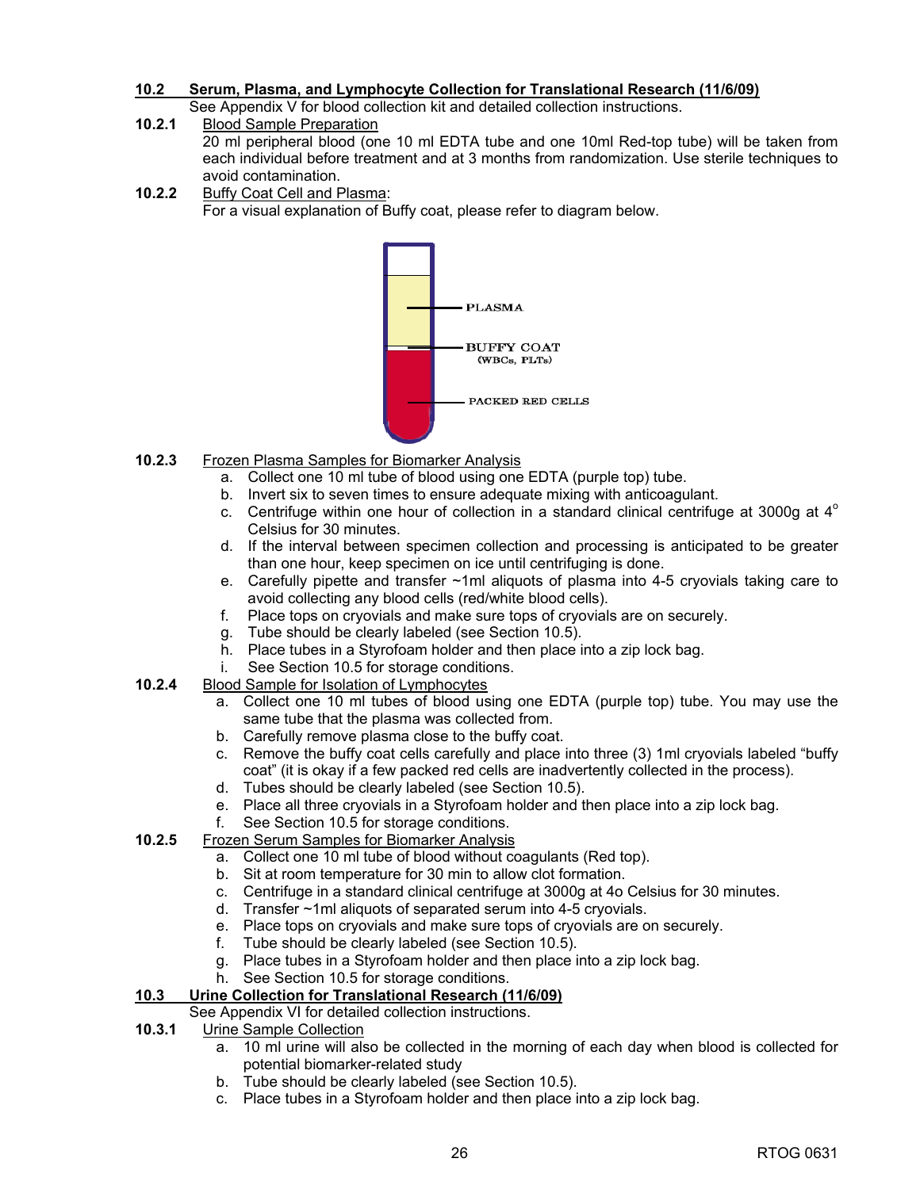### 10.2 Serum, Plasma, and Lymphocyte Collection for Translational Research (11/6/09)

See Appendix V for blood collection kit and detailed collection instructions.

**10.2.1** Blood Sample Preparation

20 ml peripheral blood (one 10 ml EDTA tube and one 10ml Red-top tube) will be taken from each individual before treatment and at 3 months from randomization. Use sterile techniques to avoid contamination.

**10.2.2** Buffy Coat Cell and Plasma:

For a visual explanation of Buffy coat, please refer to diagram below.

PLASMA

BUFFY COAT (WBCs, PLTs)

PACKED RED CELLS

**10.2.3** Frozen Plasma Samples for Biomarker Analysis

a. Collect one 10 ml tube of blood using one EDTA (purple top) tube.
b. Invert six to seven times to ensure adequate mixing with anticoagulant.
c. Centrifuge within one hour of collection in a standard clinical centrifuge at 3000g at 4° Celsius for 30 minutes.
d. If the interval between specimen collection and processing is anticipated to be greater than one hour, keep specimen on ice until centrifuging is done.
e. Carefully pipette and transfer ~1ml aliquots of plasma into 4-5 cryovials taking care to avoid collecting any blood cells (red/white blood cells).
f. Place tops on cryovials and make sure tops of cryovials are on securely.
g. Tube should be clearly labeled (see Section 10.5).
h. Place tubes in a Styrofoam holder and then place into a zip lock bag.
i. See Section 10.5 for storage conditions.

**10.2.4** Blood Sample for Isolation of Lymphocytes

a. Collect one 10 ml tubes of blood using one EDTA (purple top) tube. You may use the same tube that the plasma was collected from.
b. Carefully remove plasma close to the buffy coat.
c. Remove the buffy coat cells carefully and place into three (3) 1ml cryovials labeled "buffy coat" (it is okay if a few packed red cells are inadvertently collected in the process).
d. Tubes should be clearly labeled (see Section 10.5).
e. Place all three cryovials in a Styrofoam holder and then place into a zip lock bag.
f. See Section 10.5 for storage conditions.

**10.2.5** Frozen Serum Samples for Biomarker Analysis

a. Collect one 10 ml tube of blood without coagulants (Red top).
b. Sit at room temperature for 30 min to allow clot formation.
c. Centrifuge in a standard clinical centrifuge at 3000g at 4o Celsius for 30 minutes.
d. Transfer ~1ml aliquots of separated serum into 4-5 cryovials.
e. Place tops on cryovials and make sure tops of cryovials are on securely.
f. Tube should be clearly labeled (see Section 10.5).
g. Place tubes in a Styrofoam holder and then place into a zip lock bag.
h. See Section 10.5 for storage conditions.

### 10.3 Urine Collection for Translational Research (11/6/09)

See Appendix VI for detailed collection instructions.

**10.3.1** Urine Sample Collection

a. 10 ml urine will also be collected in the morning of each day when blood is collected for potential biomarker-related study
b. Tube should be clearly labeled (see Section 10.5).
c. Place tubes in a Styrofoam holder and then place into a zip lock bag.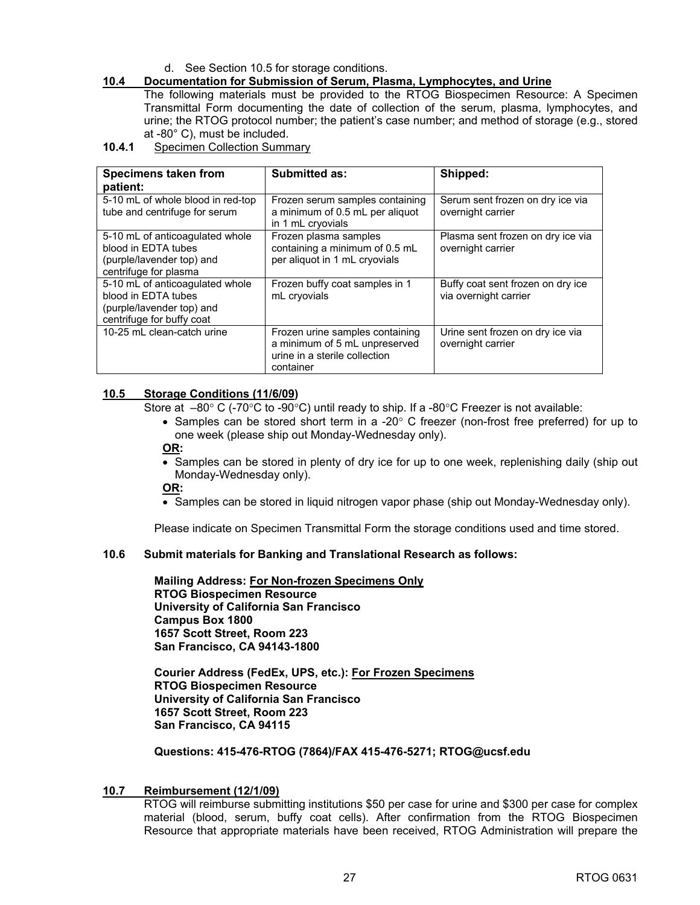d. See Section 10.5 for storage conditions.

**10.4 Documentation for Submission of Serum, Plasma, Lymphocytes, and Urine**

The following materials must be provided to the RTOG Biospecimen Resource: A Specimen Transmittal Form documenting the date of collection of the serum, plasma, lymphocytes, and urine; the RTOG protocol number; the patient's case number; and method of storage (e.g., stored at -80° C), must be included.

**10.4.1** Specimen Collection Summary

| Specimens taken from patient: | Submitted as: | Shipped: |
|---|---|---|
| 5-10 mL of whole blood in red-top tube and centrifuge for serum | Frozen serum samples containing a minimum of 0.5 mL per aliquot in 1 mL cryovials | Serum sent frozen on dry ice via overnight carrier |
| 5-10 mL of anticoagulated whole blood in EDTA tubes (purple/lavender top) and centrifuge for plasma | Frozen plasma samples containing a minimum of 0.5 mL per aliquot in 1 mL cryovials | Plasma sent frozen on dry ice via overnight carrier |
| 5-10 mL of anticoagulated whole blood in EDTA tubes (purple/lavender top) and centrifuge for buffy coat | Frozen buffy coat samples in 1 mL cryovials | Buffy coat sent frozen on dry ice via overnight carrier |
| 10-25 mL clean-catch urine | Frozen urine samples containing a minimum of 5 mL unpreserved urine in a sterile collection container | Urine sent frozen on dry ice via overnight carrier |

**10.5 Storage Conditions (11/6/09)**

Store at –80° C (-70°C to -90°C) until ready to ship. If a -80°C Freezer is not available:

- Samples can be stored short term in a -20° C freezer (non-frost free preferred) for up to one week (please ship out Monday-Wednesday only).

**OR:**

- Samples can be stored in plenty of dry ice for up to one week, replenishing daily (ship out Monday-Wednesday only).

**OR:**

- Samples can be stored in liquid nitrogen vapor phase (ship out Monday-Wednesday only).

Please indicate on Specimen Transmittal Form the storage conditions used and time stored.

**10.6 Submit materials for Banking and Translational Research as follows:**

**Mailing Address: For Non-frozen Specimens Only**
**RTOG Biospecimen Resource**
**University of California San Francisco**
**Campus Box 1800**
**1657 Scott Street, Room 223**
**San Francisco, CA 94143-1800**

**Courier Address (FedEx, UPS, etc.): For Frozen Specimens**
**RTOG Biospecimen Resource**
**University of California San Francisco**
**1657 Scott Street, Room 223**
**San Francisco, CA 94115**

**Questions: 415-476-RTOG (7864)/FAX 415-476-5271; RTOG@ucsf.edu**

**10.7 Reimbursement (12/1/09)**

RTOG will reimburse submitting institutions $50 per case for urine and $300 per case for complex material (blood, serum, buffy coat cells). After confirmation from the RTOG Biospecimen Resource that appropriate materials have been received, RTOG Administration will prepare the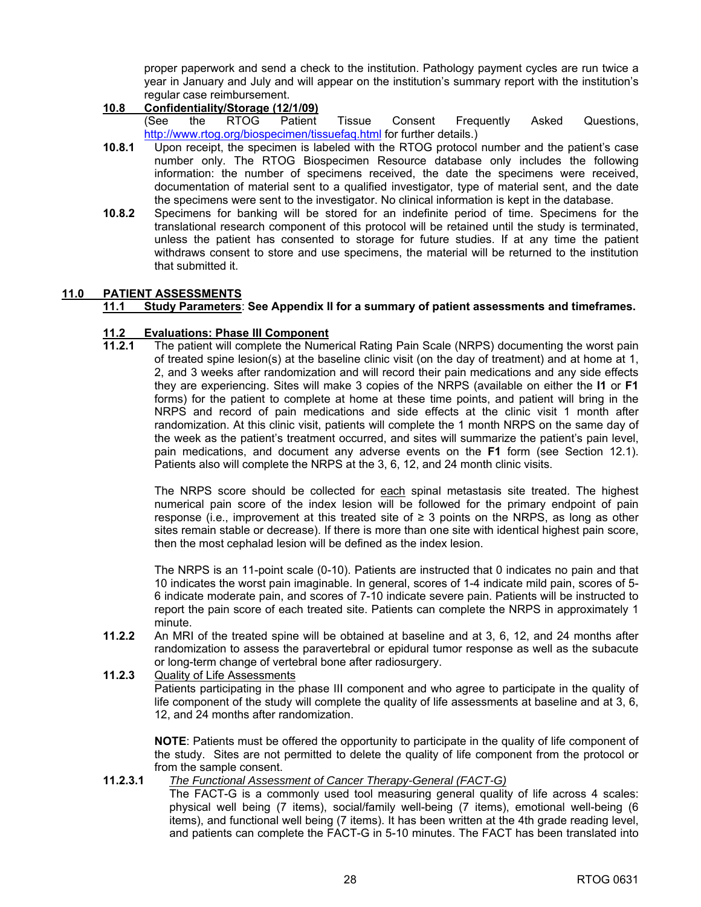proper paperwork and send a check to the institution. Pathology payment cycles are run twice a year in January and July and will appear on the institution's summary report with the institution's regular case reimbursement.

**10.8 Confidentiality/Storage (12/1/09)**

(See the RTOG Patient Tissue Consent Frequently Asked Questions, http://www.rtog.org/biospecimen/tissuefaq.html for further details.)

**10.8.1** Upon receipt, the specimen is labeled with the RTOG protocol number and the patient's case number only. The RTOG Biospecimen Resource database only includes the following information: the number of specimens received, the date the specimens were received, documentation of material sent to a qualified investigator, type of material sent, and the date the specimens were sent to the investigator. No clinical information is kept in the database.

**10.8.2** Specimens for banking will be stored for an indefinite period of time. Specimens for the translational research component of this protocol will be retained until the study is terminated, unless the patient has consented to storage for future studies. If at any time the patient withdraws consent to store and use specimens, the material will be returned to the institution that submitted it.

## 11.0 PATIENT ASSESSMENTS

**11.1 Study Parameters**: **See Appendix II for a summary of patient assessments and timeframes.**

### 11.2 Evaluations: Phase III Component

**11.2.1** The patient will complete the Numerical Rating Pain Scale (NRPS) documenting the worst pain of treated spine lesion(s) at the baseline clinic visit (on the day of treatment) and at home at 1, 2, and 3 weeks after randomization and will record their pain medications and any side effects they are experiencing. Sites will make 3 copies of the NRPS (available on either the **I1** or **F1** forms) for the patient to complete at home at these time points, and patient will bring in the NRPS and record of pain medications and side effects at the clinic visit 1 month after randomization. At this clinic visit, patients will complete the 1 month NRPS on the same day of the week as the patient's treatment occurred, and sites will summarize the patient's pain level, pain medications, and document any adverse events on the **F1** form (see Section 12.1). Patients also will complete the NRPS at the 3, 6, 12, and 24 month clinic visits.

The NRPS score should be collected for each spinal metastasis site treated. The highest numerical pain score of the index lesion will be followed for the primary endpoint of pain response (i.e., improvement at this treated site of ≥ 3 points on the NRPS, as long as other sites remain stable or decrease). If there is more than one site with identical highest pain score, then the most cephalad lesion will be defined as the index lesion.

The NRPS is an 11-point scale (0-10). Patients are instructed that 0 indicates no pain and that 10 indicates the worst pain imaginable. In general, scores of 1-4 indicate mild pain, scores of 5-6 indicate moderate pain, and scores of 7-10 indicate severe pain. Patients will be instructed to report the pain score of each treated site. Patients can complete the NRPS in approximately 1 minute.

**11.2.2** An MRI of the treated spine will be obtained at baseline and at 3, 6, 12, and 24 months after randomization to assess the paravertebral or epidural tumor response as well as the subacute or long-term change of vertebral bone after radiosurgery.

**11.2.3** Quality of Life Assessments

Patients participating in the phase III component and who agree to participate in the quality of life component of the study will complete the quality of life assessments at baseline and at 3, 6, 12, and 24 months after randomization.

**NOTE**: Patients must be offered the opportunity to participate in the quality of life component of the study. Sites are not permitted to delete the quality of life component from the protocol or from the sample consent.

**11.2.3.1** *The Functional Assessment of Cancer Therapy-General (FACT-G)*

The FACT-G is a commonly used tool measuring general quality of life across 4 scales: physical well being (7 items), social/family well-being (7 items), emotional well-being (6 items), and functional well being (7 items). It has been written at the 4th grade reading level, and patients can complete the FACT-G in 5-10 minutes. The FACT has been translated into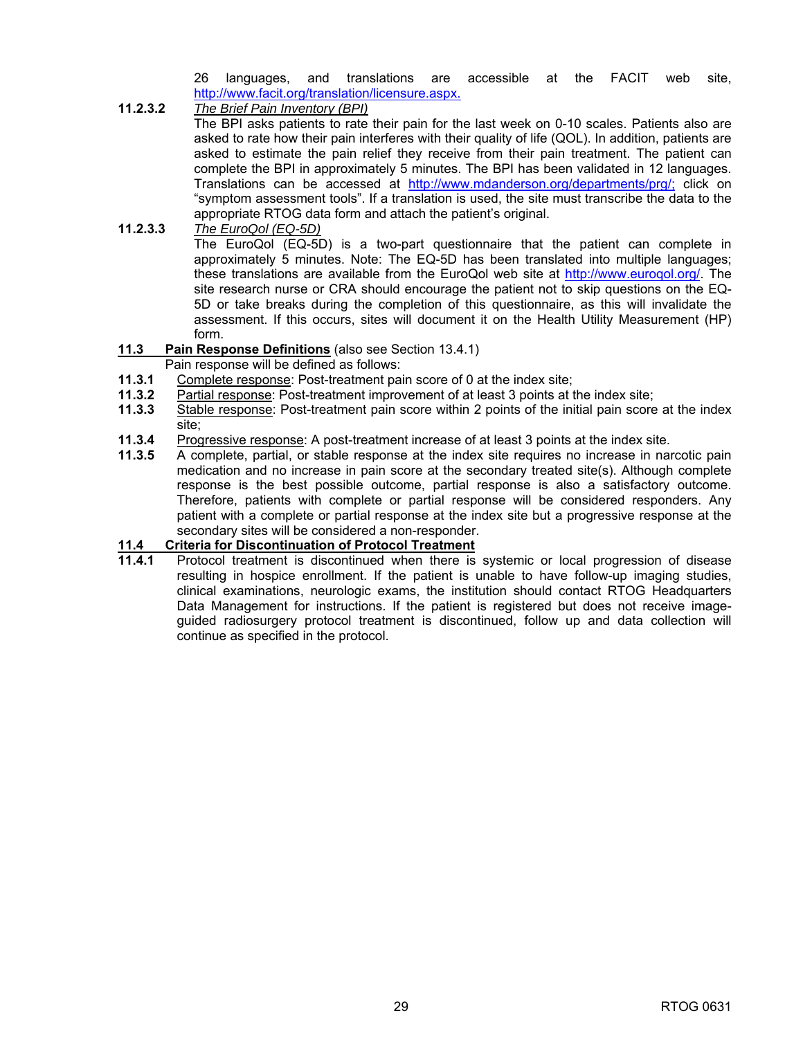26 languages, and translations are accessible at the FACIT web site, http://www.facit.org/translation/licensure.aspx.

**11.2.3.2** *The Brief Pain Inventory (BPI)*

The BPI asks patients to rate their pain for the last week on 0-10 scales. Patients also are asked to rate how their pain interferes with their quality of life (QOL). In addition, patients are asked to estimate the pain relief they receive from their pain treatment. The patient can complete the BPI in approximately 5 minutes. The BPI has been validated in 12 languages. Translations can be accessed at http://www.mdanderson.org/departments/prg/; click on "symptom assessment tools". If a translation is used, the site must transcribe the data to the appropriate RTOG data form and attach the patient's original.

**11.2.3.3** *The EuroQol (EQ-5D)*

The EuroQol (EQ-5D) is a two-part questionnaire that the patient can complete in approximately 5 minutes. Note: The EQ-5D has been translated into multiple languages; these translations are available from the EuroQol web site at http://www.euroqol.org/. The site research nurse or CRA should encourage the patient not to skip questions on the EQ-5D or take breaks during the completion of this questionnaire, as this will invalidate the assessment. If this occurs, sites will document it on the Health Utility Measurement (HP) form.

## 11.3 Pain Response Definitions (also see Section 13.4.1)

Pain response will be defined as follows:

**11.3.1** Complete response: Post-treatment pain score of 0 at the index site;

**11.3.2** Partial response: Post-treatment improvement of at least 3 points at the index site;

**11.3.3** Stable response: Post-treatment pain score within 2 points of the initial pain score at the index site;

**11.3.4** Progressive response: A post-treatment increase of at least 3 points at the index site.

**11.3.5** A complete, partial, or stable response at the index site requires no increase in narcotic pain medication and no increase in pain score at the secondary treated site(s). Although complete response is the best possible outcome, partial response is also a satisfactory outcome. Therefore, patients with complete or partial response will be considered responders. Any patient with a complete or partial response at the index site but a progressive response at the secondary sites will be considered a non-responder.

## 11.4 Criteria for Discontinuation of Protocol Treatment

**11.4.1** Protocol treatment is discontinued when there is systemic or local progression of disease resulting in hospice enrollment. If the patient is unable to have follow-up imaging studies, clinical examinations, neurologic exams, the institution should contact RTOG Headquarters Data Management for instructions. If the patient is registered but does not receive image-guided radiosurgery protocol treatment is discontinued, follow up and data collection will continue as specified in the protocol.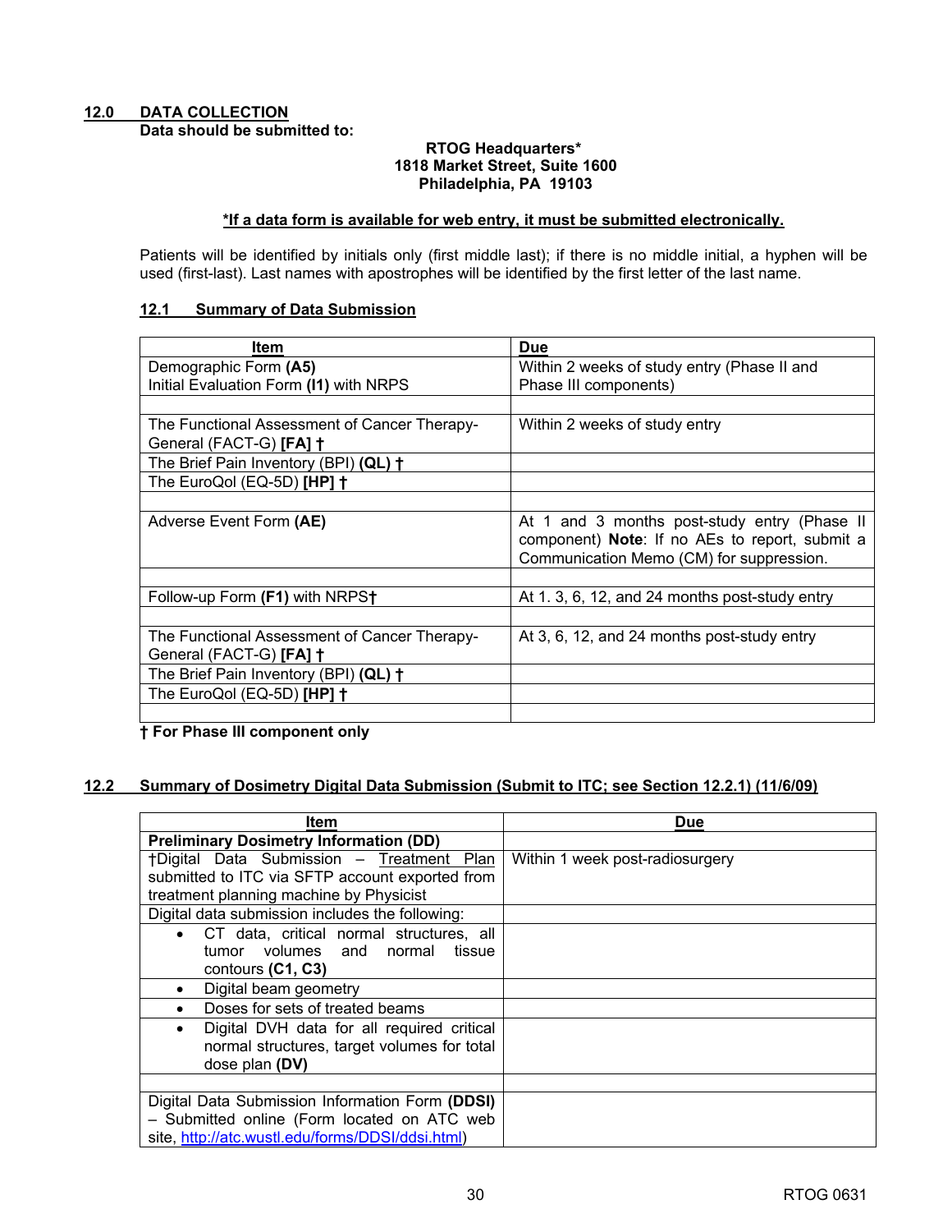## 12.0 DATA COLLECTION

**Data should be submitted to:**

**RTOG Headquarters***
**1818 Market Street, Suite 1600**
**Philadelphia, PA 19103**

***If a data form is available for web entry, it must be submitted electronically.**

Patients will be identified by initials only (first middle last); if there is no middle initial, a hyphen will be used (first-last). Last names with apostrophes will be identified by the first letter of the last name.

### 12.1 Summary of Data Submission

| Item | Due |
|---|---|
| Demographic Form **(A5)**<br>Initial Evaluation Form **(I1)** with NRPS | Within 2 weeks of study entry (Phase II and Phase III components) |
| | |
| The Functional Assessment of Cancer Therapy-General (FACT-G) **[FA] †** | Within 2 weeks of study entry |
| The Brief Pain Inventory (BPI) **(QL) †** | |
| The EuroQol (EQ-5D) **[HP] †** | |
| | |
| Adverse Event Form **(AE)** | At 1 and 3 months post-study entry (Phase II component) **Note**: If no AEs to report, submit a Communication Memo (CM) for suppression. |
| | |
| Follow-up Form **(F1)** with NRPS**†** | At 1. 3, 6, 12, and 24 months post-study entry |
| | |
| The Functional Assessment of Cancer Therapy-General (FACT-G) **[FA] †** | At 3, 6, 12, and 24 months post-study entry |
| The Brief Pain Inventory (BPI) **(QL) †** | |
| The EuroQol (EQ-5D) **[HP] †** | |
| | |

**† For Phase III component only**

### 12.2 Summary of Dosimetry Digital Data Submission (Submit to ITC; see Section 12.2.1) (11/6/09)

| Item | Due |
|---|---|
| **Preliminary Dosimetry Information (DD)** | |
| †Digital Data Submission – Treatment Plan submitted to ITC via SFTP account exported from treatment planning machine by Physicist | Within 1 week post-radiosurgery |
| Digital data submission includes the following: | |
| • CT data, critical normal structures, all tumor volumes and normal tissue contours **(C1, C3)** | |
| • Digital beam geometry | |
| • Doses for sets of treated beams | |
| • Digital DVH data for all required critical normal structures, target volumes for total dose plan **(DV)** | |
| | |
| Digital Data Submission Information Form **(DDSI)** – Submitted online (Form located on ATC web site, http://atc.wustl.edu/forms/DDSI/ddsi.html) | |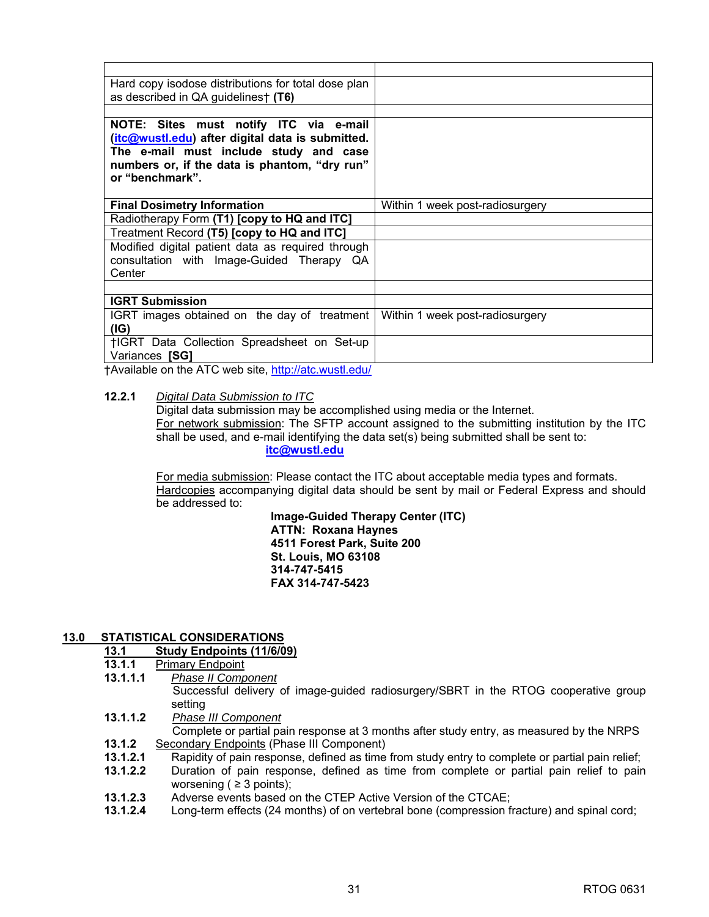| | |
|---|---|
| Hard copy isodose distributions for total dose plan as described in QA guidelines† **(T6)** | |
| | |
| **NOTE: Sites must notify ITC via e-mail (itc@wustl.edu) after digital data is submitted. The e-mail must include study and case numbers or, if the data is phantom, "dry run" or "benchmark".** | |
| **Final Dosimetry Information** | Within 1 week post-radiosurgery |
| Radiotherapy Form **(T1) [copy to HQ and ITC]** | |
| Treatment Record **(T5) [copy to HQ and ITC]** | |
| Modified digital patient data as required through consultation with Image-Guided Therapy QA Center | |
| | |
| **IGRT Submission** | |
| IGRT images obtained on the day of treatment **(IG)** | Within 1 week post-radiosurgery |
| †IGRT Data Collection Spreadsheet on Set-up Variances **[SG]** | |

†Available on the ATC web site, http://atc.wustl.edu/

**12.2.1** *Digital Data Submission to ITC*

Digital data submission may be accomplished using media or the Internet.

For network submission: The SFTP account assigned to the submitting institution by the ITC shall be used, and e-mail identifying the data set(s) being submitted shall be sent to:

**itc@wustl.edu**

For media submission: Please contact the ITC about acceptable media types and formats.

Hardcopies accompanying digital data should be sent by mail or Federal Express and should be addressed to:

**Image-Guided Therapy Center (ITC)**
**ATTN: Roxana Haynes**
**4511 Forest Park, Suite 200**
**St. Louis, MO 63108**
**314-747-5415**
**FAX 314-747-5423**

## 13.0 STATISTICAL CONSIDERATIONS

### 13.1 Study Endpoints (11/6/09)

**13.1.1** Primary Endpoint

**13.1.1.1** *Phase II Component*

Successful delivery of image-guided radiosurgery/SBRT in the RTOG cooperative group setting

**13.1.1.2** *Phase III Component*

Complete or partial pain response at 3 months after study entry, as measured by the NRPS

**13.1.2** Secondary Endpoints (Phase III Component)

**13.1.2.1** Rapidity of pain response, defined as time from study entry to complete or partial pain relief;

**13.1.2.2** Duration of pain response, defined as time from complete or partial pain relief to pain worsening ( ≥ 3 points);

**13.1.2.3** Adverse events based on the CTEP Active Version of the CTCAE;

**13.1.2.4** Long-term effects (24 months) of on vertebral bone (compression fracture) and spinal cord;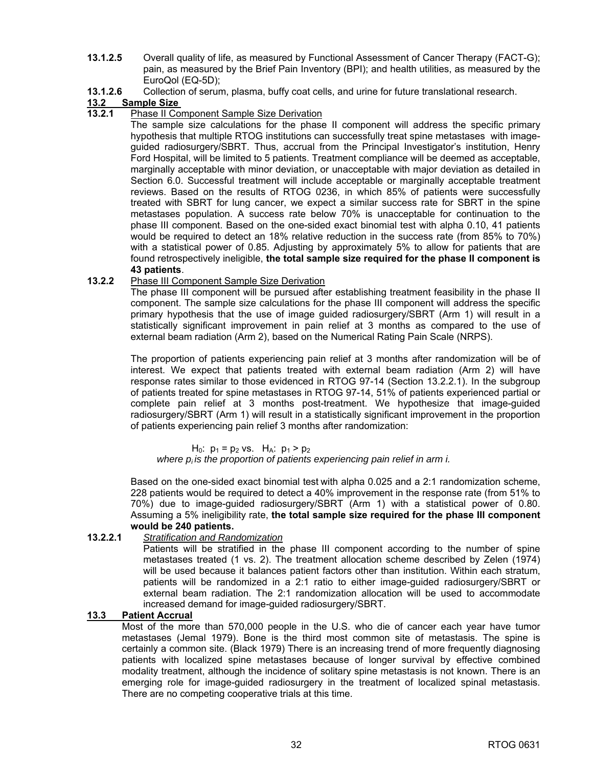**13.1.2.5** Overall quality of life, as measured by Functional Assessment of Cancer Therapy (FACT-G); pain, as measured by the Brief Pain Inventory (BPI); and health utilities, as measured by the EuroQol (EQ-5D);

**13.1.2.6** Collection of serum, plasma, buffy coat cells, and urine for future translational research.

## 13.2 Sample Size

### 13.2.1 Phase II Component Sample Size Derivation

The sample size calculations for the phase II component will address the specific primary hypothesis that multiple RTOG institutions can successfully treat spine metastases with image-guided radiosurgery/SBRT. Thus, accrual from the Principal Investigator's institution, Henry Ford Hospital, will be limited to 5 patients. Treatment compliance will be deemed as acceptable, marginally acceptable with minor deviation, or unacceptable with major deviation as detailed in Section 6.0. Successful treatment will include acceptable or marginally acceptable treatment reviews. Based on the results of RTOG 0236, in which 85% of patients were successfully treated with SBRT for lung cancer, we expect a similar success rate for SBRT in the spine metastases population. A success rate below 70% is unacceptable for continuation to the phase III component. Based on the one-sided exact binomial test with alpha 0.10, 41 patients would be required to detect an 18% relative reduction in the success rate (from 85% to 70%) with a statistical power of 0.85. Adjusting by approximately 5% to allow for patients that are found retrospectively ineligible, **the total sample size required for the phase II component is 43 patients**.

### 13.2.2 Phase III Component Sample Size Derivation

The phase III component will be pursued after establishing treatment feasibility in the phase II component. The sample size calculations for the phase III component will address the specific primary hypothesis that the use of image guided radiosurgery/SBRT (Arm 1) will result in a statistically significant improvement in pain relief at 3 months as compared to the use of external beam radiation (Arm 2), based on the Numerical Rating Pain Scale (NRPS).

The proportion of patients experiencing pain relief at 3 months after randomization will be of interest. We expect that patients treated with external beam radiation (Arm 2) will have response rates similar to those evidenced in RTOG 97-14 (Section 13.2.2.1). In the subgroup of patients treated for spine metastases in RTOG 97-14, 51% of patients experienced partial or complete pain relief at 3 months post-treatment. We hypothesize that image-guided radiosurgery/SBRT (Arm 1) will result in a statistically significant improvement in the proportion of patients experiencing pain relief 3 months after randomization:

$$H_0: p_1 = p_2 \text{ vs. } H_A: p_1 > p_2$$

*where $p_i$ is the proportion of patients experiencing pain relief in arm i.*

Based on the one-sided exact binomial test with alpha 0.025 and a 2:1 randomization scheme, 228 patients would be required to detect a 40% improvement in the response rate (from 51% to 70%) due to image-guided radiosurgery/SBRT (Arm 1) with a statistical power of 0.80. Assuming a 5% ineligibility rate, **the total sample size required for the phase III component would be 240 patients.**

#### 13.2.2.1 *Stratification and Randomization*

Patients will be stratified in the phase III component according to the number of spine metastases treated (1 vs. 2). The treatment allocation scheme described by Zelen (1974) will be used because it balances patient factors other than institution. Within each stratum, patients will be randomized in a 2:1 ratio to either image-guided radiosurgery/SBRT or external beam radiation. The 2:1 randomization allocation will be used to accommodate increased demand for image-guided radiosurgery/SBRT.

## 13.3 Patient Accrual

Most of the more than 570,000 people in the U.S. who die of cancer each year have tumor metastases (Jemal 1979). Bone is the third most common site of metastasis. The spine is certainly a common site. (Black 1979) There is an increasing trend of more frequently diagnosing patients with localized spine metastases because of longer survival by effective combined modality treatment, although the incidence of solitary spine metastasis is not known. There is an emerging role for image-guided radiosurgery in the treatment of localized spinal metastasis. There are no competing cooperative trials at this time.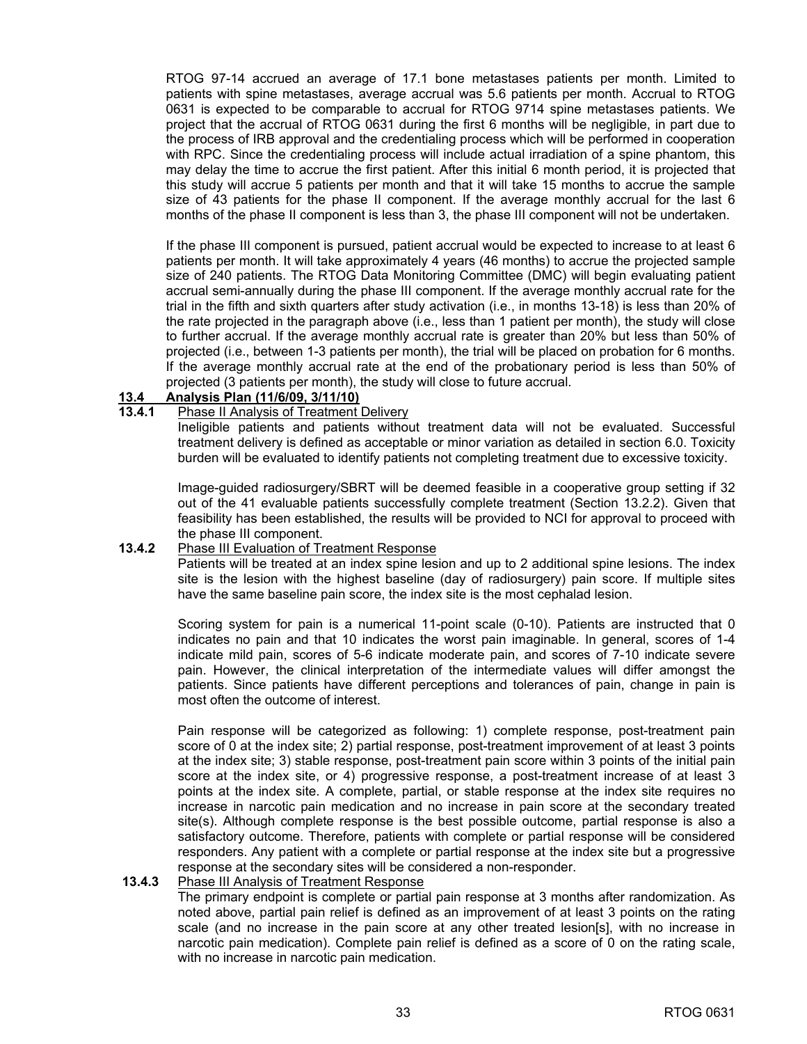RTOG 97-14 accrued an average of 17.1 bone metastases patients per month. Limited to patients with spine metastases, average accrual was 5.6 patients per month. Accrual to RTOG 0631 is expected to be comparable to accrual for RTOG 9714 spine metastases patients. We project that the accrual of RTOG 0631 during the first 6 months will be negligible, in part due to the process of IRB approval and the credentialing process which will be performed in cooperation with RPC. Since the credentialing process will include actual irradiation of a spine phantom, this may delay the time to accrue the first patient. After this initial 6 month period, it is projected that this study will accrue 5 patients per month and that it will take 15 months to accrue the sample size of 43 patients for the phase II component. If the average monthly accrual for the last 6 months of the phase II component is less than 3, the phase III component will not be undertaken.

If the phase III component is pursued, patient accrual would be expected to increase to at least 6 patients per month. It will take approximately 4 years (46 months) to accrue the projected sample size of 240 patients. The RTOG Data Monitoring Committee (DMC) will begin evaluating patient accrual semi-annually during the phase III component. If the average monthly accrual rate for the trial in the fifth and sixth quarters after study activation (i.e., in months 13-18) is less than 20% of the rate projected in the paragraph above (i.e., less than 1 patient per month), the study will close to further accrual. If the average monthly accrual rate is greater than 20% but less than 50% of projected (i.e., between 1-3 patients per month), the trial will be placed on probation for 6 months. If the average monthly accrual rate at the end of the probationary period is less than 50% of projected (3 patients per month), the study will close to future accrual.

## 13.4 Analysis Plan (11/6/09, 3/11/10)

### 13.4.1 Phase II Analysis of Treatment Delivery

Ineligible patients and patients without treatment data will not be evaluated. Successful treatment delivery is defined as acceptable or minor variation as detailed in section 6.0. Toxicity burden will be evaluated to identify patients not completing treatment due to excessive toxicity.

Image-guided radiosurgery/SBRT will be deemed feasible in a cooperative group setting if 32 out of the 41 evaluable patients successfully complete treatment (Section 13.2.2). Given that feasibility has been established, the results will be provided to NCI for approval to proceed with the phase III component.

### 13.4.2 Phase III Evaluation of Treatment Response

Patients will be treated at an index spine lesion and up to 2 additional spine lesions. The index site is the lesion with the highest baseline (day of radiosurgery) pain score. If multiple sites have the same baseline pain score, the index site is the most cephalad lesion.

Scoring system for pain is a numerical 11-point scale (0-10). Patients are instructed that 0 indicates no pain and that 10 indicates the worst pain imaginable. In general, scores of 1-4 indicate mild pain, scores of 5-6 indicate moderate pain, and scores of 7-10 indicate severe pain. However, the clinical interpretation of the intermediate values will differ amongst the patients. Since patients have different perceptions and tolerances of pain, change in pain is most often the outcome of interest.

Pain response will be categorized as following: 1) complete response, post-treatment pain score of 0 at the index site; 2) partial response, post-treatment improvement of at least 3 points at the index site; 3) stable response, post-treatment pain score within 3 points of the initial pain score at the index site, or 4) progressive response, a post-treatment increase of at least 3 points at the index site. A complete, partial, or stable response at the index site requires no increase in narcotic pain medication and no increase in pain score at the secondary treated site(s). Although complete response is the best possible outcome, partial response is also a satisfactory outcome. Therefore, patients with complete or partial response will be considered responders. Any patient with a complete or partial response at the index site but a progressive response at the secondary sites will be considered a non-responder.

### 13.4.3 Phase III Analysis of Treatment Response

The primary endpoint is complete or partial pain response at 3 months after randomization. As noted above, partial pain relief is defined as an improvement of at least 3 points on the rating scale (and no increase in the pain score at any other treated lesion[s], with no increase in narcotic pain medication). Complete pain relief is defined as a score of 0 on the rating scale, with no increase in narcotic pain medication.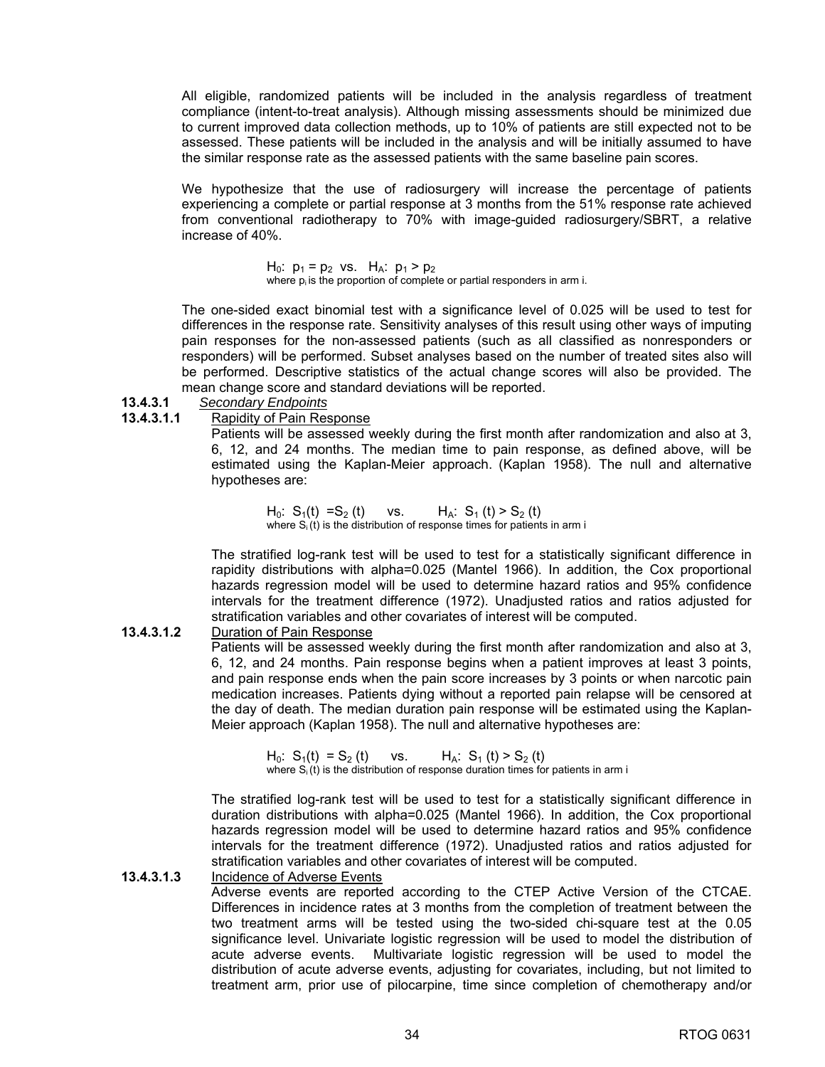All eligible, randomized patients will be included in the analysis regardless of treatment compliance (intent-to-treat analysis). Although missing assessments should be minimized due to current improved data collection methods, up to 10% of patients are still expected not to be assessed. These patients will be included in the analysis and will be initially assumed to have the similar response rate as the assessed patients with the same baseline pain scores.

We hypothesize that the use of radiosurgery will increase the percentage of patients experiencing a complete or partial response at 3 months from the 51% response rate achieved from conventional radiotherapy to 70% with image-guided radiosurgery/SBRT, a relative increase of 40%.

$H_0$: $p_1 = p_2$ vs. $H_A$: $p_1 > p_2$
where $p_i$ is the proportion of complete or partial responders in arm i.

The one-sided exact binomial test with a significance level of 0.025 will be used to test for differences in the response rate. Sensitivity analyses of this result using other ways of imputing pain responses for the non-assessed patients (such as all classified as nonresponders or responders) will be performed. Subset analyses based on the number of treated sites also will be performed. Descriptive statistics of the actual change scores will also be provided. The mean change score and standard deviations will be reported.

**13.4.3.1** *Secondary Endpoints*

**13.4.3.1.1** Rapidity of Pain Response

Patients will be assessed weekly during the first month after randomization and also at 3, 6, 12, and 24 months. The median time to pain response, as defined above, will be estimated using the Kaplan-Meier approach. (Kaplan 1958). The null and alternative hypotheses are:

$H_0$: $S_1(t) = S_2(t)$ vs. $H_A$: $S_1(t) > S_2(t)$
where $S_i(t)$ is the distribution of response times for patients in arm i

The stratified log-rank test will be used to test for a statistically significant difference in rapidity distributions with alpha=0.025 (Mantel 1966). In addition, the Cox proportional hazards regression model will be used to determine hazard ratios and 95% confidence intervals for the treatment difference (1972). Unadjusted ratios and ratios adjusted for stratification variables and other covariates of interest will be computed.

**13.4.3.1.2** Duration of Pain Response

Patients will be assessed weekly during the first month after randomization and also at 3, 6, 12, and 24 months. Pain response begins when a patient improves at least 3 points, and pain response ends when the pain score increases by 3 points or when narcotic pain medication increases. Patients dying without a reported pain relapse will be censored at the day of death. The median duration pain response will be estimated using the Kaplan-Meier approach (Kaplan 1958). The null and alternative hypotheses are:

$H_0$: $S_1(t) = S_2(t)$ vs. $H_A$: $S_1(t) > S_2(t)$
where $S_i(t)$ is the distribution of response duration times for patients in arm i

The stratified log-rank test will be used to test for a statistically significant difference in duration distributions with alpha=0.025 (Mantel 1966). In addition, the Cox proportional hazards regression model will be used to determine hazard ratios and 95% confidence intervals for the treatment difference (1972). Unadjusted ratios and ratios adjusted for stratification variables and other covariates of interest will be computed.

**13.4.3.1.3** Incidence of Adverse Events

Adverse events are reported according to the CTEP Active Version of the CTCAE. Differences in incidence rates at 3 months from the completion of treatment between the two treatment arms will be tested using the two-sided chi-square test at the 0.05 significance level. Univariate logistic regression will be used to model the distribution of acute adverse events. Multivariate logistic regression will be used to model the distribution of acute adverse events, adjusting for covariates, including, but not limited to treatment arm, prior use of pilocarpine, time since completion of chemotherapy and/or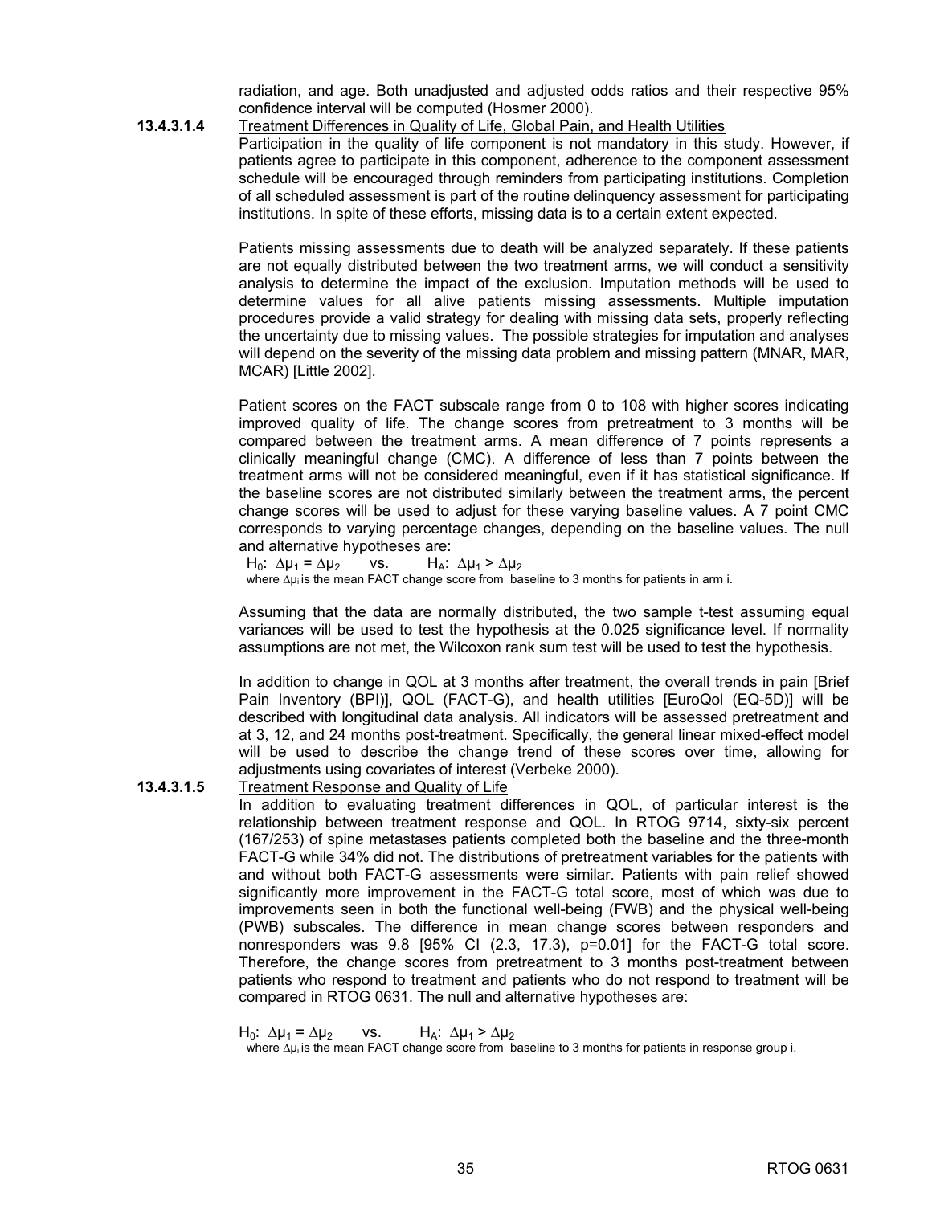radiation, and age. Both unadjusted and adjusted odds ratios and their respective 95% confidence interval will be computed (Hosmer 2000).

**13.4.3.1.4** Treatment Differences in Quality of Life, Global Pain, and Health Utilities

Participation in the quality of life component is not mandatory in this study. However, if patients agree to participate in this component, adherence to the component assessment schedule will be encouraged through reminders from participating institutions. Completion of all scheduled assessment is part of the routine delinquency assessment for participating institutions. In spite of these efforts, missing data is to a certain extent expected.

Patients missing assessments due to death will be analyzed separately. If these patients are not equally distributed between the two treatment arms, we will conduct a sensitivity analysis to determine the impact of the exclusion. Imputation methods will be used to determine values for all alive patients missing assessments. Multiple imputation procedures provide a valid strategy for dealing with missing data sets, properly reflecting the uncertainty due to missing values. The possible strategies for imputation and analyses will depend on the severity of the missing data problem and missing pattern (MNAR, MAR, MCAR) [Little 2002].

Patient scores on the FACT subscale range from 0 to 108 with higher scores indicating improved quality of life. The change scores from pretreatment to 3 months will be compared between the treatment arms. A mean difference of 7 points represents a clinically meaningful change (CMC). A difference of less than 7 points between the treatment arms will not be considered meaningful, even if it has statistical significance. If the baseline scores are not distributed similarly between the treatment arms, the percent change scores will be used to adjust for these varying baseline values. A 7 point CMC corresponds to varying percentage changes, depending on the baseline values. The null and alternative hypotheses are:

$H_0$: $\Delta\mu_1 = \Delta\mu_2$ vs. $H_A$: $\Delta\mu_1 > \Delta\mu_2$

where $\Delta\mu_i$ is the mean FACT change score from baseline to 3 months for patients in arm i.

Assuming that the data are normally distributed, the two sample t-test assuming equal variances will be used to test the hypothesis at the 0.025 significance level. If normality assumptions are not met, the Wilcoxon rank sum test will be used to test the hypothesis.

In addition to change in QOL at 3 months after treatment, the overall trends in pain [Brief Pain Inventory (BPI)], QOL (FACT-G), and health utilities [EuroQol (EQ-5D)] will be described with longitudinal data analysis. All indicators will be assessed pretreatment and at 3, 12, and 24 months post-treatment. Specifically, the general linear mixed-effect model will be used to describe the change trend of these scores over time, allowing for adjustments using covariates of interest (Verbeke 2000).

**13.4.3.1.5** Treatment Response and Quality of Life

In addition to evaluating treatment differences in QOL, of particular interest is the relationship between treatment response and QOL. In RTOG 9714, sixty-six percent (167/253) of spine metastases patients completed both the baseline and the three-month FACT-G while 34% did not. The distributions of pretreatment variables for the patients with and without both FACT-G assessments were similar. Patients with pain relief showed significantly more improvement in the FACT-G total score, most of which was due to improvements seen in both the functional well-being (FWB) and the physical well-being (PWB) subscales. The difference in mean change scores between responders and nonresponders was 9.8 [95% CI (2.3, 17.3), p=0.01] for the FACT-G total score. Therefore, the change scores from pretreatment to 3 months post-treatment between patients who respond to treatment and patients who do not respond to treatment will be compared in RTOG 0631. The null and alternative hypotheses are:

$H_0$: $\Delta\mu_1 = \Delta\mu_2$ vs. $H_A$: $\Delta\mu_1 > \Delta\mu_2$

where $\Delta\mu_i$ is the mean FACT change score from baseline to 3 months for patients in response group i.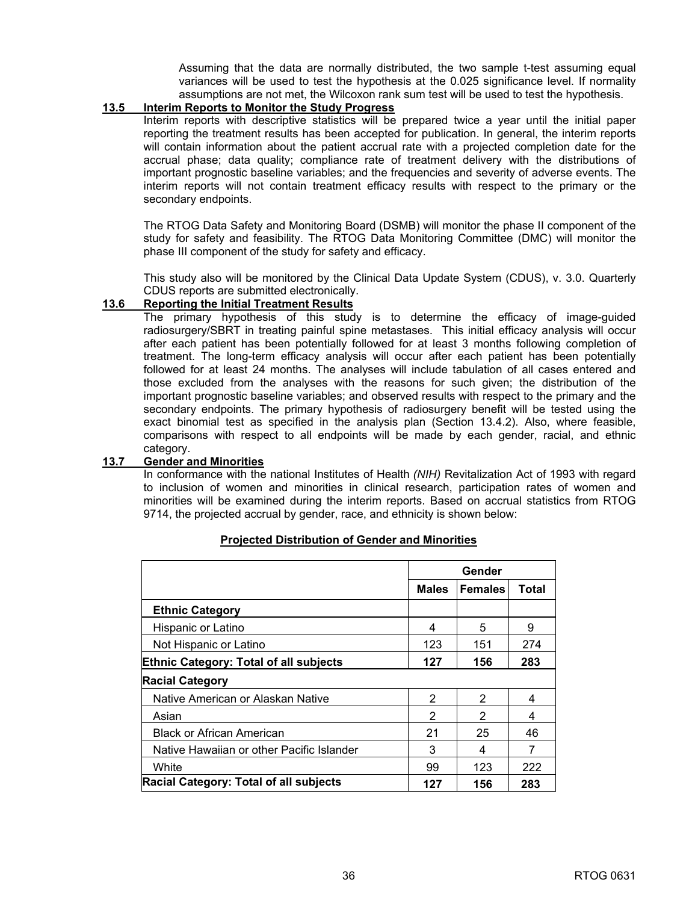Assuming that the data are normally distributed, the two sample t-test assuming equal variances will be used to test the hypothesis at the 0.025 significance level. If normality assumptions are not met, the Wilcoxon rank sum test will be used to test the hypothesis.

### 13.5 Interim Reports to Monitor the Study Progress

Interim reports with descriptive statistics will be prepared twice a year until the initial paper reporting the treatment results has been accepted for publication. In general, the interim reports will contain information about the patient accrual rate with a projected completion date for the accrual phase; data quality; compliance rate of treatment delivery with the distributions of important prognostic baseline variables; and the frequencies and severity of adverse events. The interim reports will not contain treatment efficacy results with respect to the primary or the secondary endpoints.

The RTOG Data Safety and Monitoring Board (DSMB) will monitor the phase II component of the study for safety and feasibility. The RTOG Data Monitoring Committee (DMC) will monitor the phase III component of the study for safety and efficacy.

This study also will be monitored by the Clinical Data Update System (CDUS), v. 3.0. Quarterly CDUS reports are submitted electronically.

### 13.6 Reporting the Initial Treatment Results

The primary hypothesis of this study is to determine the efficacy of image-guided radiosurgery/SBRT in treating painful spine metastases. This initial efficacy analysis will occur after each patient has been potentially followed for at least 3 months following completion of treatment. The long-term efficacy analysis will occur after each patient has been potentially followed for at least 24 months. The analyses will include tabulation of all cases entered and those excluded from the analyses with the reasons for such given; the distribution of the important prognostic baseline variables; and observed results with respect to the primary and the secondary endpoints. The primary hypothesis of radiosurgery benefit will be tested using the exact binomial test as specified in the analysis plan (Section 13.4.2). Also, where feasible, comparisons with respect to all endpoints will be made by each gender, racial, and ethnic category.

### 13.7 Gender and Minorities

In conformance with the national Institutes of Health *(NIH)* Revitalization Act of 1993 with regard to inclusion of women and minorities in clinical research, participation rates of women and minorities will be examined during the interim reports. Based on accrual statistics from RTOG 9714, the projected accrual by gender, race, and ethnicity is shown below:

**Projected Distribution of Gender and Minorities**

| | Gender | | |
|---|---|---|---|
| | **Males** | **Females** | **Total** |
| **Ethnic Category** | | | |
| Hispanic or Latino | 4 | 5 | 9 |
| Not Hispanic or Latino | 123 | 151 | 274 |
| **Ethnic Category: Total of all subjects** | **127** | **156** | **283** |
| **Racial Category** | | | |
| Native American or Alaskan Native | 2 | 2 | 4 |
| Asian | 2 | 2 | 4 |
| Black or African American | 21 | 25 | 46 |
| Native Hawaiian or other Pacific Islander | 3 | 4 | 7 |
| White | 99 | 123 | 222 |
| **Racial Category: Total of all subjects** | **127** | **156** | **283** |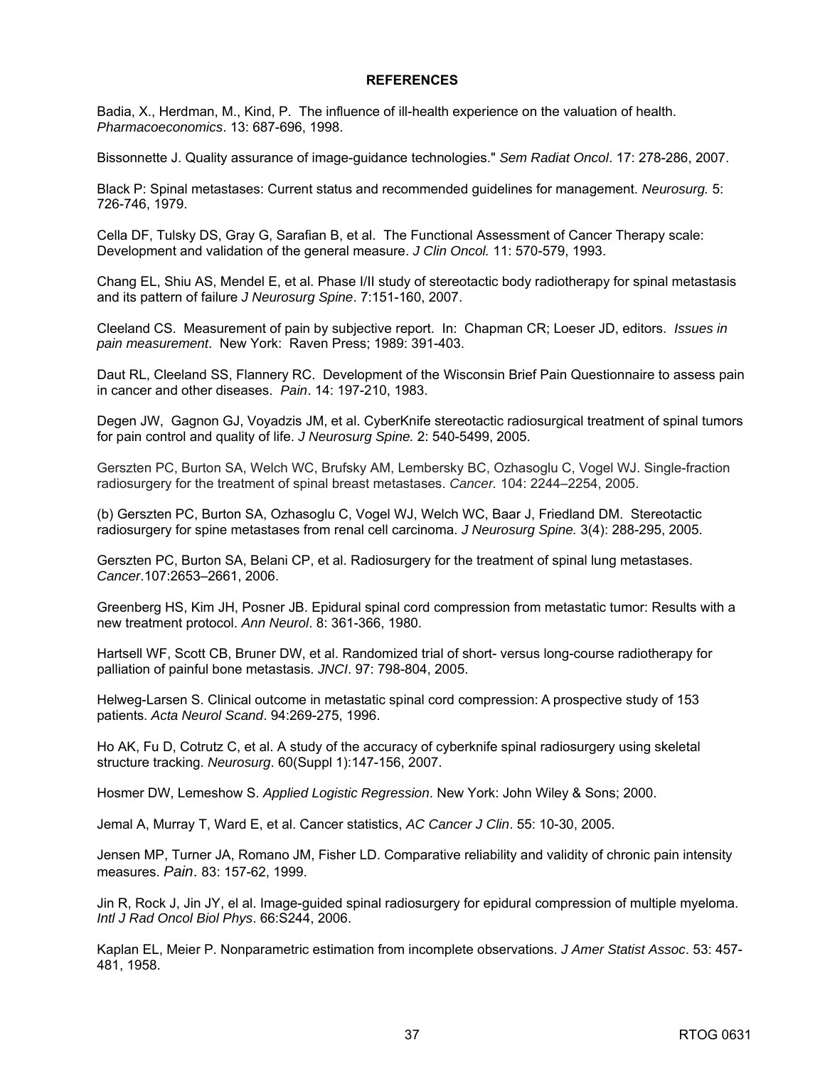**REFERENCES**

Badia, X., Herdman, M., Kind, P. The influence of ill-health experience on the valuation of health. *Pharmacoeconomics*. 13: 687-696, 1998.

Bissonnette J. Quality assurance of image-guidance technologies." *Sem Radiat Oncol*. 17: 278-286, 2007.

Black P: Spinal metastases: Current status and recommended guidelines for management. *Neurosurg.* 5: 726-746, 1979.

Cella DF, Tulsky DS, Gray G, Sarafian B, et al. The Functional Assessment of Cancer Therapy scale: Development and validation of the general measure. *J Clin Oncol.* 11: 570-579, 1993.

Chang EL, Shiu AS, Mendel E, et al. Phase I/II study of stereotactic body radiotherapy for spinal metastasis and its pattern of failure *J Neurosurg Spine*. 7:151-160, 2007.

Cleeland CS. Measurement of pain by subjective report. In: Chapman CR; Loeser JD, editors. *Issues in pain measurement*. New York: Raven Press; 1989: 391-403.

Daut RL, Cleeland SS, Flannery RC. Development of the Wisconsin Brief Pain Questionnaire to assess pain in cancer and other diseases. *Pain*. 14: 197-210, 1983.

Degen JW, Gagnon GJ, Voyadzis JM, et al. CyberKnife stereotactic radiosurgical treatment of spinal tumors for pain control and quality of life. *J Neurosurg Spine.* 2: 540-5499, 2005.

Gerszten PC, Burton SA, Welch WC, Brufsky AM, Lembersky BC, Ozhasoglu C, Vogel WJ. Single-fraction radiosurgery for the treatment of spinal breast metastases. *Cancer.* 104: 2244–2254, 2005.

(b) Gerszten PC, Burton SA, Ozhasoglu C, Vogel WJ, Welch WC, Baar J, Friedland DM. Stereotactic radiosurgery for spine metastases from renal cell carcinoma. *J Neurosurg Spine.* 3(4): 288-295, 2005.

Gerszten PC, Burton SA, Belani CP, et al. Radiosurgery for the treatment of spinal lung metastases. *Cancer*.107:2653–2661, 2006.

Greenberg HS, Kim JH, Posner JB. Epidural spinal cord compression from metastatic tumor: Results with a new treatment protocol. *Ann Neurol*. 8: 361-366, 1980.

Hartsell WF, Scott CB, Bruner DW, et al. Randomized trial of short- versus long-course radiotherapy for palliation of painful bone metastasis. *JNCI*. 97: 798-804, 2005.

Helweg-Larsen S. Clinical outcome in metastatic spinal cord compression: A prospective study of 153 patients. *Acta Neurol Scand*. 94:269-275, 1996.

Ho AK, Fu D, Cotrutz C, et al. A study of the accuracy of cyberknife spinal radiosurgery using skeletal structure tracking. *Neurosurg*. 60(Suppl 1):147-156, 2007.

Hosmer DW, Lemeshow S. *Applied Logistic Regression*. New York: John Wiley & Sons; 2000.

Jemal A, Murray T, Ward E, et al. Cancer statistics, *AC Cancer J Clin*. 55: 10-30, 2005.

Jensen MP, Turner JA, Romano JM, Fisher LD. Comparative reliability and validity of chronic pain intensity measures. *Pain*. 83: 157-62, 1999.

Jin R, Rock J, Jin JY, el al. Image-guided spinal radiosurgery for epidural compression of multiple myeloma. *Intl J Rad Oncol Biol Phys*. 66:S244, 2006.

Kaplan EL, Meier P. Nonparametric estimation from incomplete observations. *J Amer Statist Assoc*. 53: 457-481, 1958.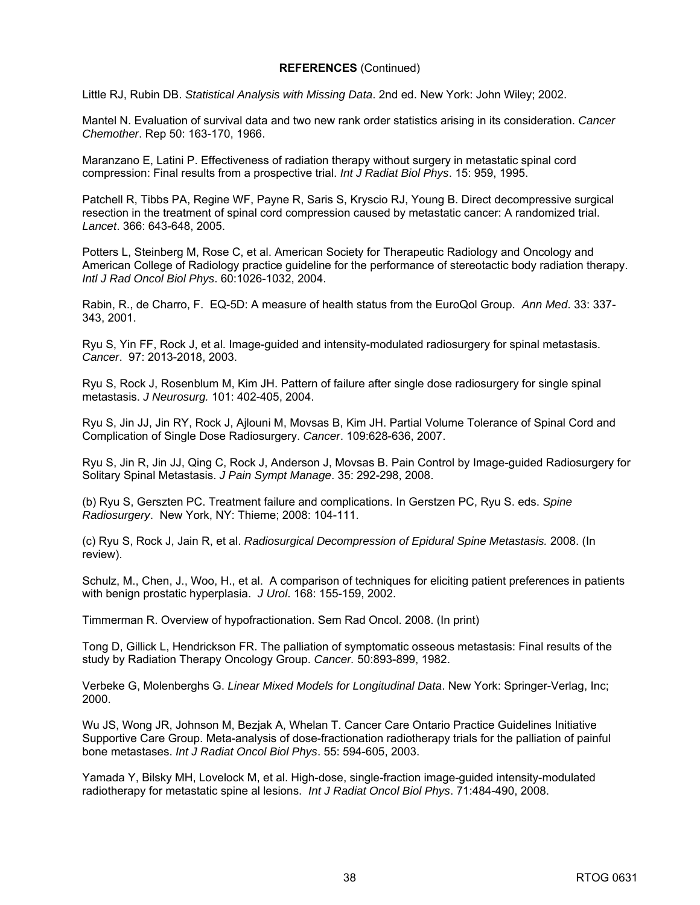**REFERENCES** (Continued)

Little RJ, Rubin DB. *Statistical Analysis with Missing Data*. 2nd ed. New York: John Wiley; 2002.

Mantel N. Evaluation of survival data and two new rank order statistics arising in its consideration. *Cancer Chemother*. Rep 50: 163-170, 1966.

Maranzano E, Latini P. Effectiveness of radiation therapy without surgery in metastatic spinal cord compression: Final results from a prospective trial. *Int J Radiat Biol Phys*. 15: 959, 1995.

Patchell R, Tibbs PA, Regine WF, Payne R, Saris S, Kryscio RJ, Young B. Direct decompressive surgical resection in the treatment of spinal cord compression caused by metastatic cancer: A randomized trial. *Lancet*. 366: 643-648, 2005.

Potters L, Steinberg M, Rose C, et al. American Society for Therapeutic Radiology and Oncology and American College of Radiology practice guideline for the performance of stereotactic body radiation therapy. *Intl J Rad Oncol Biol Phys*. 60:1026-1032, 2004.

Rabin, R., de Charro, F. EQ-5D: A measure of health status from the EuroQol Group. *Ann Med*. 33: 337-343, 2001.

Ryu S, Yin FF, Rock J, et al. Image-guided and intensity-modulated radiosurgery for spinal metastasis. *Cancer*. 97: 2013-2018, 2003.

Ryu S, Rock J, Rosenblum M, Kim JH. Pattern of failure after single dose radiosurgery for single spinal metastasis. *J Neurosurg.* 101: 402-405, 2004.

Ryu S, Jin JJ, Jin RY, Rock J, Ajlouni M, Movsas B, Kim JH. Partial Volume Tolerance of Spinal Cord and Complication of Single Dose Radiosurgery. *Cancer*. 109:628-636, 2007.

Ryu S, Jin R, Jin JJ, Qing C, Rock J, Anderson J, Movsas B. Pain Control by Image-guided Radiosurgery for Solitary Spinal Metastasis. *J Pain Sympt Manage*. 35: 292-298, 2008.

(b) Ryu S, Gerszten PC. Treatment failure and complications. In Gerstzen PC, Ryu S. eds. *Spine Radiosurgery*. New York, NY: Thieme; 2008: 104-111.

(c) Ryu S, Rock J, Jain R, et al. *Radiosurgical Decompression of Epidural Spine Metastasis.* 2008. (In review).

Schulz, M., Chen, J., Woo, H., et al. A comparison of techniques for eliciting patient preferences in patients with benign prostatic hyperplasia. *J Urol*. 168: 155-159, 2002.

Timmerman R. Overview of hypofractionation. Sem Rad Oncol. 2008. (In print)

Tong D, Gillick L, Hendrickson FR. The palliation of symptomatic osseous metastasis: Final results of the study by Radiation Therapy Oncology Group. *Cancer.* 50:893-899, 1982.

Verbeke G, Molenberghs G. *Linear Mixed Models for Longitudinal Data*. New York: Springer-Verlag, Inc; 2000.

Wu JS, Wong JR, Johnson M, Bezjak A, Whelan T. Cancer Care Ontario Practice Guidelines Initiative Supportive Care Group. Meta-analysis of dose-fractionation radiotherapy trials for the palliation of painful bone metastases. *Int J Radiat Oncol Biol Phys*. 55: 594-605, 2003.

Yamada Y, Bilsky MH, Lovelock M, et al. High-dose, single-fraction image-guided intensity-modulated radiotherapy for metastatic spine al lesions. *Int J Radiat Oncol Biol Phys*. 71:484-490, 2008.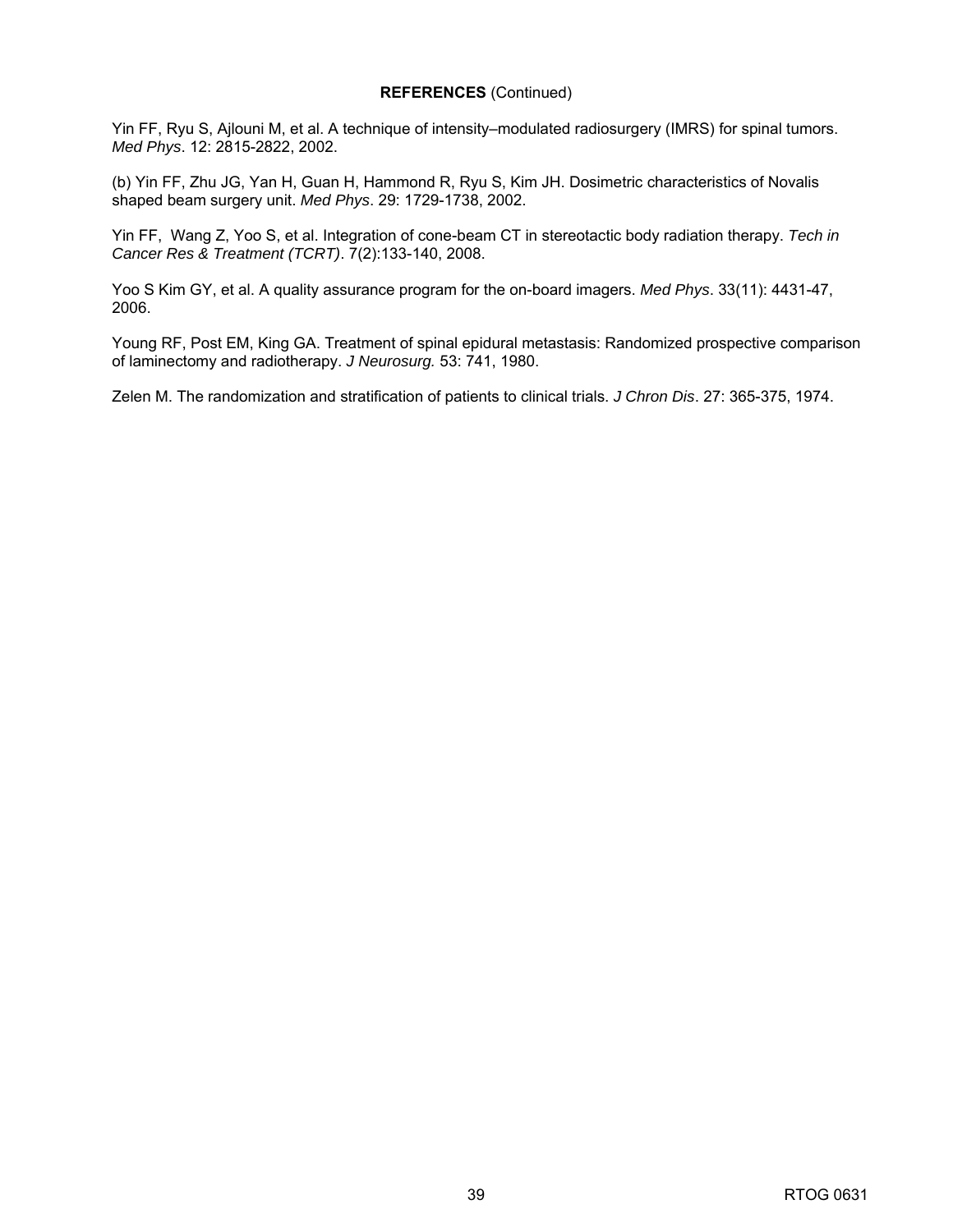**REFERENCES** (Continued)

Yin FF, Ryu S, Ajlouni M, et al. A technique of intensity–modulated radiosurgery (IMRS) for spinal tumors. *Med Phys*. 12: 2815-2822, 2002.

(b) Yin FF, Zhu JG, Yan H, Guan H, Hammond R, Ryu S, Kim JH. Dosimetric characteristics of Novalis shaped beam surgery unit. *Med Phys*. 29: 1729-1738, 2002.

Yin FF, Wang Z, Yoo S, et al. Integration of cone-beam CT in stereotactic body radiation therapy. *Tech in Cancer Res & Treatment (TCRT)*. 7(2):133-140, 2008.

Yoo S Kim GY, et al. A quality assurance program for the on-board imagers. *Med Phys*. 33(11): 4431-47, 2006.

Young RF, Post EM, King GA. Treatment of spinal epidural metastasis: Randomized prospective comparison of laminectomy and radiotherapy. *J Neurosurg.* 53: 741, 1980.

Zelen M. The randomization and stratification of patients to clinical trials. *J Chron Dis*. 27: 365-375, 1974.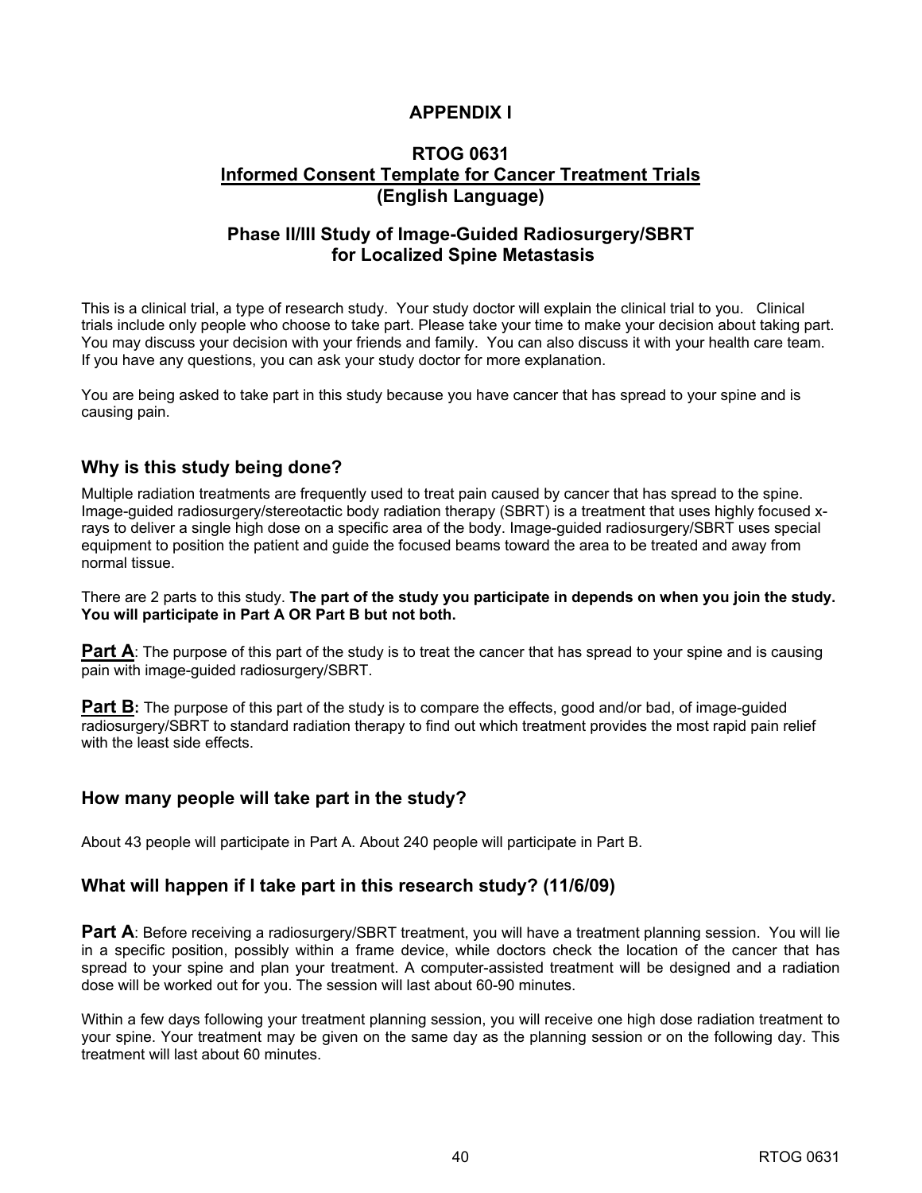## APPENDIX I

## RTOG 0631
## Informed Consent Template for Cancer Treatment Trials
## (English Language)

### Phase II/III Study of Image-Guided Radiosurgery/SBRT for Localized Spine Metastasis

This is a clinical trial, a type of research study. Your study doctor will explain the clinical trial to you. Clinical trials include only people who choose to take part. Please take your time to make your decision about taking part. You may discuss your decision with your friends and family. You can also discuss it with your health care team. If you have any questions, you can ask your study doctor for more explanation.

You are being asked to take part in this study because you have cancer that has spread to your spine and is causing pain.

### Why is this study being done?

Multiple radiation treatments are frequently used to treat pain caused by cancer that has spread to the spine. Image-guided radiosurgery/stereotactic body radiation therapy (SBRT) is a treatment that uses highly focused x-rays to deliver a single high dose on a specific area of the body. Image-guided radiosurgery/SBRT uses special equipment to position the patient and guide the focused beams toward the area to be treated and away from normal tissue.

There are 2 parts to this study. **The part of the study you participate in depends on when you join the study. You will participate in Part A OR Part B but not both.**

**Part A**: The purpose of this part of the study is to treat the cancer that has spread to your spine and is causing pain with image-guided radiosurgery/SBRT.

**Part B:** The purpose of this part of the study is to compare the effects, good and/or bad, of image-guided radiosurgery/SBRT to standard radiation therapy to find out which treatment provides the most rapid pain relief with the least side effects.

### How many people will take part in the study?

About 43 people will participate in Part A. About 240 people will participate in Part B.

### What will happen if I take part in this research study? (11/6/09)

**Part A**: Before receiving a radiosurgery/SBRT treatment, you will have a treatment planning session. You will lie in a specific position, possibly within a frame device, while doctors check the location of the cancer that has spread to your spine and plan your treatment. A computer-assisted treatment will be designed and a radiation dose will be worked out for you. The session will last about 60-90 minutes.

Within a few days following your treatment planning session, you will receive one high dose radiation treatment to your spine. Your treatment may be given on the same day as the planning session or on the following day. This treatment will last about 60 minutes.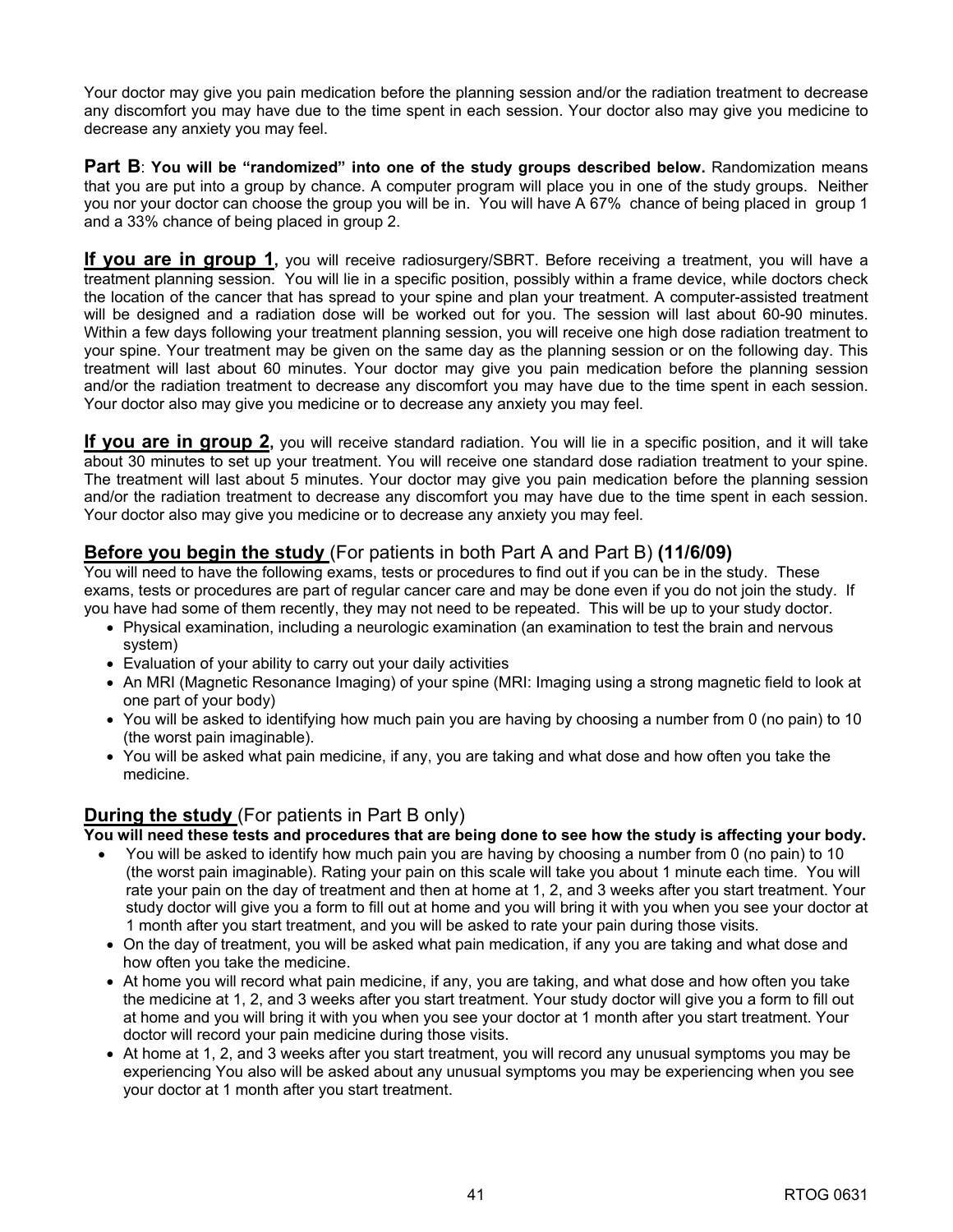Your doctor may give you pain medication before the planning session and/or the radiation treatment to decrease any discomfort you may have due to the time spent in each session. Your doctor also may give you medicine to decrease any anxiety you may feel.

**Part B**: **You will be "randomized" into one of the study groups described below.** Randomization means that you are put into a group by chance. A computer program will place you in one of the study groups. Neither you nor your doctor can choose the group you will be in. You will have A 67% chance of being placed in group 1 and a 33% chance of being placed in group 2.

**If you are in group 1,** you will receive radiosurgery/SBRT. Before receiving a treatment, you will have a treatment planning session. You will lie in a specific position, possibly within a frame device, while doctors check the location of the cancer that has spread to your spine and plan your treatment. A computer-assisted treatment will be designed and a radiation dose will be worked out for you. The session will last about 60-90 minutes. Within a few days following your treatment planning session, you will receive one high dose radiation treatment to your spine. Your treatment may be given on the same day as the planning session or on the following day. This treatment will last about 60 minutes. Your doctor may give you pain medication before the planning session and/or the radiation treatment to decrease any discomfort you may have due to the time spent in each session. Your doctor also may give you medicine or to decrease any anxiety you may feel.

**If you are in group 2,** you will receive standard radiation. You will lie in a specific position, and it will take about 30 minutes to set up your treatment. You will receive one standard dose radiation treatment to your spine. The treatment will last about 5 minutes. Your doctor may give you pain medication before the planning session and/or the radiation treatment to decrease any discomfort you may have due to the time spent in each session. Your doctor also may give you medicine or to decrease any anxiety you may feel.

## Before you begin the study (For patients in both Part A and Part B) **(11/6/09)**

You will need to have the following exams, tests or procedures to find out if you can be in the study. These exams, tests or procedures are part of regular cancer care and may be done even if you do not join the study. If you have had some of them recently, they may not need to be repeated. This will be up to your study doctor.

- Physical examination, including a neurologic examination (an examination to test the brain and nervous system)
- Evaluation of your ability to carry out your daily activities
- An MRI (Magnetic Resonance Imaging) of your spine (MRI: Imaging using a strong magnetic field to look at one part of your body)
- You will be asked to identifying how much pain you are having by choosing a number from 0 (no pain) to 10 (the worst pain imaginable).
- You will be asked what pain medicine, if any, you are taking and what dose and how often you take the medicine.

## During the study (For patients in Part B only)

**You will need these tests and procedures that are being done to see how the study is affecting your body.**

- You will be asked to identify how much pain you are having by choosing a number from 0 (no pain) to 10 (the worst pain imaginable). Rating your pain on this scale will take you about 1 minute each time. You will rate your pain on the day of treatment and then at home at 1, 2, and 3 weeks after you start treatment. Your study doctor will give you a form to fill out at home and you will bring it with you when you see your doctor at 1 month after you start treatment, and you will be asked to rate your pain during those visits.
- On the day of treatment, you will be asked what pain medication, if any you are taking and what dose and how often you take the medicine.
- At home you will record what pain medicine, if any, you are taking, and what dose and how often you take the medicine at 1, 2, and 3 weeks after you start treatment. Your study doctor will give you a form to fill out at home and you will bring it with you when you see your doctor at 1 month after you start treatment. Your doctor will record your pain medicine during those visits.
- At home at 1, 2, and 3 weeks after you start treatment, you will record any unusual symptoms you may be experiencing You also will be asked about any unusual symptoms you may be experiencing when you see your doctor at 1 month after you start treatment.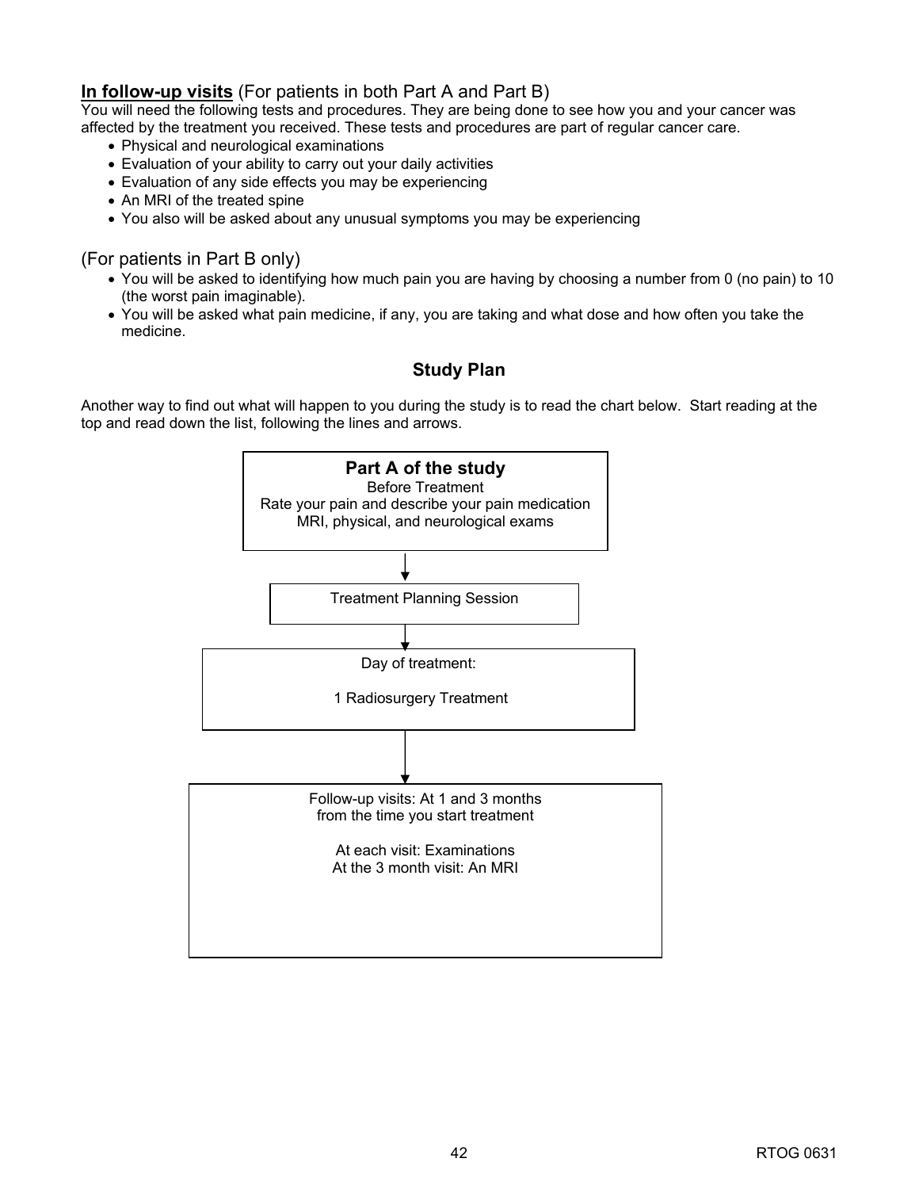**In follow-up visits** (For patients in both Part A and Part B)
You will need the following tests and procedures. They are being done to see how you and your cancer was affected by the treatment you received. These tests and procedures are part of regular cancer care.

- Physical and neurological examinations
- Evaluation of your ability to carry out your daily activities
- Evaluation of any side effects you may be experiencing
- An MRI of the treated spine
- You also will be asked about any unusual symptoms you may be experiencing

(For patients in Part B only)

- You will be asked to identifying how much pain you are having by choosing a number from 0 (no pain) to 10 (the worst pain imaginable).
- You will be asked what pain medicine, if any, you are taking and what dose and how often you take the medicine.

## Study Plan

Another way to find out what will happen to you during the study is to read the chart below. Start reading at the top and read down the list, following the lines and arrows.

**Part A of the study**
Before Treatment
Rate your pain and describe your pain medication
MRI, physical, and neurological exams

↓

Treatment Planning Session

↓

Day of treatment:

1 Radiosurgery Treatment

↓

Follow-up visits: At 1 and 3 months
from the time you start treatment

At each visit: Examinations
At the 3 month visit: An MRI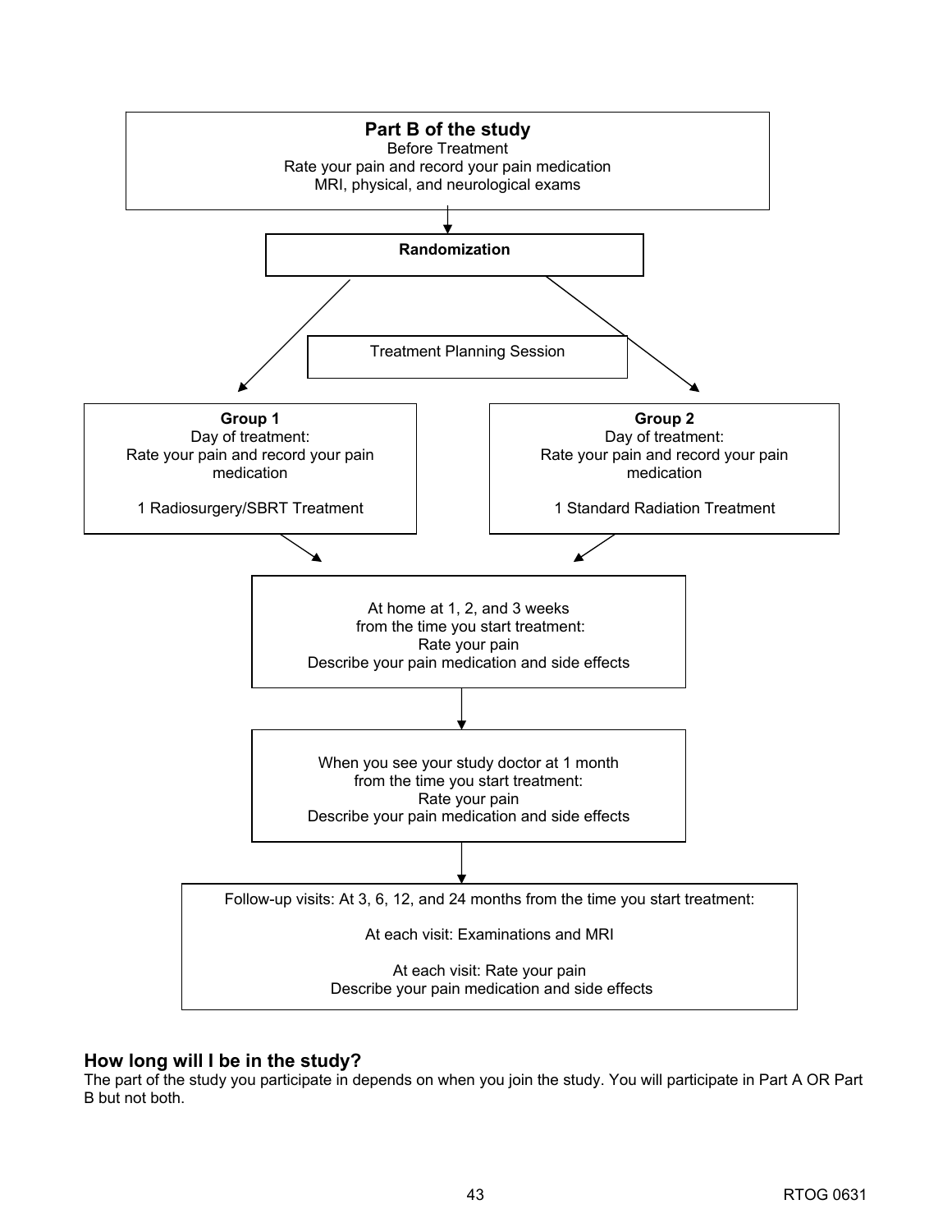**Part B of the study**

Before Treatment

Rate your pain and record your pain medication

MRI, physical, and neurological exams

↓

**Randomization**

Treatment Planning Session

**Group 1**

Day of treatment:

Rate your pain and record your pain medication

1 Radiosurgery/SBRT Treatment

**Group 2**

Day of treatment:

Rate your pain and record your pain medication

1 Standard Radiation Treatment

↓

At home at 1, 2, and 3 weeks from the time you start treatment:

Rate your pain

Describe your pain medication and side effects

↓

When you see your study doctor at 1 month from the time you start treatment:

Rate your pain

Describe your pain medication and side effects

↓

Follow-up visits: At 3, 6, 12, and 24 months from the time you start treatment:

At each visit: Examinations and MRI

At each visit: Rate your pain

Describe your pain medication and side effects

## How long will I be in the study?

The part of the study you participate in depends on when you join the study. You will participate in Part A OR Part B but not both.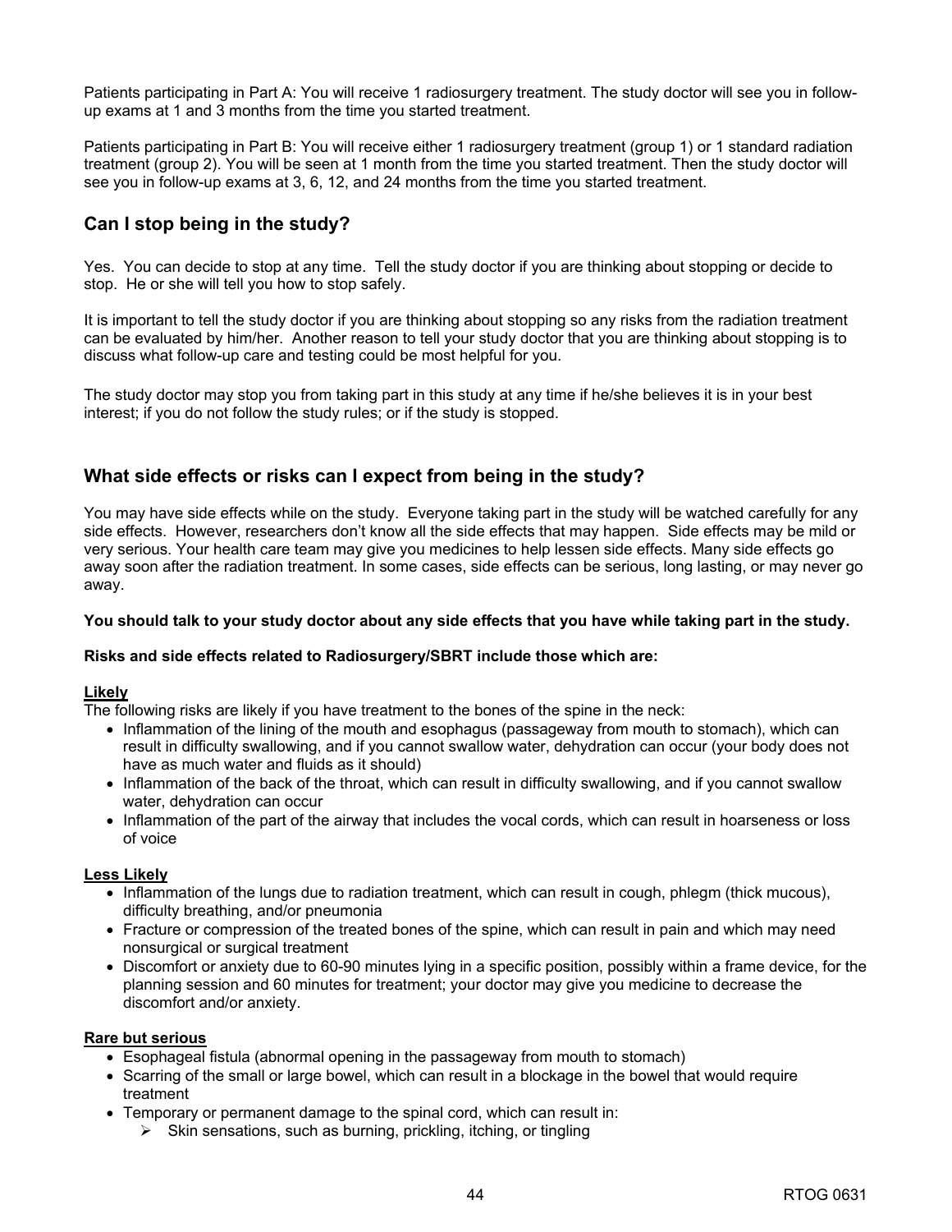Patients participating in Part A: You will receive 1 radiosurgery treatment. The study doctor will see you in follow-up exams at 1 and 3 months from the time you started treatment.

Patients participating in Part B: You will receive either 1 radiosurgery treatment (group 1) or 1 standard radiation treatment (group 2). You will be seen at 1 month from the time you started treatment. Then the study doctor will see you in follow-up exams at 3, 6, 12, and 24 months from the time you started treatment.

## Can I stop being in the study?

Yes. You can decide to stop at any time. Tell the study doctor if you are thinking about stopping or decide to stop. He or she will tell you how to stop safely.

It is important to tell the study doctor if you are thinking about stopping so any risks from the radiation treatment can be evaluated by him/her. Another reason to tell your study doctor that you are thinking about stopping is to discuss what follow-up care and testing could be most helpful for you.

The study doctor may stop you from taking part in this study at any time if he/she believes it is in your best interest; if you do not follow the study rules; or if the study is stopped.

## What side effects or risks can I expect from being in the study?

You may have side effects while on the study. Everyone taking part in the study will be watched carefully for any side effects. However, researchers don't know all the side effects that may happen. Side effects may be mild or very serious. Your health care team may give you medicines to help lessen side effects. Many side effects go away soon after the radiation treatment. In some cases, side effects can be serious, long lasting, or may never go away.

**You should talk to your study doctor about any side effects that you have while taking part in the study.**

**Risks and side effects related to Radiosurgery/SBRT include those which are:**

<u>**Likely**</u>
The following risks are likely if you have treatment to the bones of the spine in the neck:

- Inflammation of the lining of the mouth and esophagus (passageway from mouth to stomach), which can result in difficulty swallowing, and if you cannot swallow water, dehydration can occur (your body does not have as much water and fluids as it should)
- Inflammation of the back of the throat, which can result in difficulty swallowing, and if you cannot swallow water, dehydration can occur
- Inflammation of the part of the airway that includes the vocal cords, which can result in hoarseness or loss of voice

<u>**Less Likely**</u>

- Inflammation of the lungs due to radiation treatment, which can result in cough, phlegm (thick mucous), difficulty breathing, and/or pneumonia
- Fracture or compression of the treated bones of the spine, which can result in pain and which may need nonsurgical or surgical treatment
- Discomfort or anxiety due to 60-90 minutes lying in a specific position, possibly within a frame device, for the planning session and 60 minutes for treatment; your doctor may give you medicine to decrease the discomfort and/or anxiety.

<u>**Rare but serious**</u>

- Esophageal fistula (abnormal opening in the passageway from mouth to stomach)
- Scarring of the small or large bowel, which can result in a blockage in the bowel that would require treatment
- Temporary or permanent damage to the spinal cord, which can result in:
  - Skin sensations, such as burning, prickling, itching, or tingling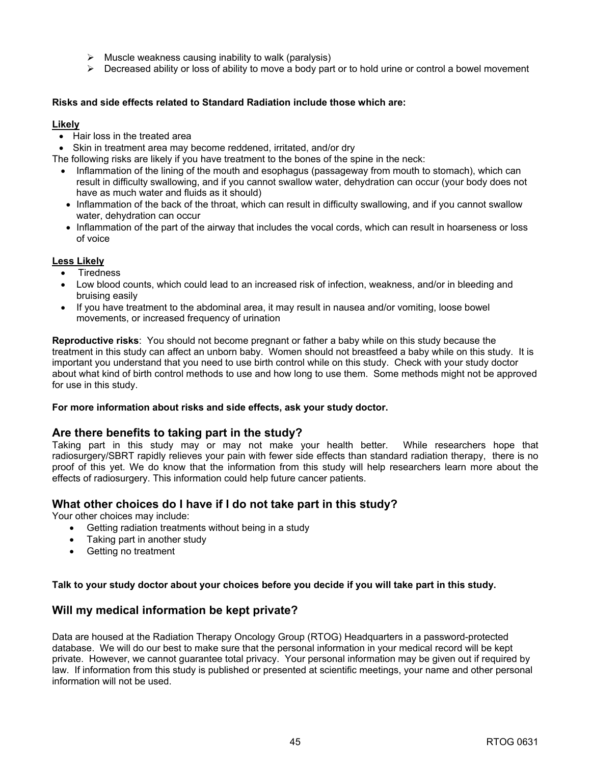- Muscle weakness causing inability to walk (paralysis)
- Decreased ability or loss of ability to move a body part or to hold urine or control a bowel movement

**Risks and side effects related to Standard Radiation include those which are:**

**Likely**

- Hair loss in the treated area
- Skin in treatment area may become reddened, irritated, and/or dry

The following risks are likely if you have treatment to the bones of the spine in the neck:

- Inflammation of the lining of the mouth and esophagus (passageway from mouth to stomach), which can result in difficulty swallowing, and if you cannot swallow water, dehydration can occur (your body does not have as much water and fluids as it should)
- Inflammation of the back of the throat, which can result in difficulty swallowing, and if you cannot swallow water, dehydration can occur
- Inflammation of the part of the airway that includes the vocal cords, which can result in hoarseness or loss of voice

**Less Likely**

- Tiredness
- Low blood counts, which could lead to an increased risk of infection, weakness, and/or in bleeding and bruising easily
- If you have treatment to the abdominal area, it may result in nausea and/or vomiting, loose bowel movements, or increased frequency of urination

**Reproductive risks**: You should not become pregnant or father a baby while on this study because the treatment in this study can affect an unborn baby. Women should not breastfeed a baby while on this study. It is important you understand that you need to use birth control while on this study. Check with your study doctor about what kind of birth control methods to use and how long to use them. Some methods might not be approved for use in this study.

**For more information about risks and side effects, ask your study doctor.**

## Are there benefits to taking part in the study?

Taking part in this study may or may not make your health better. While researchers hope that radiosurgery/SBRT rapidly relieves your pain with fewer side effects than standard radiation therapy, there is no proof of this yet. We do know that the information from this study will help researchers learn more about the effects of radiosurgery. This information could help future cancer patients.

## What other choices do I have if I do not take part in this study?

Your other choices may include:

- Getting radiation treatments without being in a study
- Taking part in another study
- Getting no treatment

**Talk to your study doctor about your choices before you decide if you will take part in this study.**

## Will my medical information be kept private?

Data are housed at the Radiation Therapy Oncology Group (RTOG) Headquarters in a password-protected database. We will do our best to make sure that the personal information in your medical record will be kept private. However, we cannot guarantee total privacy. Your personal information may be given out if required by law. If information from this study is published or presented at scientific meetings, your name and other personal information will not be used.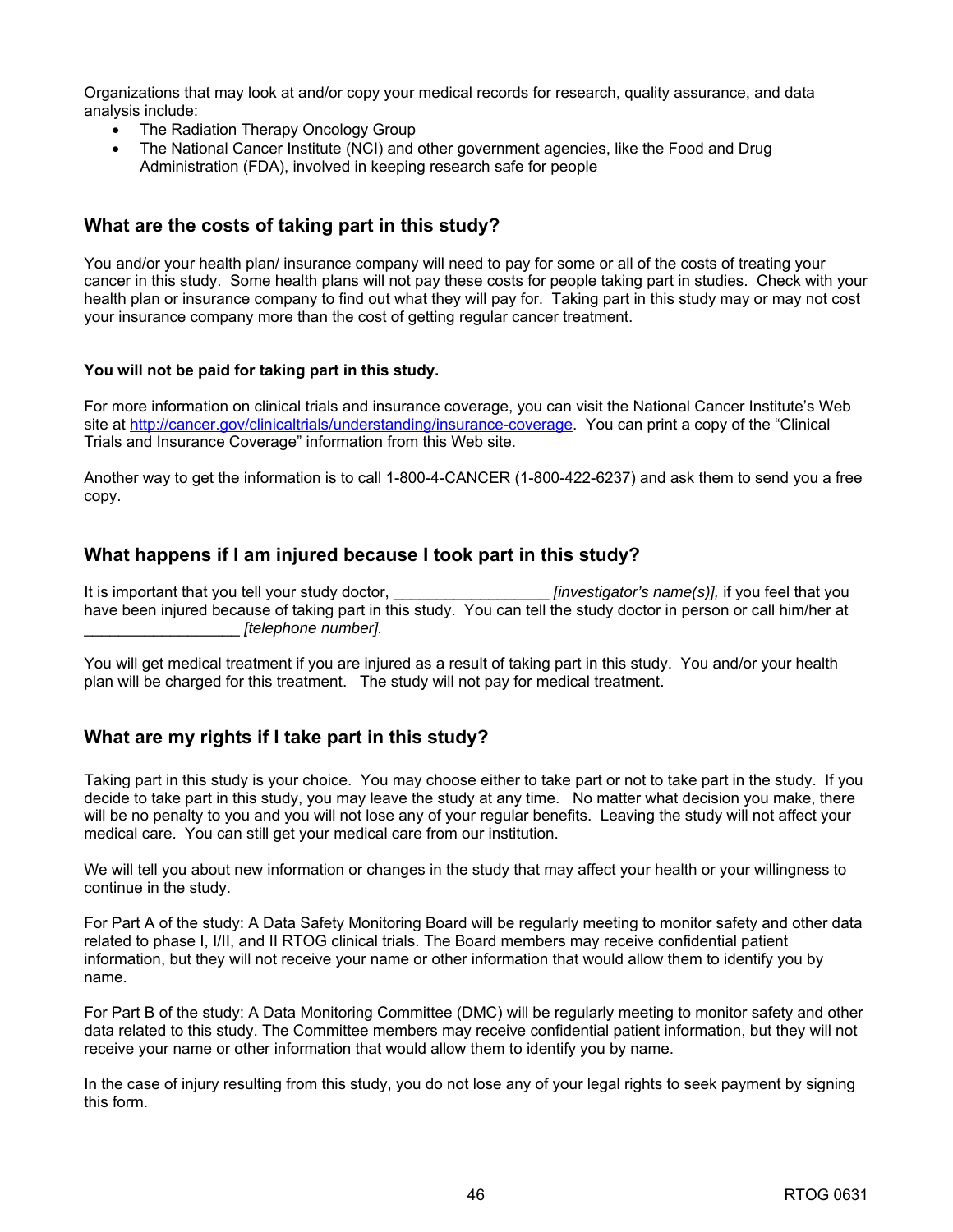Organizations that may look at and/or copy your medical records for research, quality assurance, and data analysis include:

- The Radiation Therapy Oncology Group
- The National Cancer Institute (NCI) and other government agencies, like the Food and Drug Administration (FDA), involved in keeping research safe for people

## What are the costs of taking part in this study?

You and/or your health plan/ insurance company will need to pay for some or all of the costs of treating your cancer in this study. Some health plans will not pay these costs for people taking part in studies. Check with your health plan or insurance company to find out what they will pay for. Taking part in this study may or may not cost your insurance company more than the cost of getting regular cancer treatment.

**You will not be paid for taking part in this study.**

For more information on clinical trials and insurance coverage, you can visit the National Cancer Institute's Web site at http://cancer.gov/clinicaltrials/understanding/insurance-coverage. You can print a copy of the "Clinical Trials and Insurance Coverage" information from this Web site.

Another way to get the information is to call 1-800-4-CANCER (1-800-422-6237) and ask them to send you a free copy.

## What happens if I am injured because I took part in this study?

It is important that you tell your study doctor, __________________ *[investigator's name(s)],* if you feel that you have been injured because of taking part in this study. You can tell the study doctor in person or call him/her at __________________ *[telephone number].*

You will get medical treatment if you are injured as a result of taking part in this study. You and/or your health plan will be charged for this treatment. The study will not pay for medical treatment.

## What are my rights if I take part in this study?

Taking part in this study is your choice. You may choose either to take part or not to take part in the study. If you decide to take part in this study, you may leave the study at any time. No matter what decision you make, there will be no penalty to you and you will not lose any of your regular benefits. Leaving the study will not affect your medical care. You can still get your medical care from our institution.

We will tell you about new information or changes in the study that may affect your health or your willingness to continue in the study.

For Part A of the study: A Data Safety Monitoring Board will be regularly meeting to monitor safety and other data related to phase I, I/II, and II RTOG clinical trials. The Board members may receive confidential patient information, but they will not receive your name or other information that would allow them to identify you by name.

For Part B of the study: A Data Monitoring Committee (DMC) will be regularly meeting to monitor safety and other data related to this study. The Committee members may receive confidential patient information, but they will not receive your name or other information that would allow them to identify you by name.

In the case of injury resulting from this study, you do not lose any of your legal rights to seek payment by signing this form.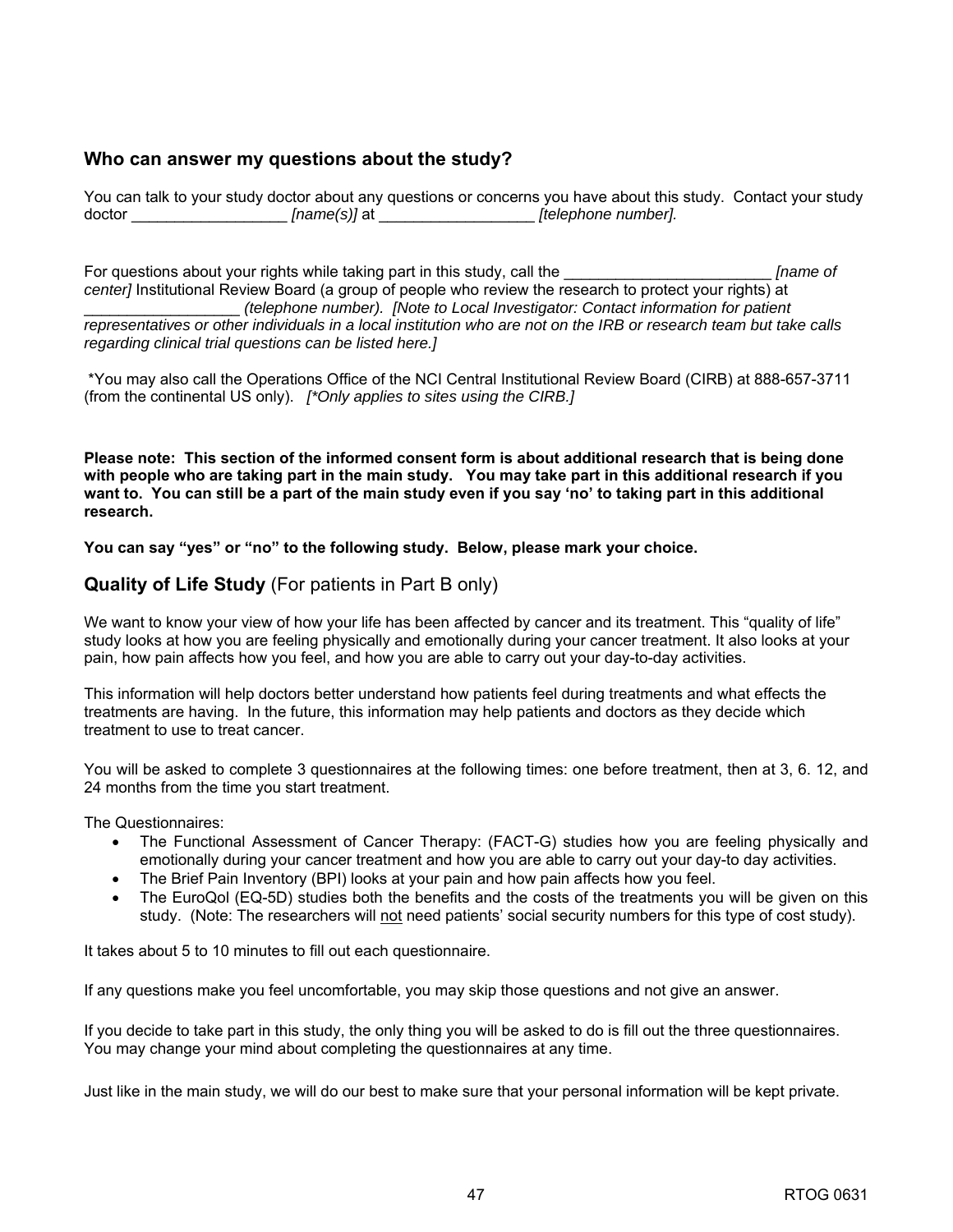## Who can answer my questions about the study?

You can talk to your study doctor about any questions or concerns you have about this study. Contact your study doctor __________________ *[name(s)]* at __________________ *[telephone number].*

For questions about your rights while taking part in this study, call the ________________________ *[name of center]* Institutional Review Board (a group of people who review the research to protect your rights) at __________________ *(telephone number). [Note to Local Investigator: Contact information for patient representatives or other individuals in a local institution who are not on the IRB or research team but take calls regarding clinical trial questions can be listed here.]*

*You may also call the Operations Office of the NCI Central Institutional Review Board (CIRB) at 888-657-3711 (from the continental US only). *[*Only applies to sites using the CIRB.]*

**Please note: This section of the informed consent form is about additional research that is being done with people who are taking part in the main study. You may take part in this additional research if you want to. You can still be a part of the main study even if you say 'no' to taking part in this additional research.**

**You can say "yes" or "no" to the following study. Below, please mark your choice.**

## **Quality of Life Study** (For patients in Part B only)

We want to know your view of how your life has been affected by cancer and its treatment. This "quality of life" study looks at how you are feeling physically and emotionally during your cancer treatment. It also looks at your pain, how pain affects how you feel, and how you are able to carry out your day-to-day activities.

This information will help doctors better understand how patients feel during treatments and what effects the treatments are having. In the future, this information may help patients and doctors as they decide which treatment to use to treat cancer.

You will be asked to complete 3 questionnaires at the following times: one before treatment, then at 3, 6. 12, and 24 months from the time you start treatment.

The Questionnaires:

- The Functional Assessment of Cancer Therapy: (FACT-G) studies how you are feeling physically and emotionally during your cancer treatment and how you are able to carry out your day-to day activities.
- The Brief Pain Inventory (BPI) looks at your pain and how pain affects how you feel.
- The EuroQol (EQ-5D) studies both the benefits and the costs of the treatments you will be given on this study. (Note: The researchers will <u>not</u> need patients' social security numbers for this type of cost study).

It takes about 5 to 10 minutes to fill out each questionnaire.

If any questions make you feel uncomfortable, you may skip those questions and not give an answer.

If you decide to take part in this study, the only thing you will be asked to do is fill out the three questionnaires. You may change your mind about completing the questionnaires at any time.

Just like in the main study, we will do our best to make sure that your personal information will be kept private.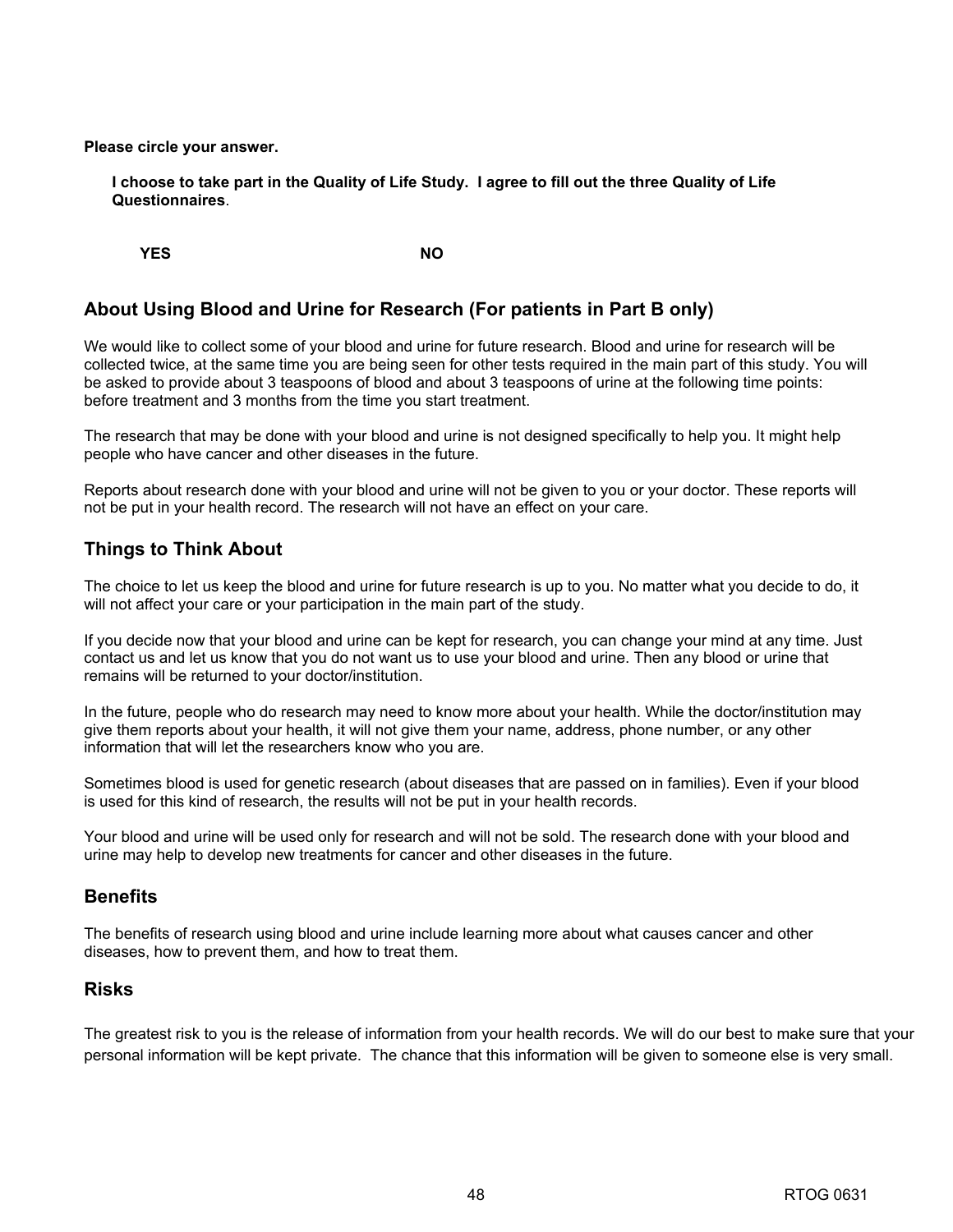**Please circle your answer.**

**I choose to take part in the Quality of Life Study. I agree to fill out the three Quality of Life Questionnaires**.

**YES** **NO**

## About Using Blood and Urine for Research (For patients in Part B only)

We would like to collect some of your blood and urine for future research. Blood and urine for research will be collected twice, at the same time you are being seen for other tests required in the main part of this study. You will be asked to provide about 3 teaspoons of blood and about 3 teaspoons of urine at the following time points: before treatment and 3 months from the time you start treatment.

The research that may be done with your blood and urine is not designed specifically to help you. It might help people who have cancer and other diseases in the future.

Reports about research done with your blood and urine will not be given to you or your doctor. These reports will not be put in your health record. The research will not have an effect on your care.

## Things to Think About

The choice to let us keep the blood and urine for future research is up to you. No matter what you decide to do, it will not affect your care or your participation in the main part of the study.

If you decide now that your blood and urine can be kept for research, you can change your mind at any time. Just contact us and let us know that you do not want us to use your blood and urine. Then any blood or urine that remains will be returned to your doctor/institution.

In the future, people who do research may need to know more about your health. While the doctor/institution may give them reports about your health, it will not give them your name, address, phone number, or any other information that will let the researchers know who you are.

Sometimes blood is used for genetic research (about diseases that are passed on in families). Even if your blood is used for this kind of research, the results will not be put in your health records.

Your blood and urine will be used only for research and will not be sold. The research done with your blood and urine may help to develop new treatments for cancer and other diseases in the future.

## Benefits

The benefits of research using blood and urine include learning more about what causes cancer and other diseases, how to prevent them, and how to treat them.

## Risks

The greatest risk to you is the release of information from your health records. We will do our best to make sure that your personal information will be kept private. The chance that this information will be given to someone else is very small.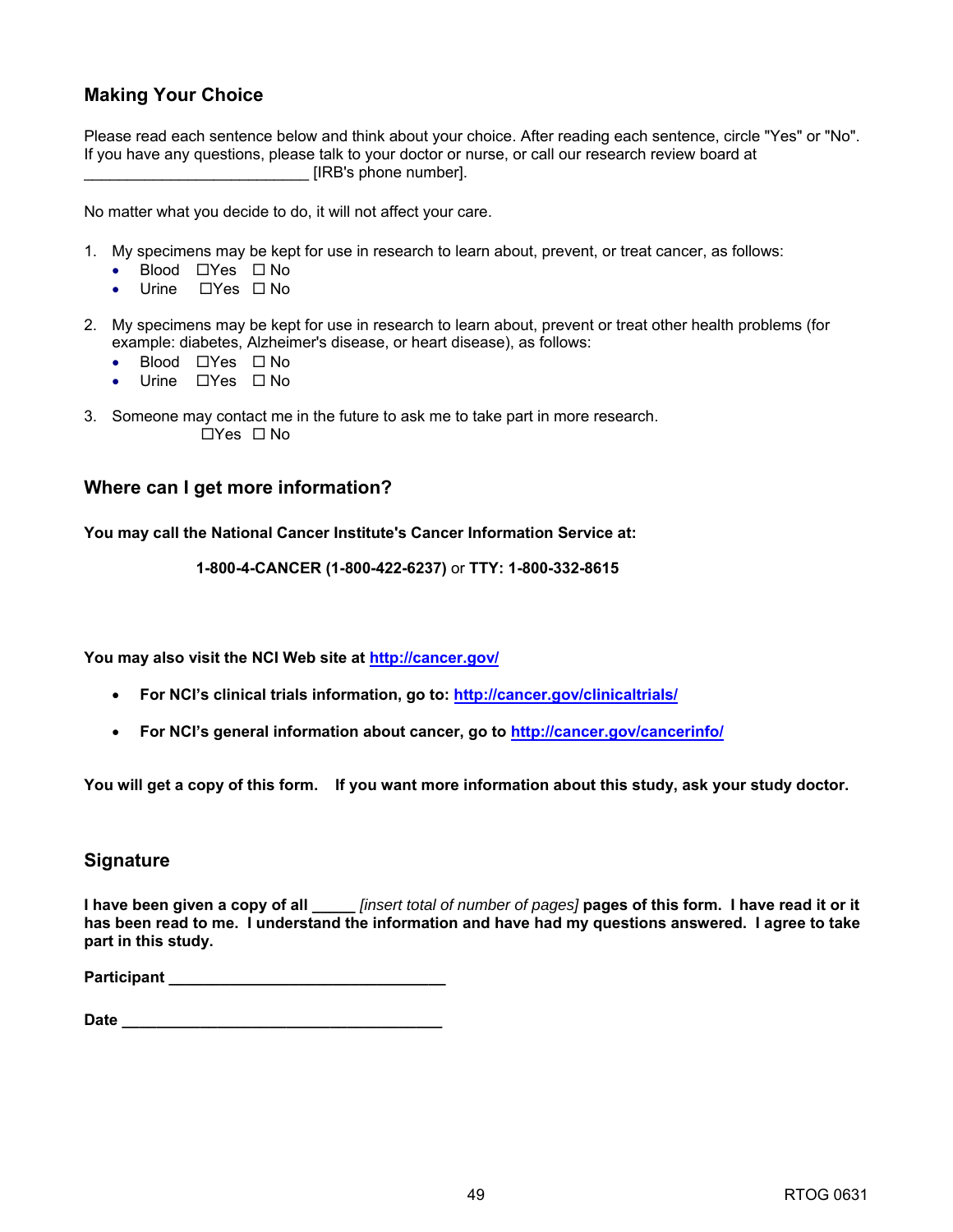## Making Your Choice

Please read each sentence below and think about your choice. After reading each sentence, circle "Yes" or "No". If you have any questions, please talk to your doctor or nurse, or call our research review board at ___________________________ [IRB's phone number].

No matter what you decide to do, it will not affect your care.

1. My specimens may be kept for use in research to learn about, prevent, or treat cancer, as follows:
   - Blood ☐Yes ☐ No
   - Urine ☐Yes ☐ No

2. My specimens may be kept for use in research to learn about, prevent or treat other health problems (for example: diabetes, Alzheimer's disease, or heart disease), as follows:
   - Blood ☐Yes ☐ No
   - Urine ☐Yes ☐ No

3. Someone may contact me in the future to ask me to take part in more research.
   ☐Yes ☐ No

## Where can I get more information?

**You may call the National Cancer Institute's Cancer Information Service at:**

**1-800-4-CANCER (1-800-422-6237)** or **TTY: 1-800-332-8615**

**You may also visit the NCI Web site at [http://cancer.gov/](http://cancer.gov/)**

- **For NCI's clinical trials information, go to: [http://cancer.gov/clinicaltrials/](http://cancer.gov/clinicaltrials/)**
- **For NCI's general information about cancer, go to [http://cancer.gov/cancerinfo/](http://cancer.gov/cancerinfo/)**

**You will get a copy of this form. If you want more information about this study, ask your study doctor.**

## Signature

**I have been given a copy of all _____** *[insert total of number of pages]* **pages of this form. I have read it or it has been read to me. I understand the information and have had my questions answered. I agree to take part in this study.**

**Participant ________________________________**

**Date ______________________________________**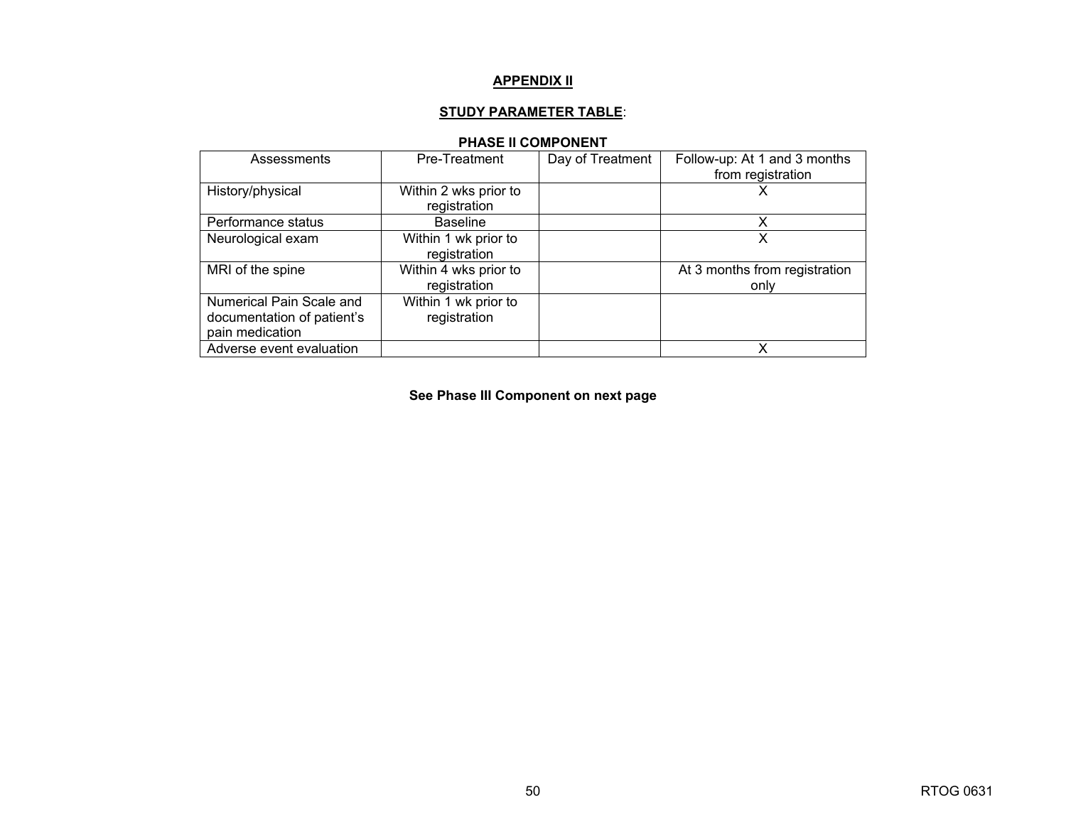## APPENDIX II

### STUDY PARAMETER TABLE:

**PHASE II COMPONENT**

| Assessments | Pre-Treatment | Day of Treatment | Follow-up: At 1 and 3 months from registration |
|---|---|---|---|
| History/physical | Within 2 wks prior to registration | | X |
| Performance status | Baseline | | X |
| Neurological exam | Within 1 wk prior to registration | | X |
| MRI of the spine | Within 4 wks prior to registration | | At 3 months from registration only |
| Numerical Pain Scale and documentation of patient's pain medication | Within 1 wk prior to registration | | |
| Adverse event evaluation | | | X |

**See Phase III Component on next page**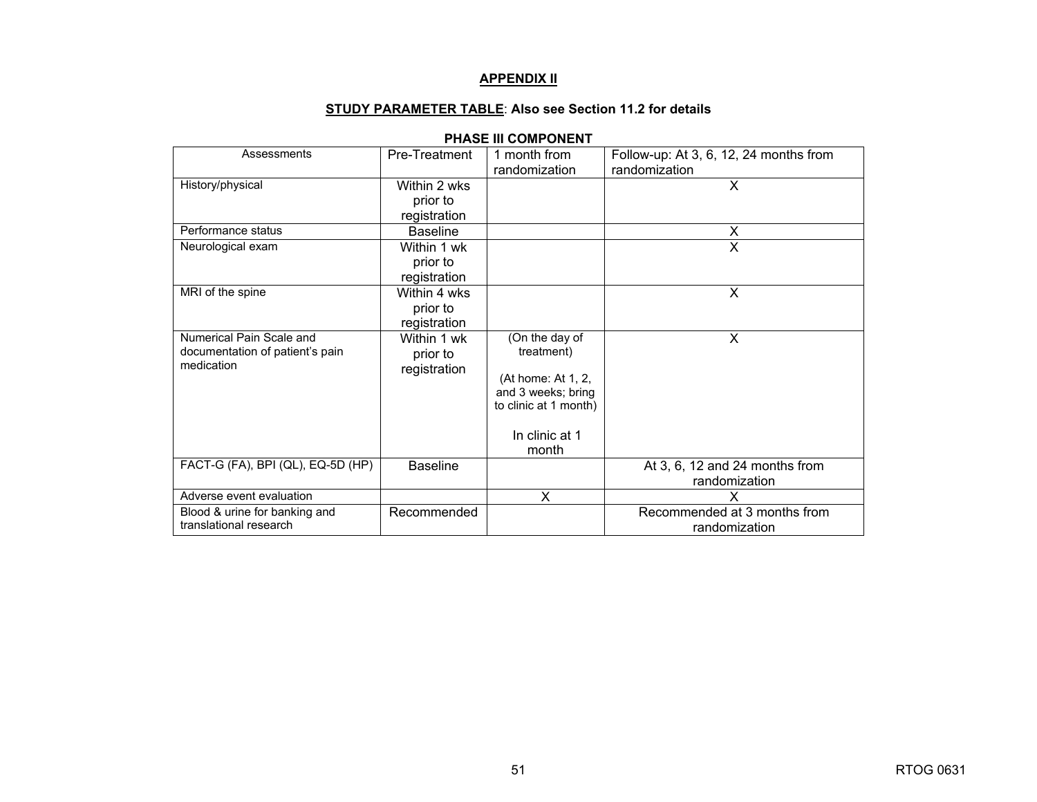## APPENDIX II

### STUDY PARAMETER TABLE: Also see Section 11.2 for details

**PHASE III COMPONENT**

| Assessments | Pre-Treatment | 1 month from randomization | Follow-up: At 3, 6, 12, 24 months from randomization |
|---|---|---|---|
| History/physical | Within 2 wks prior to registration | | X |
| Performance status | Baseline | | X |
| Neurological exam | Within 1 wk prior to registration | | X |
| MRI of the spine | Within 4 wks prior to registration | | X |
| Numerical Pain Scale and documentation of patient's pain medication | Within 1 wk prior to registration | (On the day of treatment)<br><br>(At home: At 1, 2, and 3 weeks; bring to clinic at 1 month)<br><br>In clinic at 1 month | X |
| FACT-G (FA), BPI (QL), EQ-5D (HP) | Baseline | | At 3, 6, 12 and 24 months from randomization |
| Adverse event evaluation | | X | X |
| Blood & urine for banking and translational research | Recommended | | Recommended at 3 months from randomization |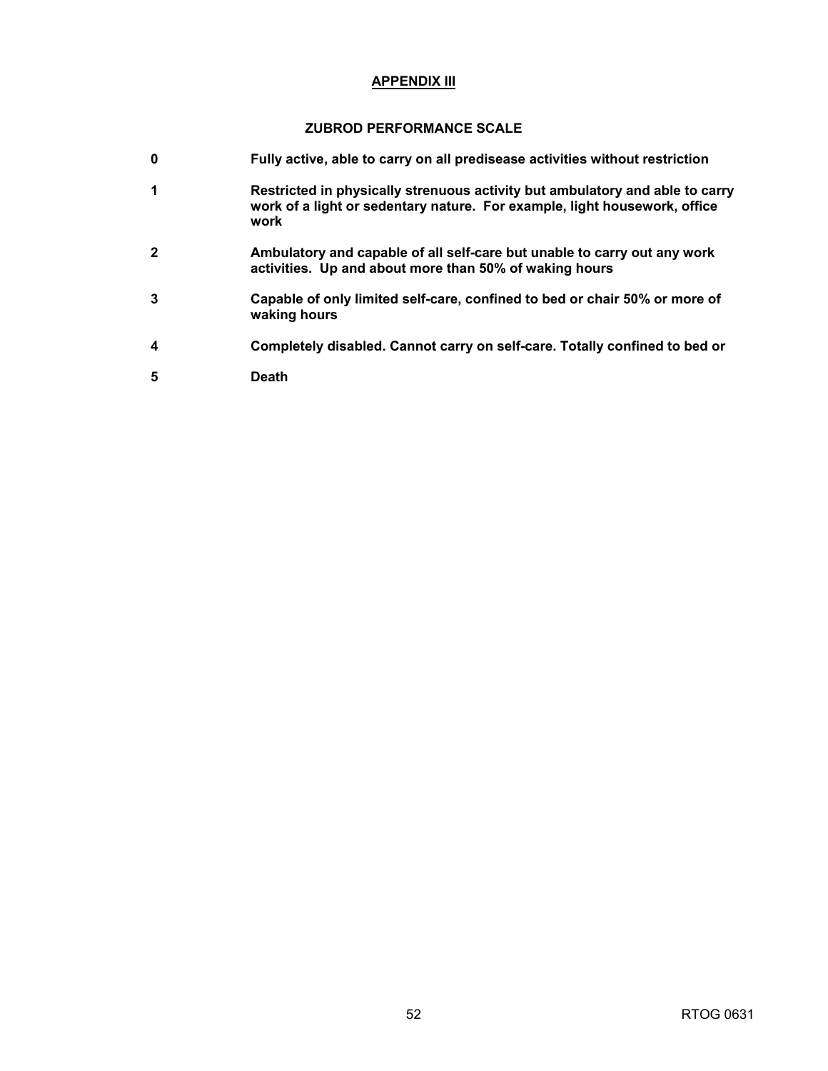## APPENDIX III

### ZUBROD PERFORMANCE SCALE

| | |
|---|---|
| **0** | **Fully active, able to carry on all predisease activities without restriction** |
| **1** | **Restricted in physically strenuous activity but ambulatory and able to carry work of a light or sedentary nature. For example, light housework, office work** |
| **2** | **Ambulatory and capable of all self-care but unable to carry out any work activities. Up and about more than 50% of waking hours** |
| **3** | **Capable of only limited self-care, confined to bed or chair 50% or more of waking hours** |
| **4** | **Completely disabled. Cannot carry on self-care. Totally confined to bed or** |
| **5** | **Death** |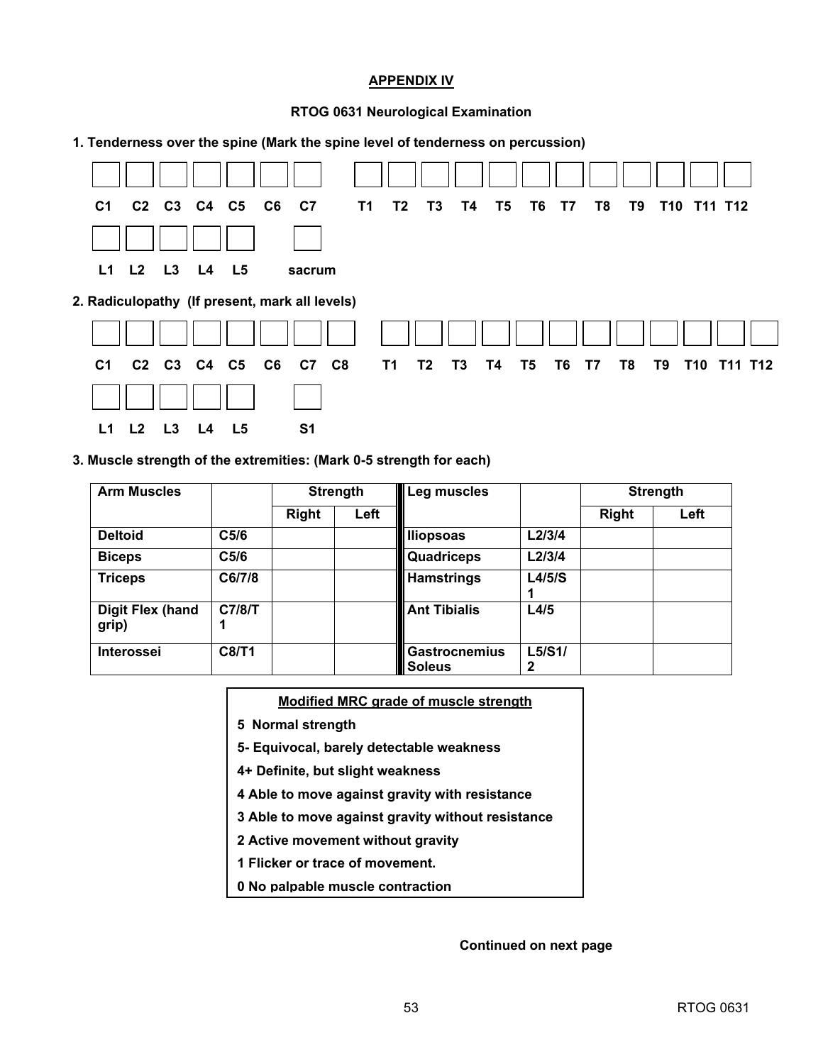**APPENDIX IV**

**RTOG 0631 Neurological Examination**

**1. Tenderness over the spine (Mark the spine level of tenderness on percussion)**

| C1 | C2 | C3 | C4 | C5 | C6 | C7 | T1 | T2 | T3 | T4 | T5 | T6 | T7 | T8 | T9 | T10 | T11 | T12 |
|---|---|---|---|---|---|---|---|---|---|---|---|---|---|---|---|---|---|---|
| | | | | | | | | | | | | | | | | | | |

| L1 | L2 | L3 | L4 | L5 | sacrum |
|---|---|---|---|---|---|
| | | | | | |

**2. Radiculopathy (If present, mark all levels)**

| C1 | C2 | C3 | C4 | C5 | C6 | C7 | C8 | T1 | T2 | T3 | T4 | T5 | T6 | T7 | T8 | T9 | T10 | T11 | T12 |
|---|---|---|---|---|---|---|---|---|---|---|---|---|---|---|---|---|---|---|---|
| | | | | | | | | | | | | | | | | | | | |

| L1 | L2 | L3 | L4 | L5 | S1 |
|---|---|---|---|---|---|
| | | | | | |

**3. Muscle strength of the extremities: (Mark 0-5 strength for each)**

| Arm Muscles | | Strength | | Leg muscles | | Strength | |
|---|---|---|---|---|---|---|---|
| | | Right | Left | | | Right | Left |
| **Deltoid** | C5/6 | | | **Iliopsoas** | L2/3/4 | | |
| **Biceps** | C5/6 | | | **Quadriceps** | L2/3/4 | | |
| **Triceps** | C6/7/8 | | | **Hamstrings** | L4/5/S1 | | |
| **Digit Flex (hand grip)** | C7/8/T1 | | | **Ant Tibialis** | L4/5 | | |
| **Interossei** | C8/T1 | | | **Gastrocnemius Soleus** | L5/S1/2 | | |

**Modified MRC grade of muscle strength**

**5 Normal strength**

**5- Equivocal, barely detectable weakness**

**4+ Definite, but slight weakness**

**4 Able to move against gravity with resistance**

**3 Able to move against gravity without resistance**

**2 Active movement without gravity**

**1 Flicker or trace of movement.**

**0 No palpable muscle contraction**

**Continued on next page**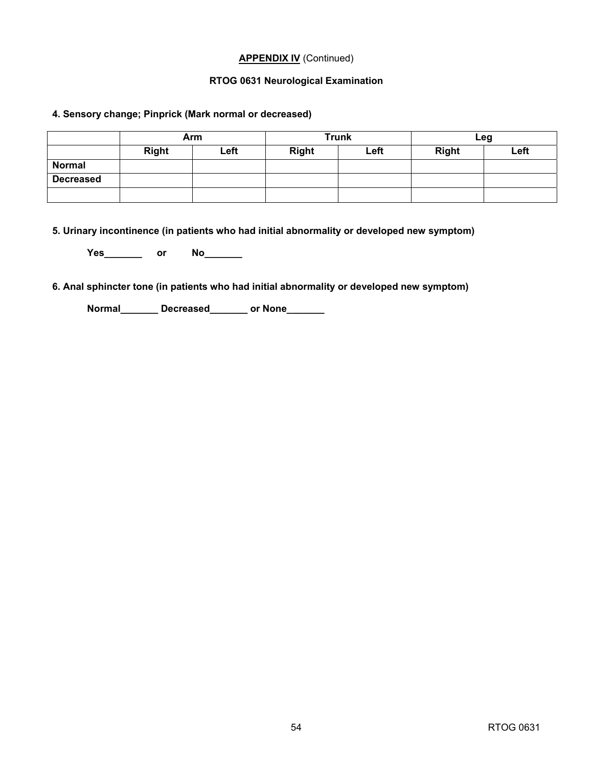**APPENDIX IV** (Continued)

**RTOG 0631 Neurological Examination**

**4. Sensory change; Pinprick (Mark normal or decreased)**

| | Arm | | Trunk | | Leg | |
|---|---|---|---|---|---|---|
| | **Right** | **Left** | **Right** | **Left** | **Right** | **Left** |
| **Normal** | | | | | | |
| **Decreased** | | | | | | |
| | | | | | | |

**5. Urinary incontinence (in patients who had initial abnormality or developed new symptom)**

**Yes_______ or No_______**

**6. Anal sphincter tone (in patients who had initial abnormality or developed new symptom)**

**Normal_______ Decreased_______ or None_______**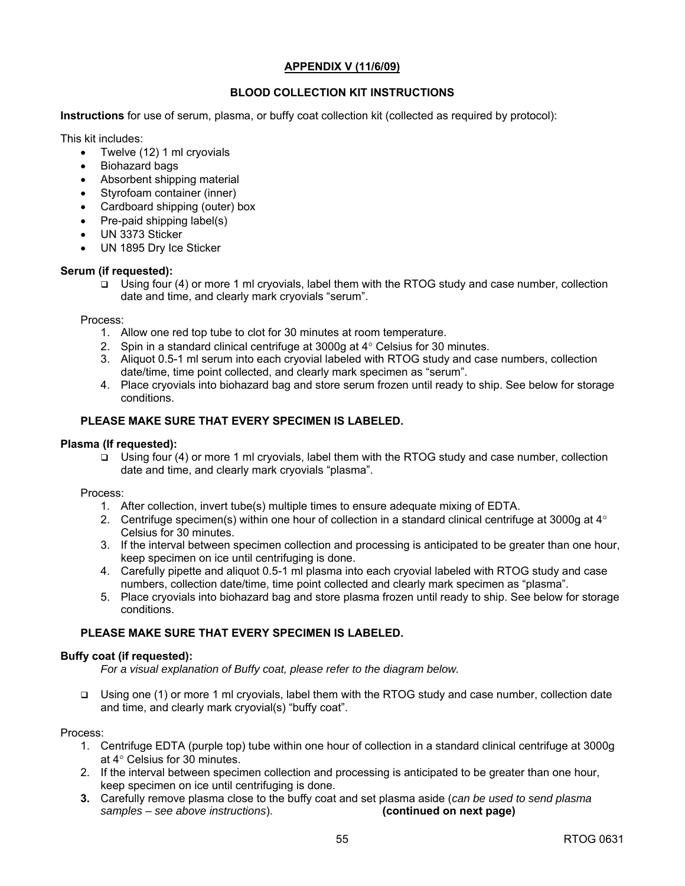## APPENDIX V (11/6/09)

## BLOOD COLLECTION KIT INSTRUCTIONS

**Instructions** for use of serum, plasma, or buffy coat collection kit (collected as required by protocol):

This kit includes:

- Twelve (12) 1 ml cryovials
- Biohazard bags
- Absorbent shipping material
- Styrofoam container (inner)
- Cardboard shipping (outer) box
- Pre-paid shipping label(s)
- UN 3373 Sticker
- UN 1895 Dry Ice Sticker

**Serum (if requested):**

- ❑ Using four (4) or more 1 ml cryovials, label them with the RTOG study and case number, collection date and time, and clearly mark cryovials "serum".

Process:

1. Allow one red top tube to clot for 30 minutes at room temperature.
2. Spin in a standard clinical centrifuge at 3000g at 4° Celsius for 30 minutes.
3. Aliquot 0.5-1 ml serum into each cryovial labeled with RTOG study and case numbers, collection date/time, time point collected, and clearly mark specimen as "serum".
4. Place cryovials into biohazard bag and store serum frozen until ready to ship. See below for storage conditions.

**PLEASE MAKE SURE THAT EVERY SPECIMEN IS LABELED.**

**Plasma (If requested):**

- ❑ Using four (4) or more 1 ml cryovials, label them with the RTOG study and case number, collection date and time, and clearly mark cryovials "plasma".

Process:

1. After collection, invert tube(s) multiple times to ensure adequate mixing of EDTA.
2. Centrifuge specimen(s) within one hour of collection in a standard clinical centrifuge at 3000g at 4° Celsius for 30 minutes.
3. If the interval between specimen collection and processing is anticipated to be greater than one hour, keep specimen on ice until centrifuging is done.
4. Carefully pipette and aliquot 0.5-1 ml plasma into each cryovial labeled with RTOG study and case numbers, collection date/time, time point collected and clearly mark specimen as "plasma".
5. Place cryovials into biohazard bag and store plasma frozen until ready to ship. See below for storage conditions.

**PLEASE MAKE SURE THAT EVERY SPECIMEN IS LABELED.**

**Buffy coat (if requested):**

*For a visual explanation of Buffy coat, please refer to the diagram below.*

- ❑ Using one (1) or more 1 ml cryovials, label them with the RTOG study and case number, collection date and time, and clearly mark cryovial(s) "buffy coat".

Process:

1. Centrifuge EDTA (purple top) tube within one hour of collection in a standard clinical centrifuge at 3000g at 4° Celsius for 30 minutes.
2. If the interval between specimen collection and processing is anticipated to be greater than one hour, keep specimen on ice until centrifuging is done.
3. Carefully remove plasma close to the buffy coat and set plasma aside (*can be used to send plasma samples – see above instructions*). **(continued on next page)**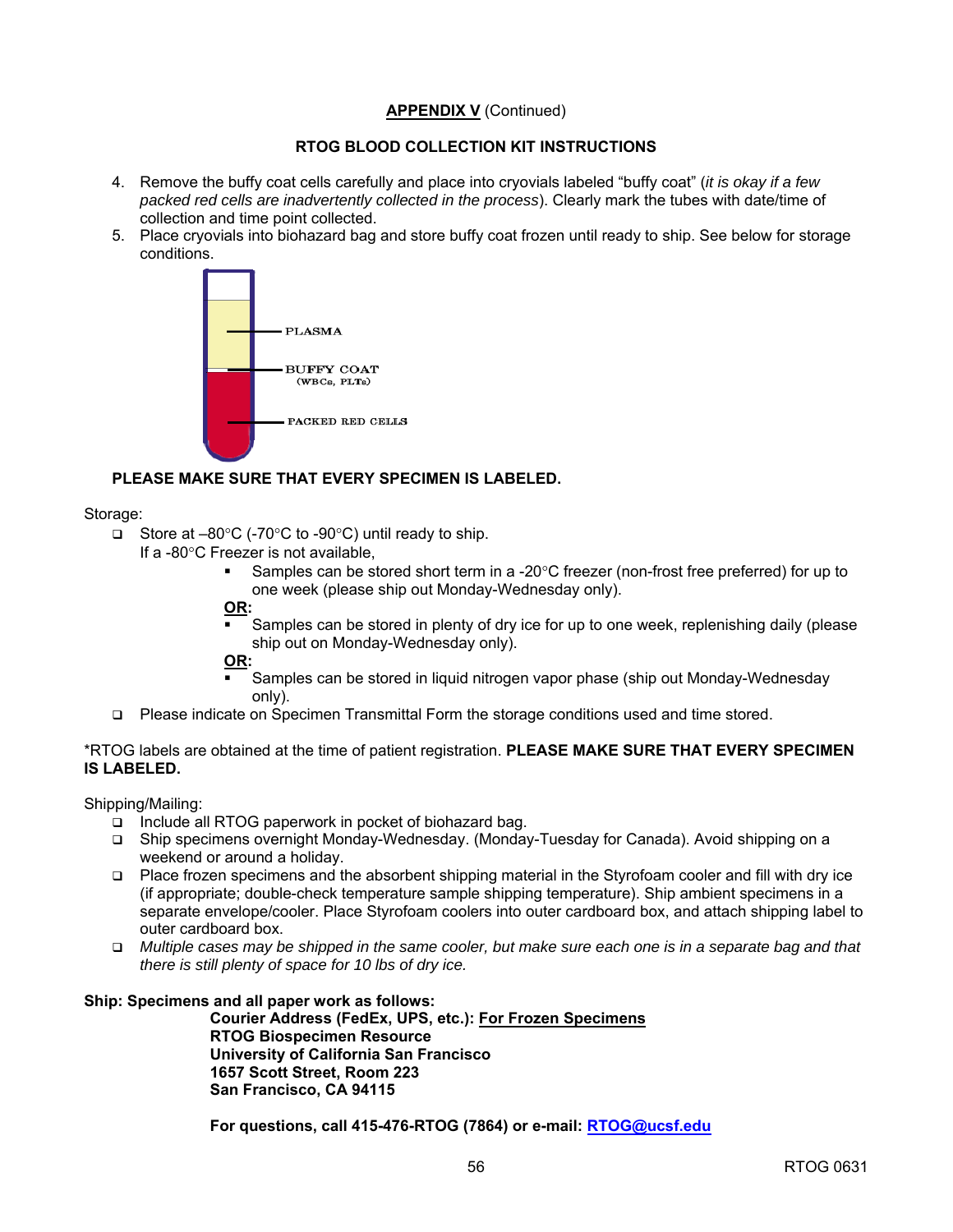**APPENDIX V** (Continued)

**RTOG BLOOD COLLECTION KIT INSTRUCTIONS**

4. Remove the buffy coat cells carefully and place into cryovials labeled "buffy coat" (*it is okay if a few packed red cells are inadvertently collected in the process*). Clearly mark the tubes with date/time of collection and time point collected.
5. Place cryovials into biohazard bag and store buffy coat frozen until ready to ship. See below for storage conditions.

PLASMA

BUFFY COAT (WBCs, PLTs)

PACKED RED CELLS

**PLEASE MAKE SURE THAT EVERY SPECIMEN IS LABELED.**

Storage:

- Store at –80°C (-70°C to -90°C) until ready to ship.
  If a -80°C Freezer is not available,
  - Samples can be stored short term in a -20°C freezer (non-frost free preferred) for up to one week (please ship out Monday-Wednesday only).

  **OR:**
  - Samples can be stored in plenty of dry ice for up to one week, replenishing daily (please ship out on Monday-Wednesday only).

  **OR:**
  - Samples can be stored in liquid nitrogen vapor phase (ship out Monday-Wednesday only).
- Please indicate on Specimen Transmittal Form the storage conditions used and time stored.

*RTOG labels are obtained at the time of patient registration. **PLEASE MAKE SURE THAT EVERY SPECIMEN IS LABELED.**

Shipping/Mailing:

- Include all RTOG paperwork in pocket of biohazard bag.
- Ship specimens overnight Monday-Wednesday. (Monday-Tuesday for Canada). Avoid shipping on a weekend or around a holiday.
- Place frozen specimens and the absorbent shipping material in the Styrofoam cooler and fill with dry ice (if appropriate; double-check temperature sample shipping temperature). Ship ambient specimens in a separate envelope/cooler. Place Styrofoam coolers into outer cardboard box, and attach shipping label to outer cardboard box.
- *Multiple cases may be shipped in the same cooler, but make sure each one is in a separate bag and that there is still plenty of space for 10 lbs of dry ice.*

**Ship: Specimens and all paper work as follows:**

**Courier Address (FedEx, UPS, etc.): For Frozen Specimens**
**RTOG Biospecimen Resource**
**University of California San Francisco**
**1657 Scott Street, Room 223**
**San Francisco, CA 94115**

**For questions, call 415-476-RTOG (7864) or e-mail: RTOG@ucsf.edu**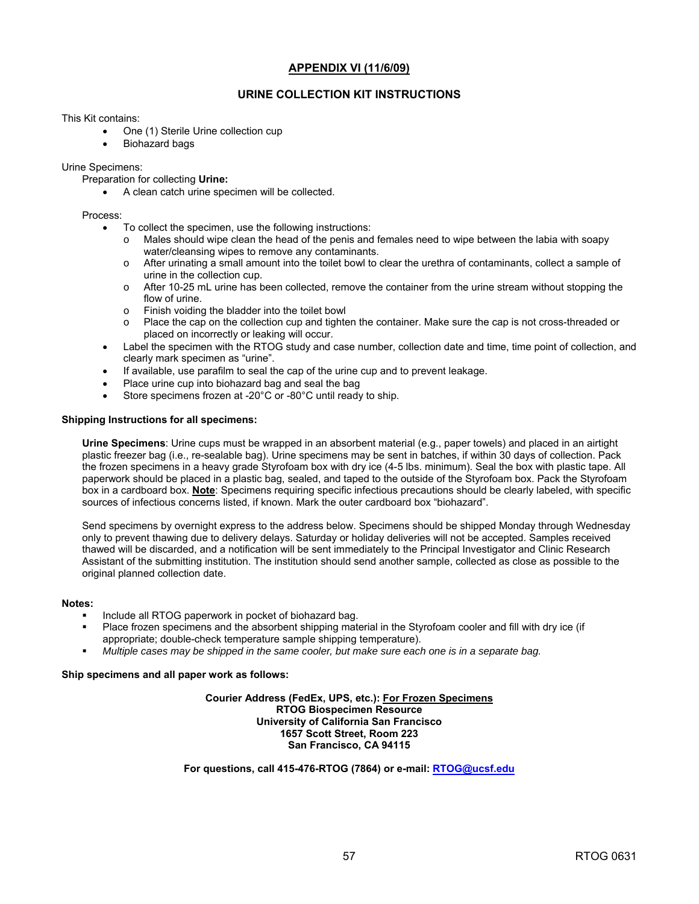## APPENDIX VI (11/6/09)

## URINE COLLECTION KIT INSTRUCTIONS

This Kit contains:

- One (1) Sterile Urine collection cup
- Biohazard bags

Urine Specimens:

Preparation for collecting **Urine:**

- A clean catch urine specimen will be collected.

Process:

- To collect the specimen, use the following instructions:
  - Males should wipe clean the head of the penis and females need to wipe between the labia with soapy water/cleansing wipes to remove any contaminants.
  - After urinating a small amount into the toilet bowl to clear the urethra of contaminants, collect a sample of urine in the collection cup.
  - After 10-25 mL urine has been collected, remove the container from the urine stream without stopping the flow of urine.
  - Finish voiding the bladder into the toilet bowl
  - Place the cap on the collection cup and tighten the container. Make sure the cap is not cross-threaded or placed on incorrectly or leaking will occur.
- Label the specimen with the RTOG study and case number, collection date and time, time point of collection, and clearly mark specimen as "urine".
- If available, use parafilm to seal the cap of the urine cup and to prevent leakage.
- Place urine cup into biohazard bag and seal the bag
- Store specimens frozen at -20°C or -80°C until ready to ship.

**Shipping Instructions for all specimens:**

**Urine Specimens**: Urine cups must be wrapped in an absorbent material (e.g., paper towels) and placed in an airtight plastic freezer bag (i.e., re-sealable bag). Urine specimens may be sent in batches, if within 30 days of collection. Pack the frozen specimens in a heavy grade Styrofoam box with dry ice (4-5 lbs. minimum). Seal the box with plastic tape. All paperwork should be placed in a plastic bag, sealed, and taped to the outside of the Styrofoam box. Pack the Styrofoam box in a cardboard box. **Note**: Specimens requiring specific infectious precautions should be clearly labeled, with specific sources of infectious concerns listed, if known. Mark the outer cardboard box "biohazard".

Send specimens by overnight express to the address below. Specimens should be shipped Monday through Wednesday only to prevent thawing due to delivery delays. Saturday or holiday deliveries will not be accepted. Samples received thawed will be discarded, and a notification will be sent immediately to the Principal Investigator and Clinic Research Assistant of the submitting institution. The institution should send another sample, collected as close as possible to the original planned collection date.

**Notes:**

- Include all RTOG paperwork in pocket of biohazard bag.
- Place frozen specimens and the absorbent shipping material in the Styrofoam cooler and fill with dry ice (if appropriate; double-check temperature sample shipping temperature).
- *Multiple cases may be shipped in the same cooler, but make sure each one is in a separate bag.*

**Ship specimens and all paper work as follows:**

**Courier Address (FedEx, UPS, etc.): For Frozen Specimens**
**RTOG Biospecimen Resource**
**University of California San Francisco**
**1657 Scott Street, Room 223**
**San Francisco, CA 94115**

**For questions, call 415-476-RTOG (7864) or e-mail: RTOG@ucsf.edu**